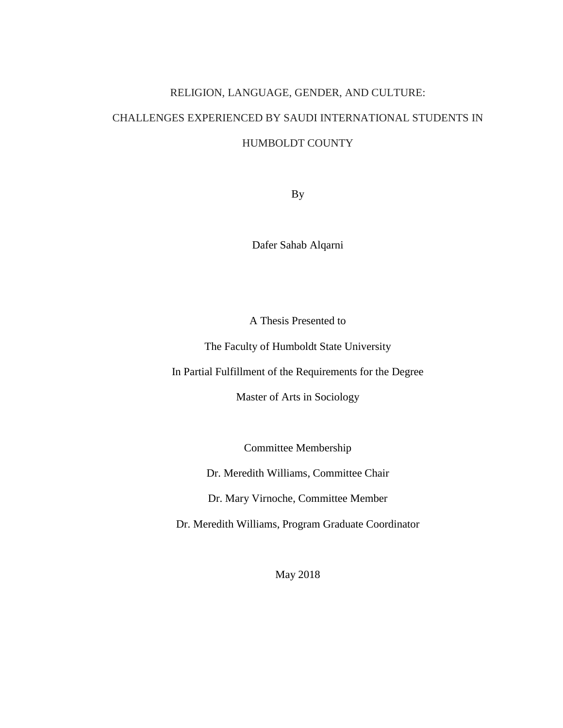# RELIGION, LANGUAGE, GENDER, AND CULTURE: CHALLENGES EXPERIENCED BY SAUDI INTERNATIONAL STUDENTS IN HUMBOLDT COUNTY

By

Dafer Sahab Alqarni

A Thesis Presented to

The Faculty of Humboldt State University

In Partial Fulfillment of the Requirements for the Degree

Master of Arts in Sociology

Committee Membership

Dr. Meredith Williams, Committee Chair

Dr. Mary Virnoche, Committee Member

Dr. Meredith Williams, Program Graduate Coordinator

May 2018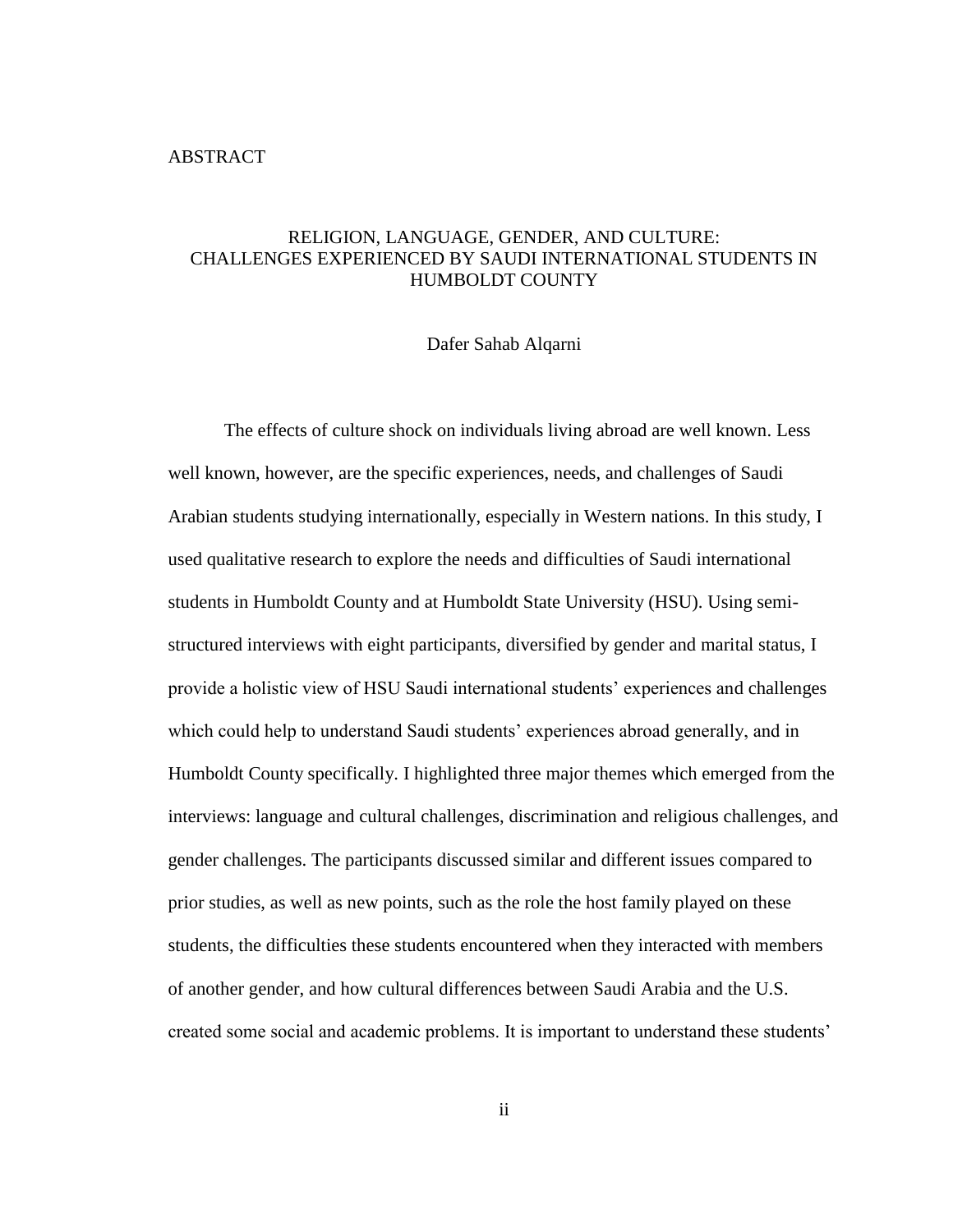# ABSTRACT

## RELIGION, LANGUAGE, GENDER, AND CULTURE: CHALLENGES EXPERIENCED BY SAUDI INTERNATIONAL STUDENTS IN HUMBOLDT COUNTY

Dafer Sahab Alqarni

The effects of culture shock on individuals living abroad are well known. Less well known, however, are the specific experiences, needs, and challenges of Saudi Arabian students studying internationally, especially in Western nations. In this study, I used qualitative research to explore the needs and difficulties of Saudi international students in Humboldt County and at Humboldt State University (HSU). Using semi-structured interviews with eight participants, diversified by gender and marital status, I provide a holistic view of HSU Saudi international students' experiences and challenges which could help to understand Saudi students' experiences abroad generally, and in Humboldt County specifically. I highlighted three major themes which emerged from the interviews: language and cultural challenges, discrimination and religious challenges, and gender challenges. The participants discussed similar and different issues compared to prior studies, as well as new points, such as the role the host family played on these students, the difficulties these students encountered when they interacted with members of another gender, and how cultural differences between Saudi Arabia and the U.S. created some social and academic problems. It is important to understand these students'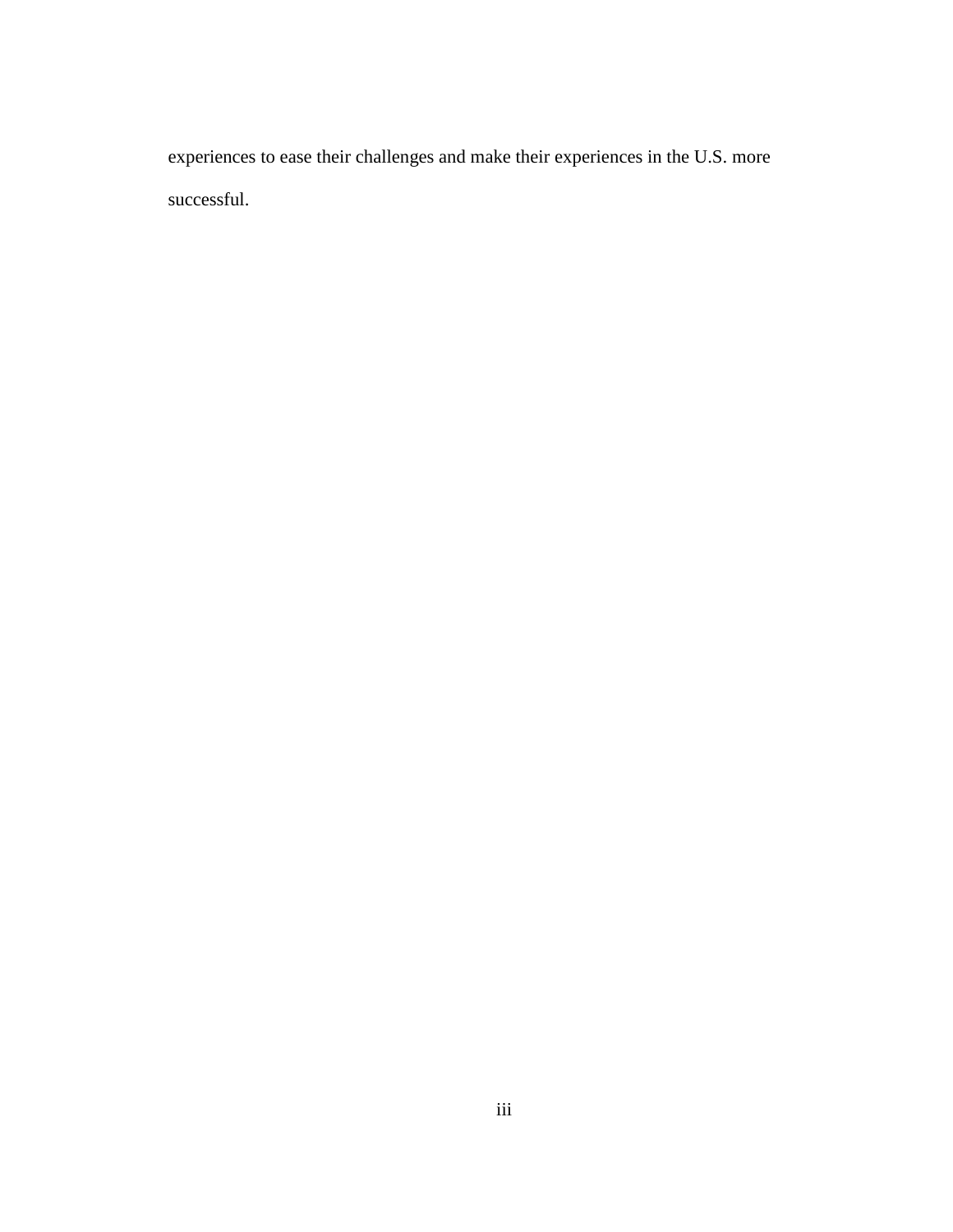experiences to ease their challenges and make their experiences in the U.S. more successful.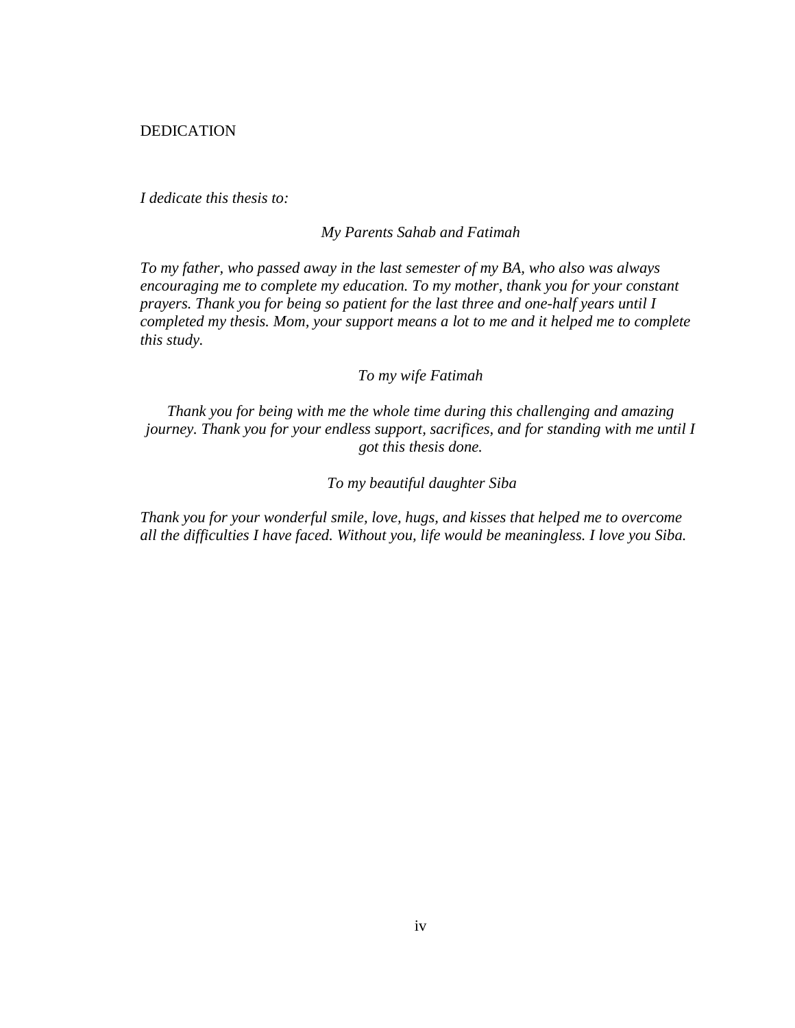# DEDICATION

*I dedicate this thesis to:*

*My Parents Sahab and Fatimah*

*To my father, who passed away in the last semester of my BA, who also was always encouraging me to complete my education. To my mother, thank you for your constant prayers. Thank you for being so patient for the last three and one-half years until I completed my thesis. Mom, your support means a lot to me and it helped me to complete this study.*

*To my wife Fatimah*

*Thank you for being with me the whole time during this challenging and amazing journey. Thank you for your endless support, sacrifices, and for standing with me until I got this thesis done.*

*To my beautiful daughter Siba*

*Thank you for your wonderful smile, love, hugs, and kisses that helped me to overcome all the difficulties I have faced. Without you, life would be meaningless. I love you Siba.*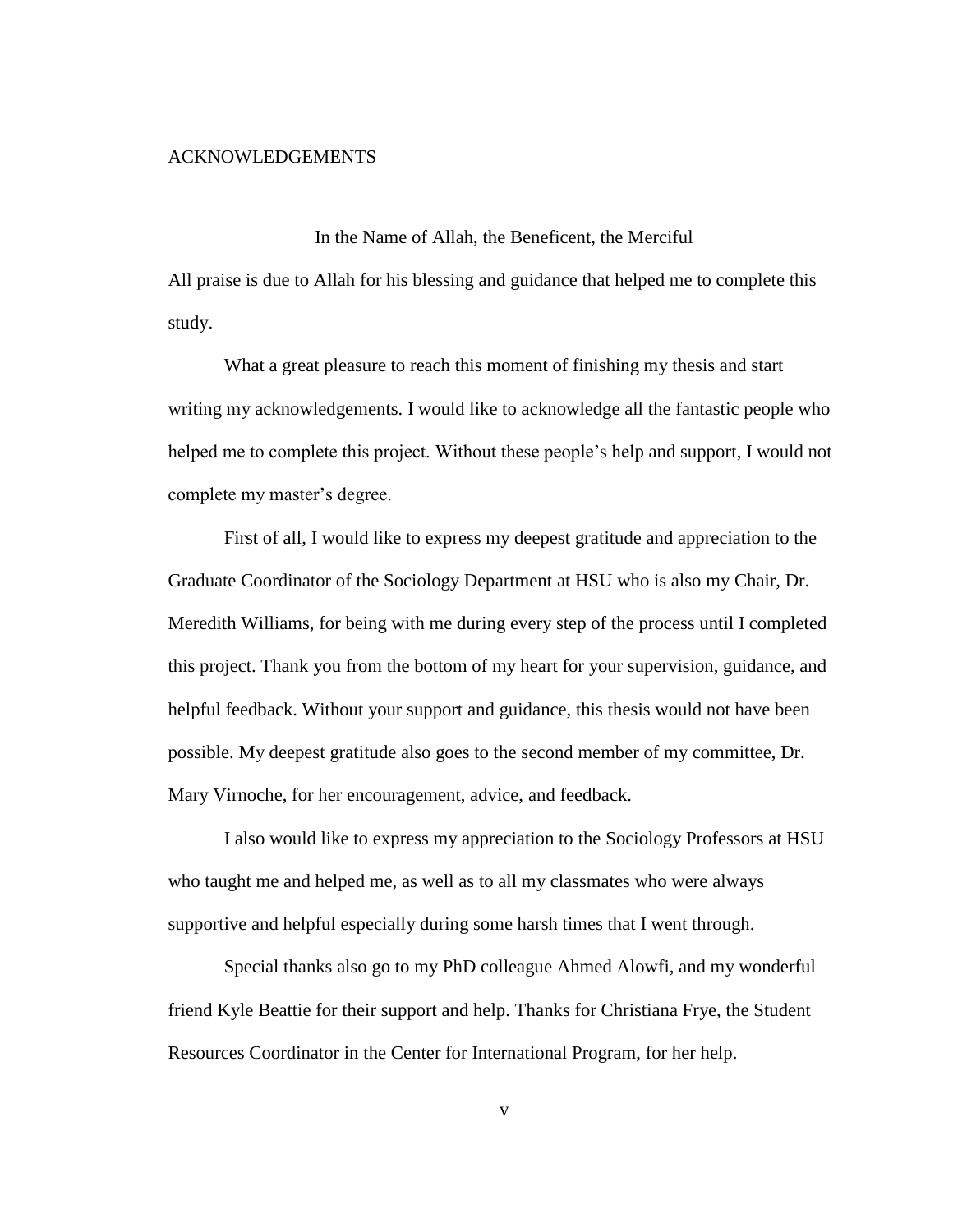# ACKNOWLEDGEMENTS

In the Name of Allah, the Beneficent, the Merciful

All praise is due to Allah for his blessing and guidance that helped me to complete this study.

What a great pleasure to reach this moment of finishing my thesis and start writing my acknowledgements. I would like to acknowledge all the fantastic people who helped me to complete this project. Without these people's help and support, I would not complete my master's degree.

First of all, I would like to express my deepest gratitude and appreciation to the Graduate Coordinator of the Sociology Department at HSU who is also my Chair, Dr. Meredith Williams, for being with me during every step of the process until I completed this project. Thank you from the bottom of my heart for your supervision, guidance, and helpful feedback. Without your support and guidance, this thesis would not have been possible. My deepest gratitude also goes to the second member of my committee, Dr. Mary Virnoche, for her encouragement, advice, and feedback.

I also would like to express my appreciation to the Sociology Professors at HSU who taught me and helped me, as well as to all my classmates who were always supportive and helpful especially during some harsh times that I went through.

Special thanks also go to my PhD colleague Ahmed Alowfi, and my wonderful friend Kyle Beattie for their support and help. Thanks for Christiana Frye, the Student Resources Coordinator in the Center for International Program, for her help.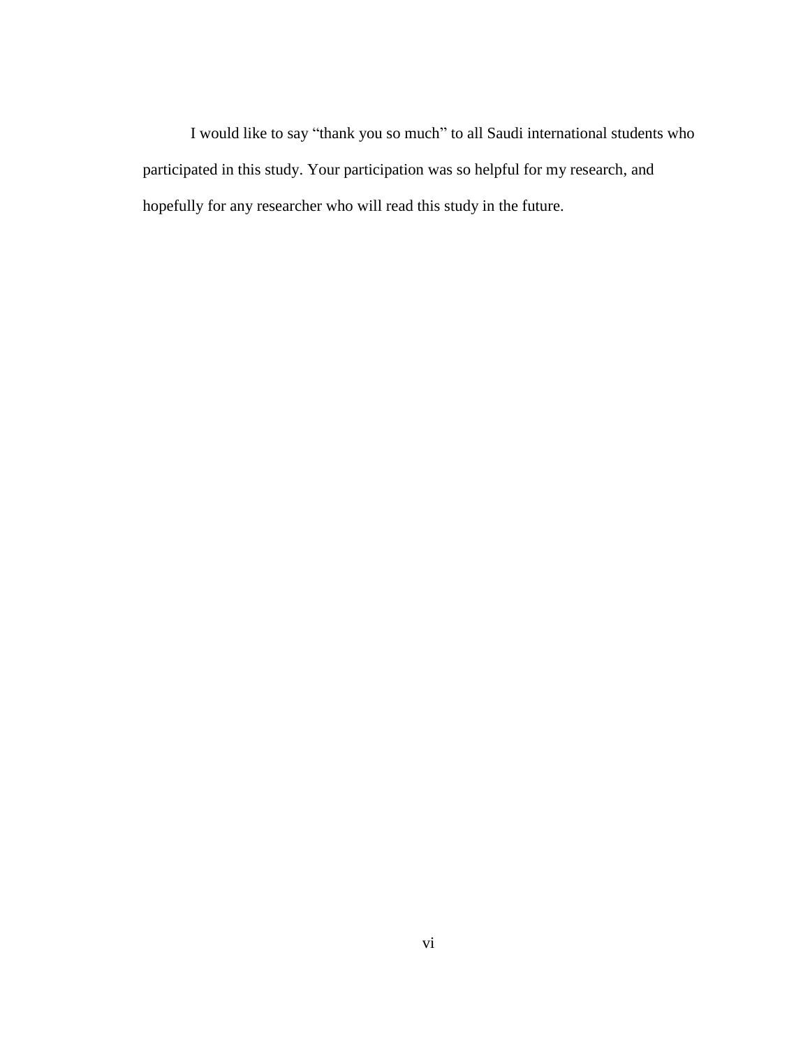I would like to say “thank you so much” to all Saudi international students who participated in this study. Your participation was so helpful for my research, and hopefully for any researcher who will read this study in the future.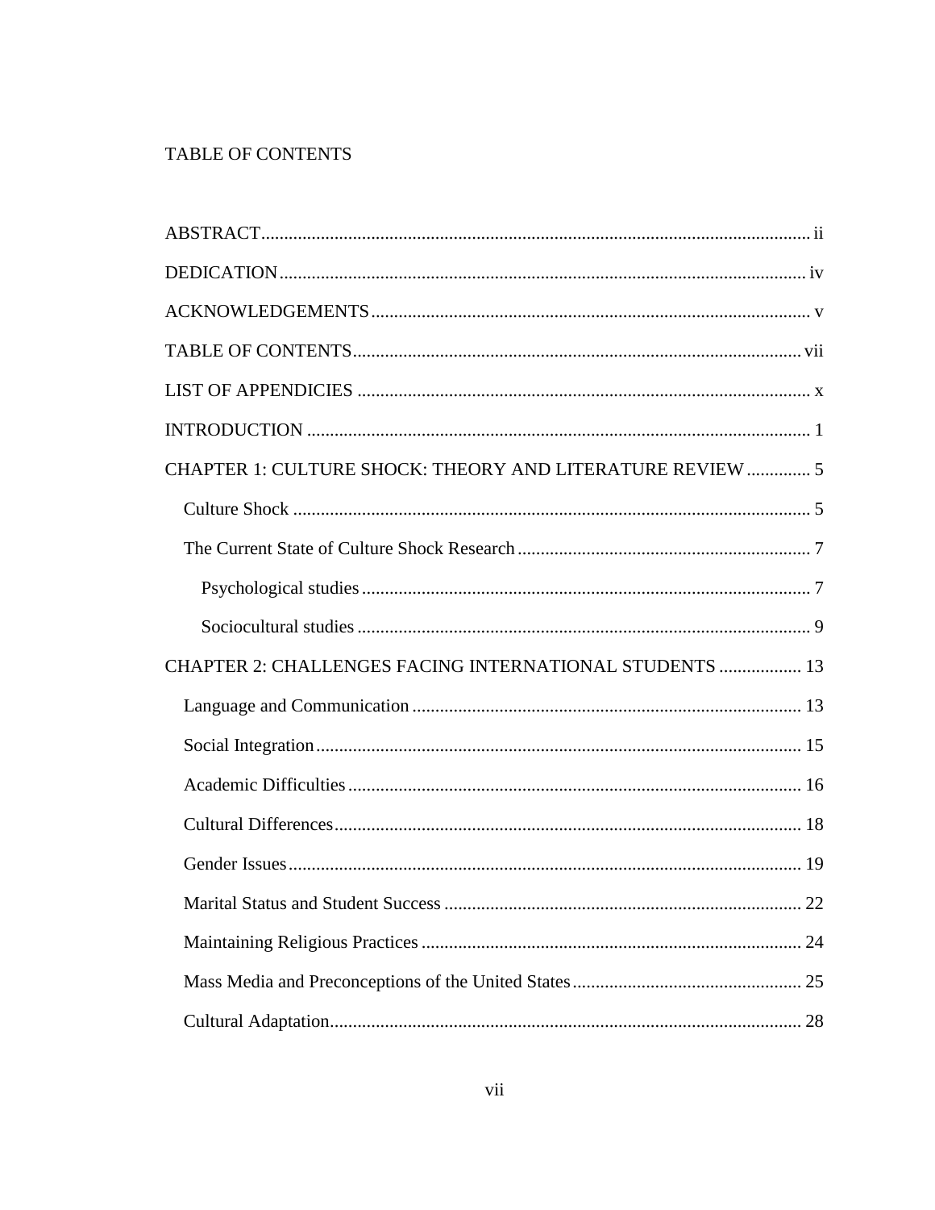# TABLE OF CONTENTS

ABSTRACT ........................................................................................................................ ii

DEDICATION .................................................................................................................. iv

ACKNOWLEDGEMENTS ................................................................................................ v

TABLE OF CONTENTS .................................................................................................. vii

LIST OF APPENDICIES ................................................................................................... x

INTRODUCTION ............................................................................................................. 1

CHAPTER 1: CULTURE SHOCK: THEORY AND LITERATURE REVIEW .............. 5

- Culture Shock ................................................................................................................ 5
- The Current State of Culture Shock Research ................................................................ 7
  - Psychological studies ................................................................................................. 7
  - Sociocultural studies .................................................................................................. 9

CHAPTER 2: CHALLENGES FACING INTERNATIONAL STUDENTS .................. 13

- Language and Communication ..................................................................................... 13
- Social Integration .......................................................................................................... 15
- Academic Difficulties ................................................................................................... 16
- Cultural Differences ...................................................................................................... 18
- Gender Issues ................................................................................................................ 19
- Marital Status and Student Success .............................................................................. 22
- Maintaining Religious Practices ................................................................................... 24
- Mass Media and Preconceptions of the United States .................................................. 25
- Cultural Adaptation ....................................................................................................... 28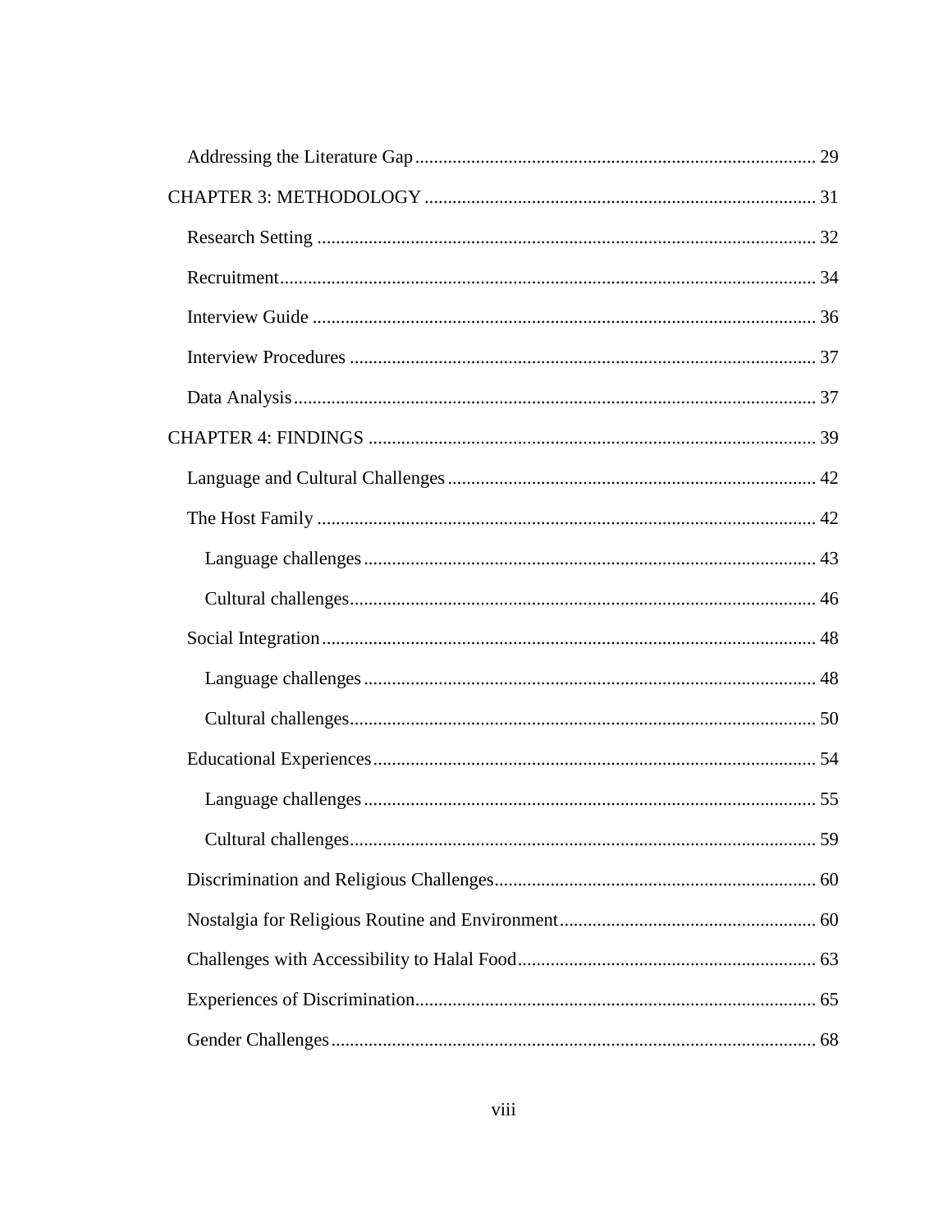Addressing the Literature Gap ..... 29

CHAPTER 3: METHODOLOGY ..... 31

Research Setting ..... 32

Recruitment ..... 34

Interview Guide ..... 36

Interview Procedures ..... 37

Data Analysis ..... 37

CHAPTER 4: FINDINGS ..... 39

Language and Cultural Challenges ..... 42

The Host Family ..... 42

Language challenges ..... 43

Cultural challenges ..... 46

Social Integration ..... 48

Language challenges ..... 48

Cultural challenges ..... 50

Educational Experiences ..... 54

Language challenges ..... 55

Cultural challenges ..... 59

Discrimination and Religious Challenges ..... 60

Nostalgia for Religious Routine and Environment ..... 60

Challenges with Accessibility to Halal Food ..... 63

Experiences of Discrimination ..... 65

Gender Challenges ..... 68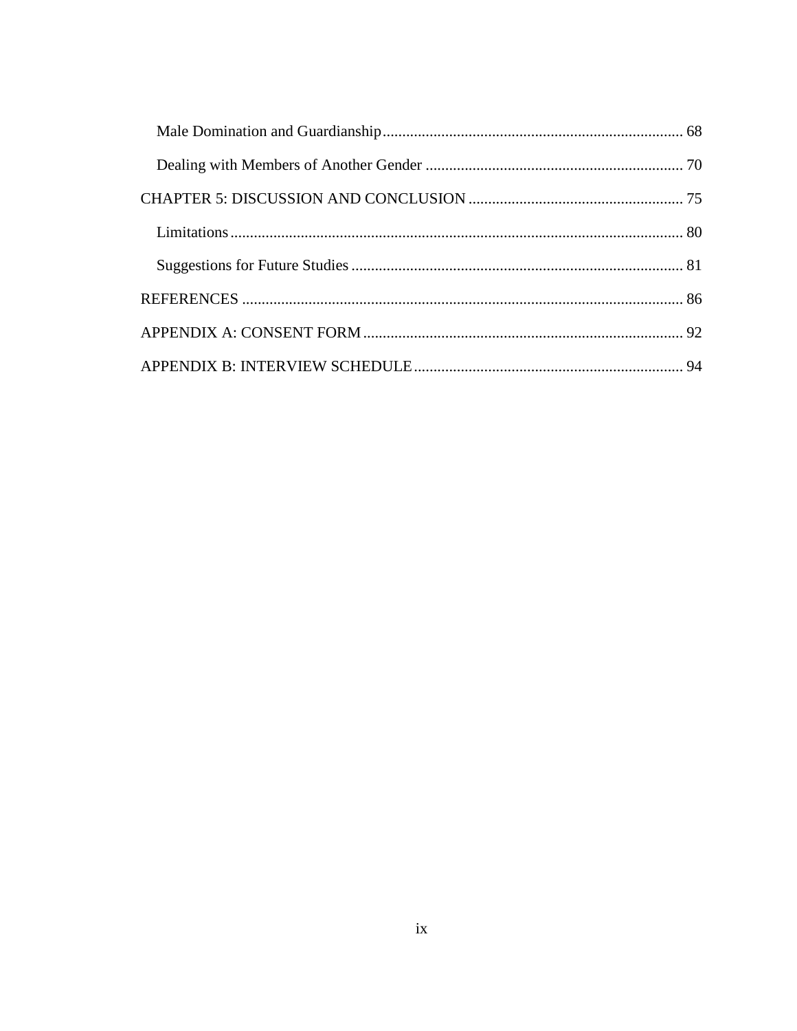Male Domination and Guardianship ............................................................................ 68

Dealing with Members of Another Gender .................................................................. 70

CHAPTER 5: DISCUSSION AND CONCLUSION ....................................................... 75

Limitations ..................................................................................................................... 80

Suggestions for Future Studies ..................................................................................... 81

REFERENCES ................................................................................................................. 86

APPENDIX A: CONSENT FORM .................................................................................. 92

APPENDIX B: INTERVIEW SCHEDULE ..................................................................... 94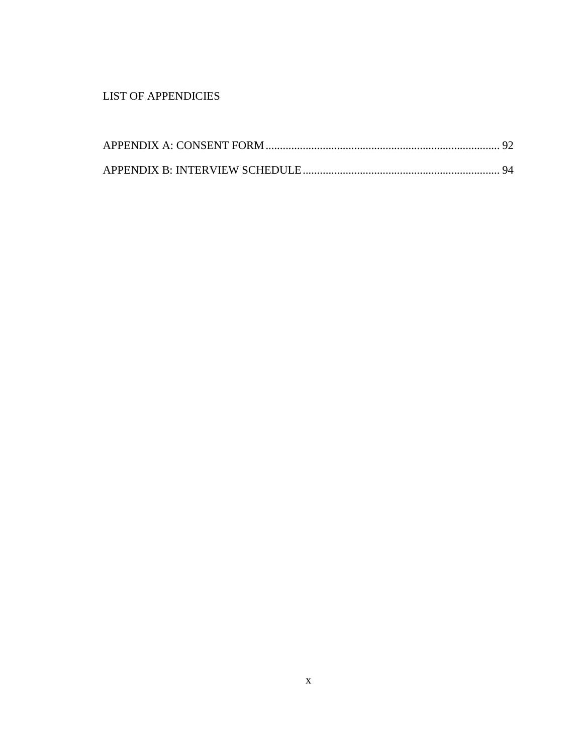# LIST OF APPENDICIES

APPENDIX A: CONSENT FORM ........................................................................................ 92

APPENDIX B: INTERVIEW SCHEDULE ..................................................................... 94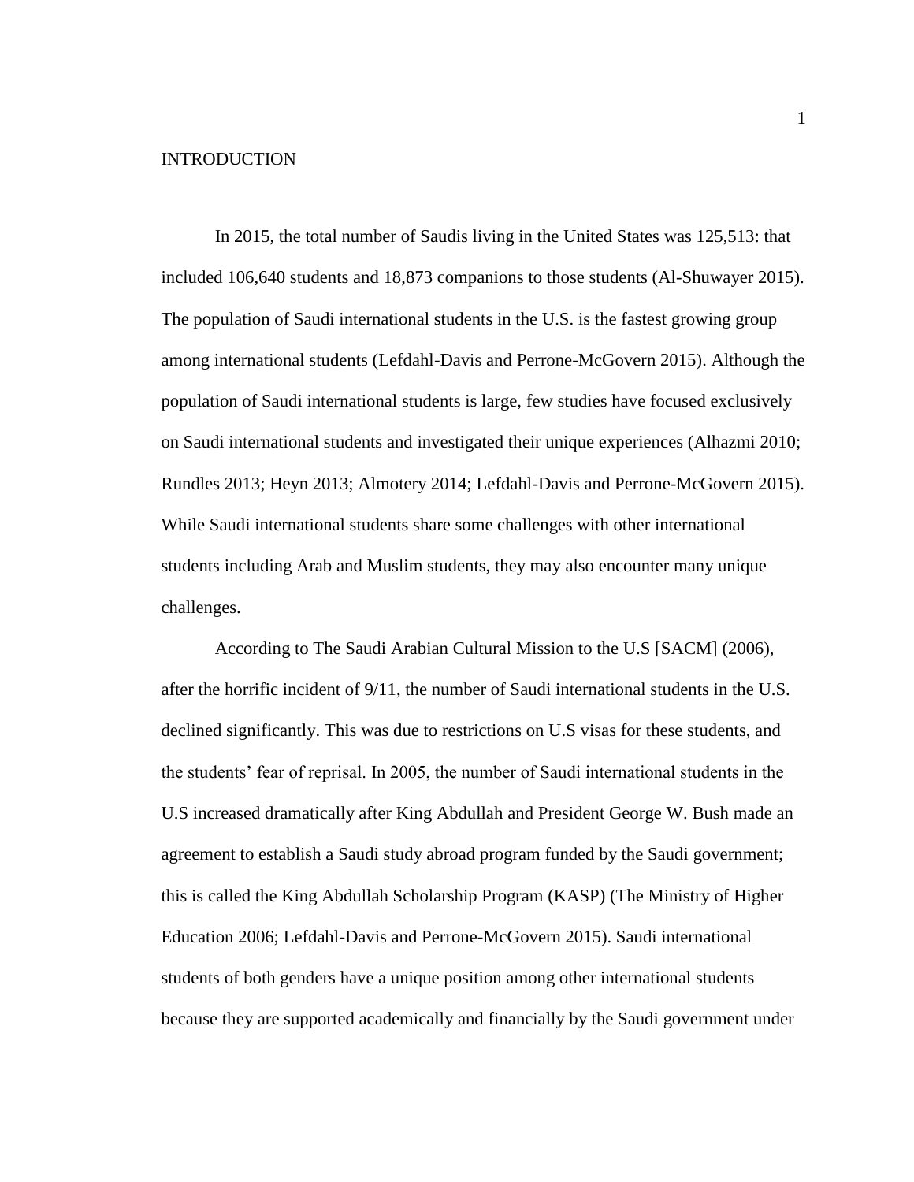# INTRODUCTION

In 2015, the total number of Saudis living in the United States was 125,513: that included 106,640 students and 18,873 companions to those students (Al-Shuwayer 2015). The population of Saudi international students in the U.S. is the fastest growing group among international students (Lefdahl-Davis and Perrone-McGovern 2015). Although the population of Saudi international students is large, few studies have focused exclusively on Saudi international students and investigated their unique experiences (Alhazmi 2010; Rundles 2013; Heyn 2013; Almotery 2014; Lefdahl-Davis and Perrone-McGovern 2015). While Saudi international students share some challenges with other international students including Arab and Muslim students, they may also encounter many unique challenges.

According to The Saudi Arabian Cultural Mission to the U.S [SACM] (2006), after the horrific incident of 9/11, the number of Saudi international students in the U.S. declined significantly. This was due to restrictions on U.S visas for these students, and the students' fear of reprisal. In 2005, the number of Saudi international students in the U.S increased dramatically after King Abdullah and President George W. Bush made an agreement to establish a Saudi study abroad program funded by the Saudi government; this is called the King Abdullah Scholarship Program (KASP) (The Ministry of Higher Education 2006; Lefdahl-Davis and Perrone-McGovern 2015). Saudi international students of both genders have a unique position among other international students because they are supported academically and financially by the Saudi government under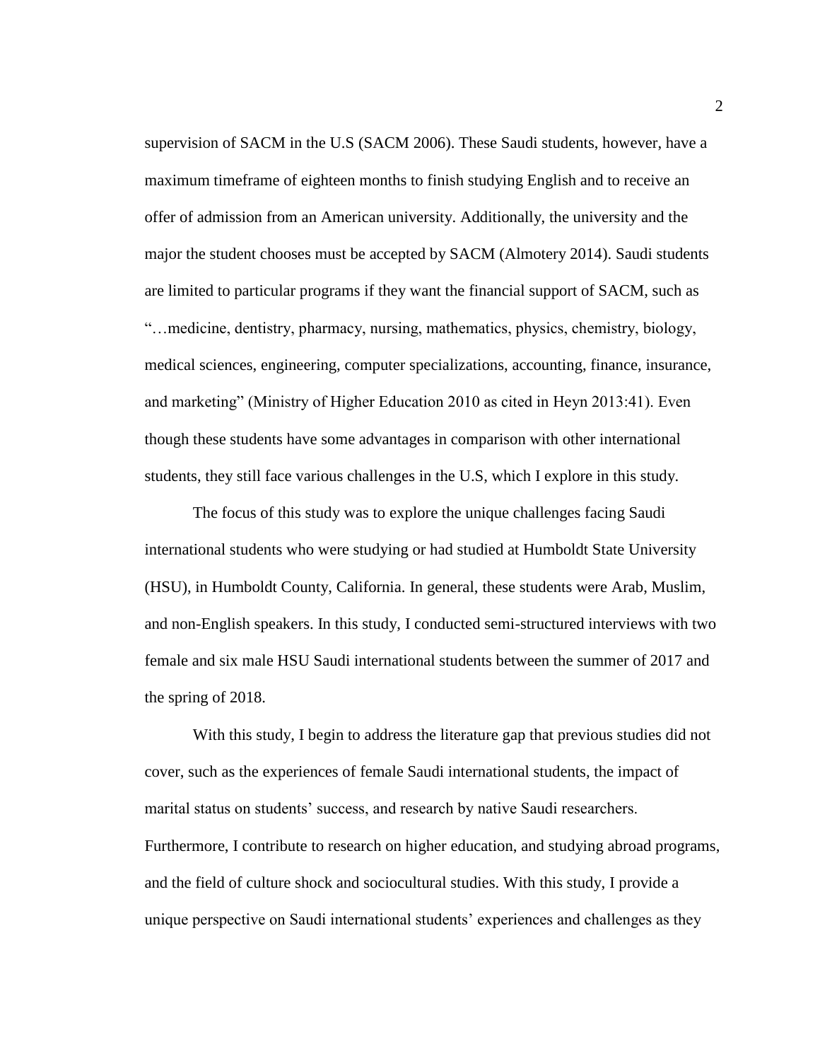supervision of SACM in the U.S (SACM 2006). These Saudi students, however, have a maximum timeframe of eighteen months to finish studying English and to receive an offer of admission from an American university. Additionally, the university and the major the student chooses must be accepted by SACM (Almotery 2014). Saudi students are limited to particular programs if they want the financial support of SACM, such as "…medicine, dentistry, pharmacy, nursing, mathematics, physics, chemistry, biology, medical sciences, engineering, computer specializations, accounting, finance, insurance, and marketing" (Ministry of Higher Education 2010 as cited in Heyn 2013:41). Even though these students have some advantages in comparison with other international students, they still face various challenges in the U.S, which I explore in this study.

The focus of this study was to explore the unique challenges facing Saudi international students who were studying or had studied at Humboldt State University (HSU), in Humboldt County, California. In general, these students were Arab, Muslim, and non-English speakers. In this study, I conducted semi-structured interviews with two female and six male HSU Saudi international students between the summer of 2017 and the spring of 2018.

With this study, I begin to address the literature gap that previous studies did not cover, such as the experiences of female Saudi international students, the impact of marital status on students' success, and research by native Saudi researchers. Furthermore, I contribute to research on higher education, and studying abroad programs, and the field of culture shock and sociocultural studies. With this study, I provide a unique perspective on Saudi international students' experiences and challenges as they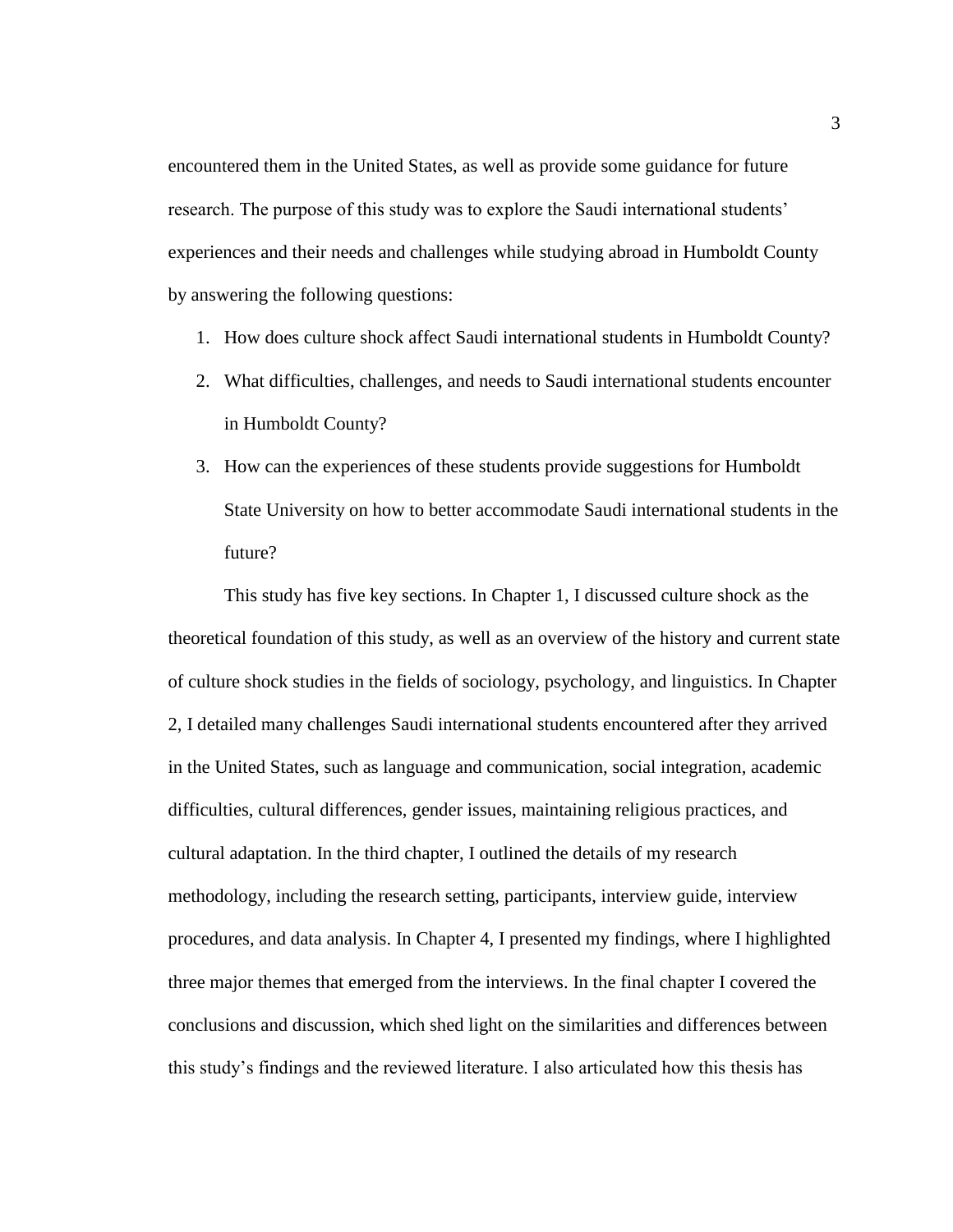encountered them in the United States, as well as provide some guidance for future research. The purpose of this study was to explore the Saudi international students' experiences and their needs and challenges while studying abroad in Humboldt County by answering the following questions:

1. How does culture shock affect Saudi international students in Humboldt County?
2. What difficulties, challenges, and needs to Saudi international students encounter in Humboldt County?
3. How can the experiences of these students provide suggestions for Humboldt State University on how to better accommodate Saudi international students in the future?

This study has five key sections. In Chapter 1, I discussed culture shock as the theoretical foundation of this study, as well as an overview of the history and current state of culture shock studies in the fields of sociology, psychology, and linguistics. In Chapter 2, I detailed many challenges Saudi international students encountered after they arrived in the United States, such as language and communication, social integration, academic difficulties, cultural differences, gender issues, maintaining religious practices, and cultural adaptation. In the third chapter, I outlined the details of my research methodology, including the research setting, participants, interview guide, interview procedures, and data analysis. In Chapter 4, I presented my findings, where I highlighted three major themes that emerged from the interviews. In the final chapter I covered the conclusions and discussion, which shed light on the similarities and differences between this study's findings and the reviewed literature. I also articulated how this thesis has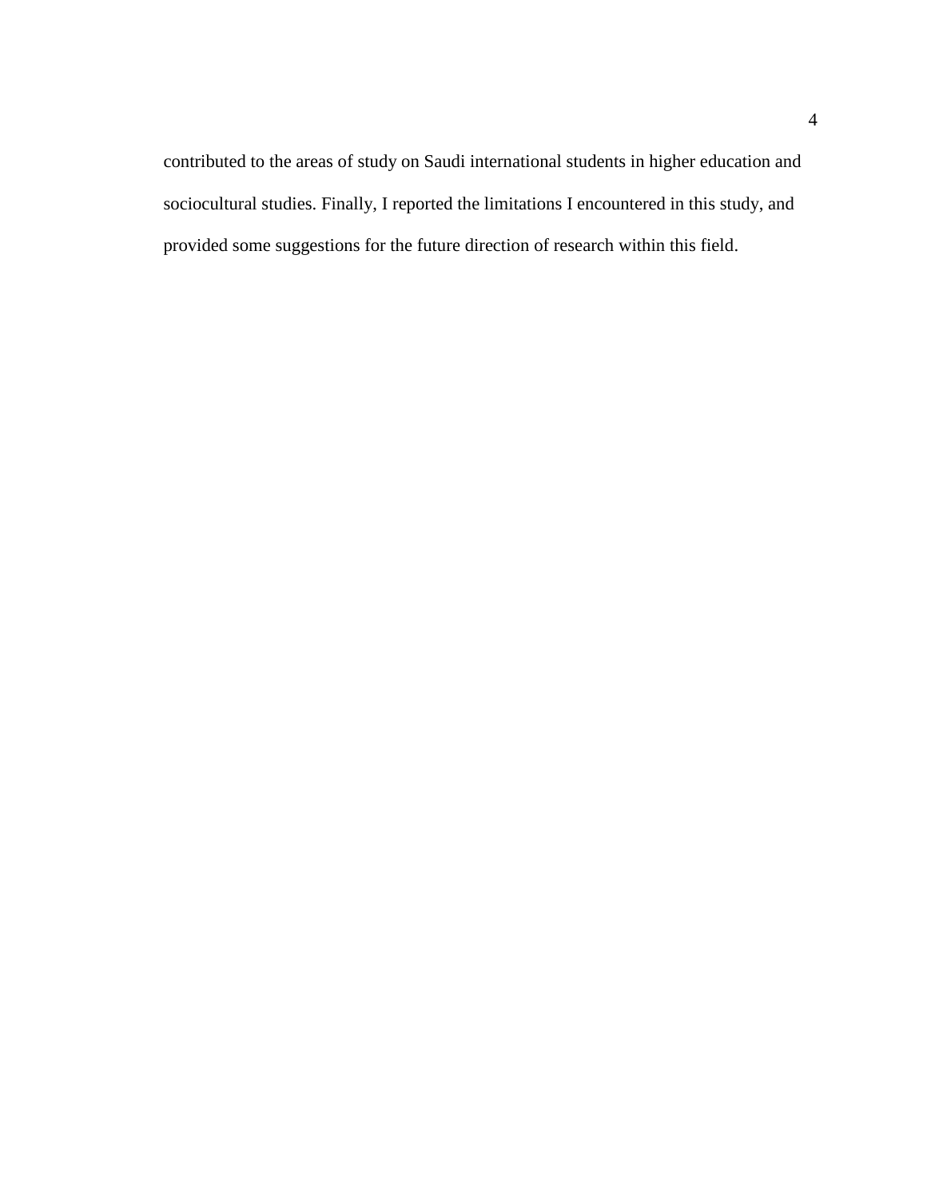contributed to the areas of study on Saudi international students in higher education and sociocultural studies. Finally, I reported the limitations I encountered in this study, and provided some suggestions for the future direction of research within this field.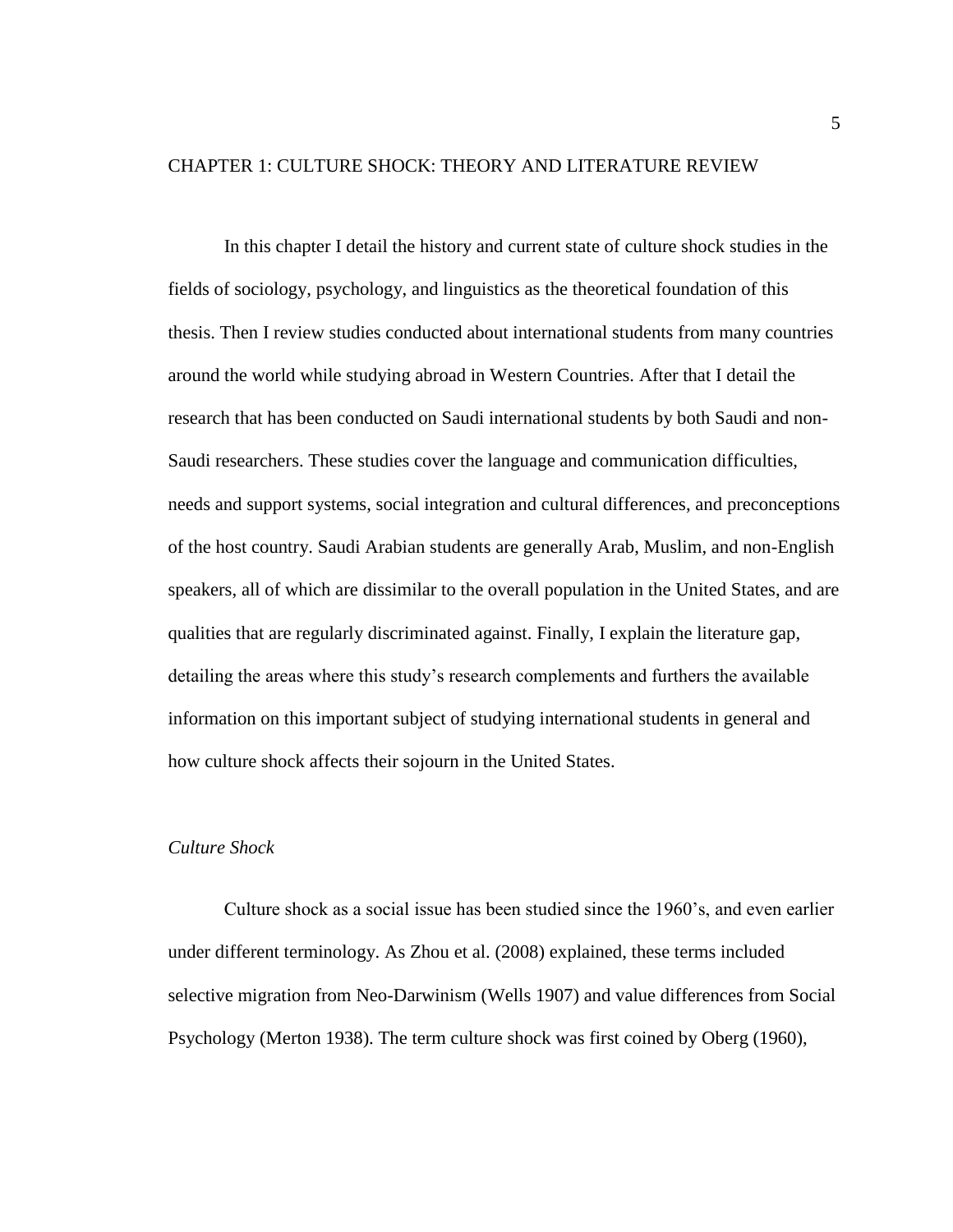# CHAPTER 1: CULTURE SHOCK: THEORY AND LITERATURE REVIEW

In this chapter I detail the history and current state of culture shock studies in the fields of sociology, psychology, and linguistics as the theoretical foundation of this thesis. Then I review studies conducted about international students from many countries around the world while studying abroad in Western Countries. After that I detail the research that has been conducted on Saudi international students by both Saudi and non-Saudi researchers. These studies cover the language and communication difficulties, needs and support systems, social integration and cultural differences, and preconceptions of the host country. Saudi Arabian students are generally Arab, Muslim, and non-English speakers, all of which are dissimilar to the overall population in the United States, and are qualities that are regularly discriminated against. Finally, I explain the literature gap, detailing the areas where this study's research complements and furthers the available information on this important subject of studying international students in general and how culture shock affects their sojourn in the United States.

## *Culture Shock*

Culture shock as a social issue has been studied since the 1960's, and even earlier under different terminology. As Zhou et al. (2008) explained, these terms included selective migration from Neo-Darwinism (Wells 1907) and value differences from Social Psychology (Merton 1938). The term culture shock was first coined by Oberg (1960),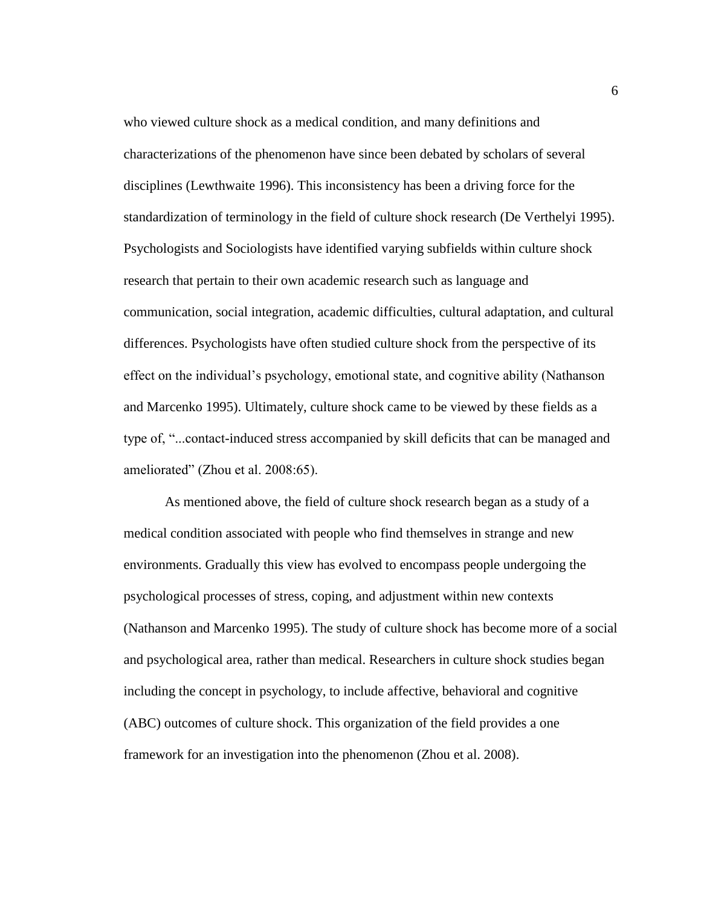who viewed culture shock as a medical condition, and many definitions and characterizations of the phenomenon have since been debated by scholars of several disciplines (Lewthwaite 1996). This inconsistency has been a driving force for the standardization of terminology in the field of culture shock research (De Verthelyi 1995). Psychologists and Sociologists have identified varying subfields within culture shock research that pertain to their own academic research such as language and communication, social integration, academic difficulties, cultural adaptation, and cultural differences. Psychologists have often studied culture shock from the perspective of its effect on the individual's psychology, emotional state, and cognitive ability (Nathanson and Marcenko 1995). Ultimately, culture shock came to be viewed by these fields as a type of, "...contact-induced stress accompanied by skill deficits that can be managed and ameliorated" (Zhou et al. 2008:65).

As mentioned above, the field of culture shock research began as a study of a medical condition associated with people who find themselves in strange and new environments. Gradually this view has evolved to encompass people undergoing the psychological processes of stress, coping, and adjustment within new contexts (Nathanson and Marcenko 1995). The study of culture shock has become more of a social and psychological area, rather than medical. Researchers in culture shock studies began including the concept in psychology, to include affective, behavioral and cognitive (ABC) outcomes of culture shock. This organization of the field provides a one framework for an investigation into the phenomenon (Zhou et al. 2008).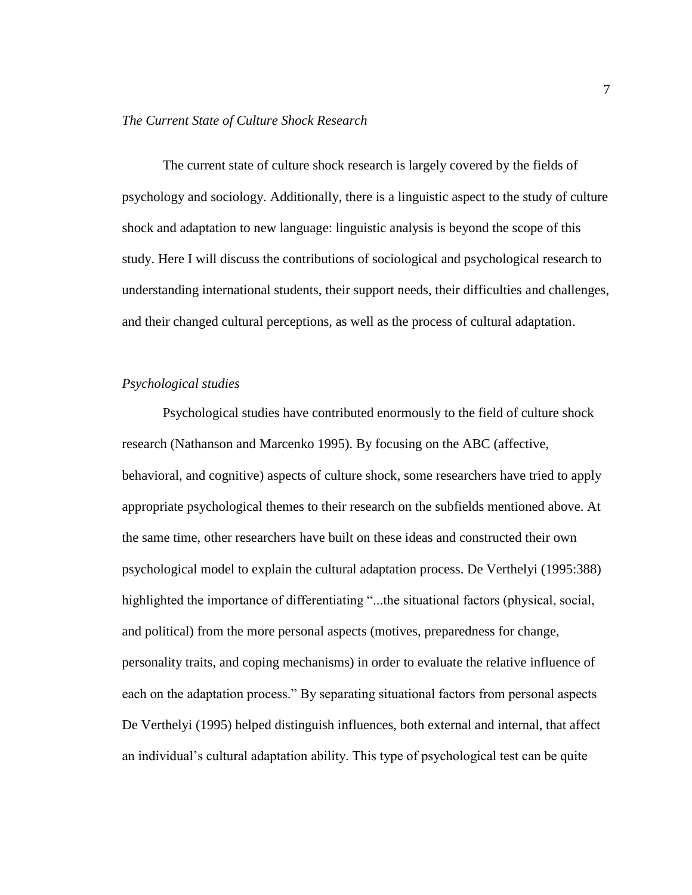*The Current State of Culture Shock Research*

The current state of culture shock research is largely covered by the fields of psychology and sociology. Additionally, there is a linguistic aspect to the study of culture shock and adaptation to new language: linguistic analysis is beyond the scope of this study. Here I will discuss the contributions of sociological and psychological research to understanding international students, their support needs, their difficulties and challenges, and their changed cultural perceptions, as well as the process of cultural adaptation.

*Psychological studies*

Psychological studies have contributed enormously to the field of culture shock research (Nathanson and Marcenko 1995). By focusing on the ABC (affective, behavioral, and cognitive) aspects of culture shock, some researchers have tried to apply appropriate psychological themes to their research on the subfields mentioned above. At the same time, other researchers have built on these ideas and constructed their own psychological model to explain the cultural adaptation process. De Verthelyi (1995:388) highlighted the importance of differentiating "...the situational factors (physical, social, and political) from the more personal aspects (motives, preparedness for change, personality traits, and coping mechanisms) in order to evaluate the relative influence of each on the adaptation process." By separating situational factors from personal aspects De Verthelyi (1995) helped distinguish influences, both external and internal, that affect an individual's cultural adaptation ability. This type of psychological test can be quite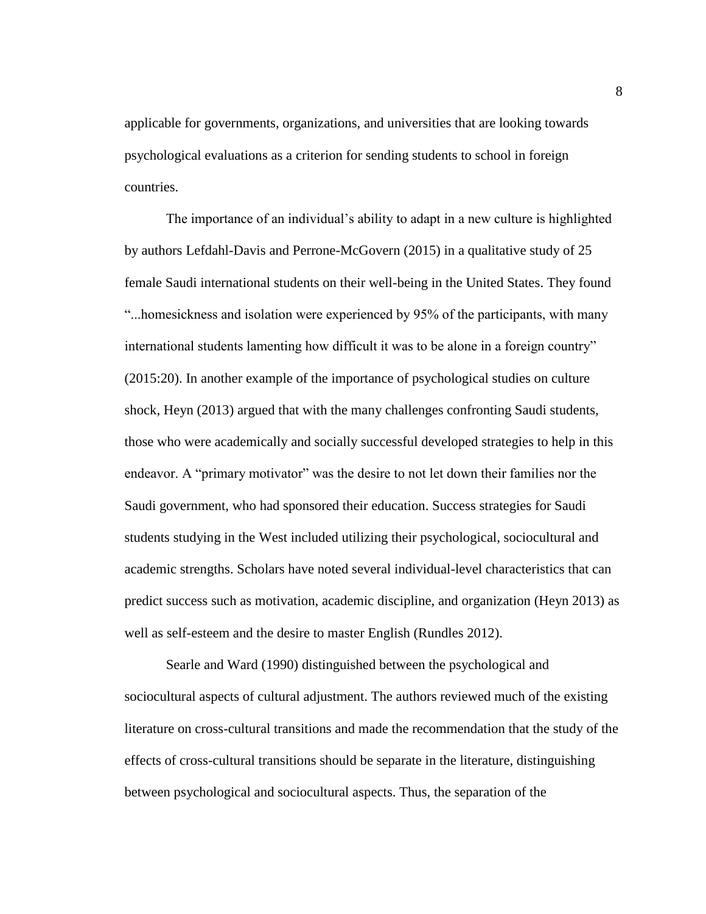applicable for governments, organizations, and universities that are looking towards psychological evaluations as a criterion for sending students to school in foreign countries.

The importance of an individual's ability to adapt in a new culture is highlighted by authors Lefdahl-Davis and Perrone-McGovern (2015) in a qualitative study of 25 female Saudi international students on their well-being in the United States. They found "...homesickness and isolation were experienced by 95% of the participants, with many international students lamenting how difficult it was to be alone in a foreign country" (2015:20). In another example of the importance of psychological studies on culture shock, Heyn (2013) argued that with the many challenges confronting Saudi students, those who were academically and socially successful developed strategies to help in this endeavor. A "primary motivator" was the desire to not let down their families nor the Saudi government, who had sponsored their education. Success strategies for Saudi students studying in the West included utilizing their psychological, sociocultural and academic strengths. Scholars have noted several individual-level characteristics that can predict success such as motivation, academic discipline, and organization (Heyn 2013) as well as self-esteem and the desire to master English (Rundles 2012).

Searle and Ward (1990) distinguished between the psychological and sociocultural aspects of cultural adjustment. The authors reviewed much of the existing literature on cross-cultural transitions and made the recommendation that the study of the effects of cross-cultural transitions should be separate in the literature, distinguishing between psychological and sociocultural aspects. Thus, the separation of the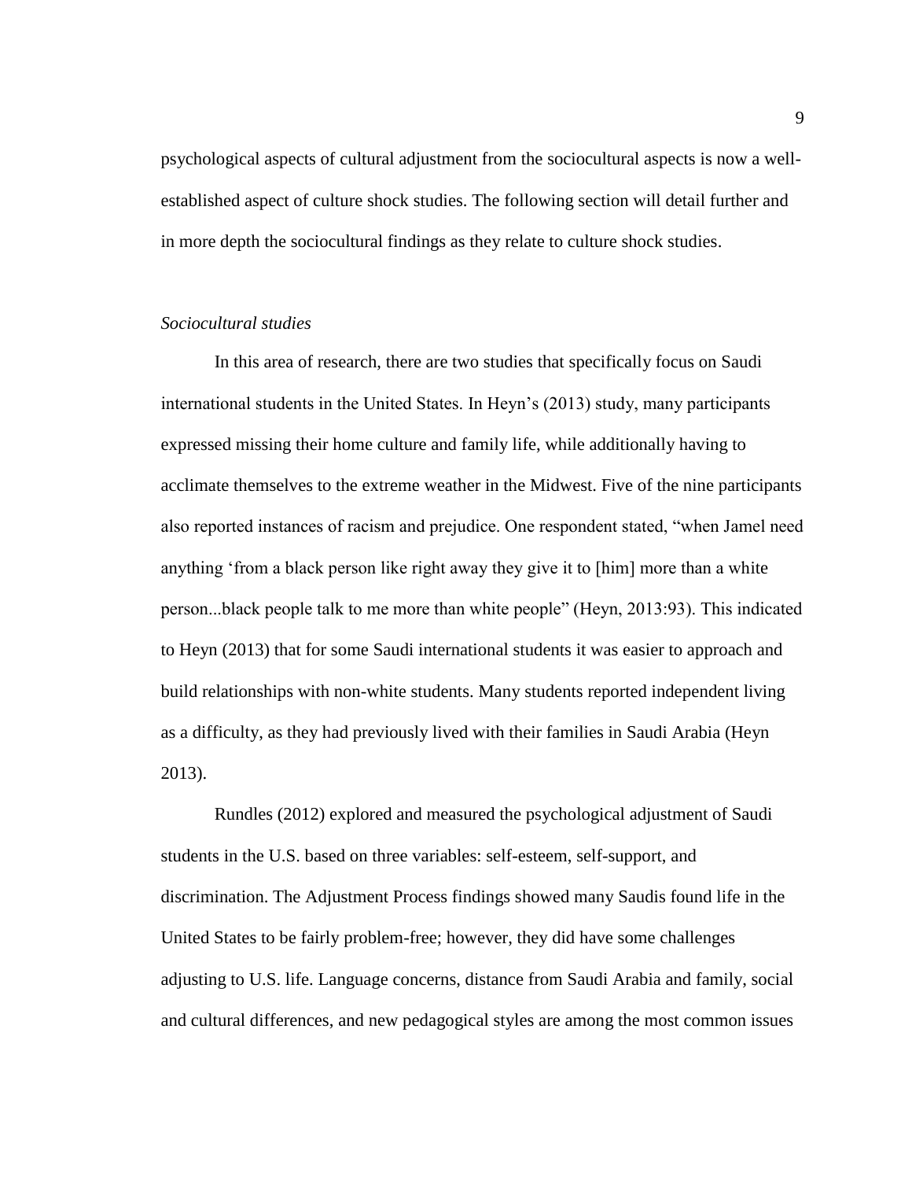psychological aspects of cultural adjustment from the sociocultural aspects is now a well-established aspect of culture shock studies. The following section will detail further and in more depth the sociocultural findings as they relate to culture shock studies.

*Sociocultural studies*

In this area of research, there are two studies that specifically focus on Saudi international students in the United States. In Heyn's (2013) study, many participants expressed missing their home culture and family life, while additionally having to acclimate themselves to the extreme weather in the Midwest. Five of the nine participants also reported instances of racism and prejudice. One respondent stated, "when Jamel need anything 'from a black person like right away they give it to [him] more than a white person...black people talk to me more than white people" (Heyn, 2013:93). This indicated to Heyn (2013) that for some Saudi international students it was easier to approach and build relationships with non-white students. Many students reported independent living as a difficulty, as they had previously lived with their families in Saudi Arabia (Heyn 2013).

Rundles (2012) explored and measured the psychological adjustment of Saudi students in the U.S. based on three variables: self-esteem, self-support, and discrimination. The Adjustment Process findings showed many Saudis found life in the United States to be fairly problem-free; however, they did have some challenges adjusting to U.S. life. Language concerns, distance from Saudi Arabia and family, social and cultural differences, and new pedagogical styles are among the most common issues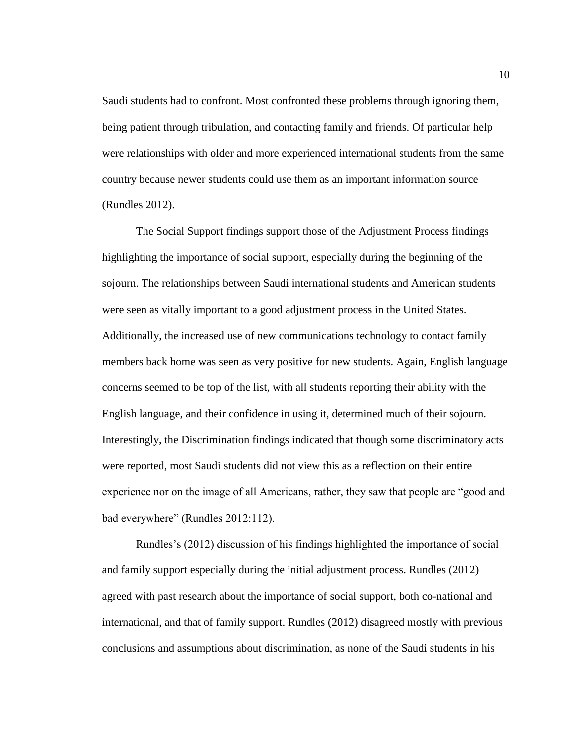Saudi students had to confront. Most confronted these problems through ignoring them, being patient through tribulation, and contacting family and friends. Of particular help were relationships with older and more experienced international students from the same country because newer students could use them as an important information source (Rundles 2012).

The Social Support findings support those of the Adjustment Process findings highlighting the importance of social support, especially during the beginning of the sojourn. The relationships between Saudi international students and American students were seen as vitally important to a good adjustment process in the United States. Additionally, the increased use of new communications technology to contact family members back home was seen as very positive for new students. Again, English language concerns seemed to be top of the list, with all students reporting their ability with the English language, and their confidence in using it, determined much of their sojourn. Interestingly, the Discrimination findings indicated that though some discriminatory acts were reported, most Saudi students did not view this as a reflection on their entire experience nor on the image of all Americans, rather, they saw that people are "good and bad everywhere" (Rundles 2012:112).

Rundles's (2012) discussion of his findings highlighted the importance of social and family support especially during the initial adjustment process. Rundles (2012) agreed with past research about the importance of social support, both co-national and international, and that of family support. Rundles (2012) disagreed mostly with previous conclusions and assumptions about discrimination, as none of the Saudi students in his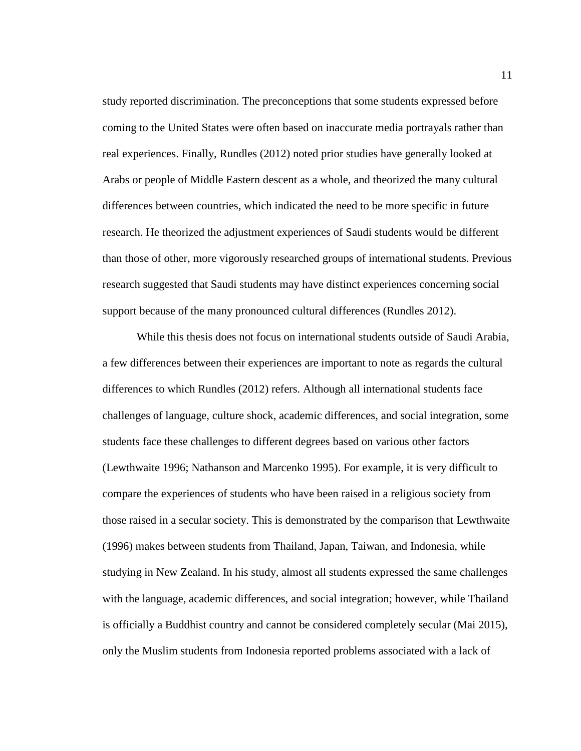study reported discrimination. The preconceptions that some students expressed before coming to the United States were often based on inaccurate media portrayals rather than real experiences. Finally, Rundles (2012) noted prior studies have generally looked at Arabs or people of Middle Eastern descent as a whole, and theorized the many cultural differences between countries, which indicated the need to be more specific in future research. He theorized the adjustment experiences of Saudi students would be different than those of other, more vigorously researched groups of international students. Previous research suggested that Saudi students may have distinct experiences concerning social support because of the many pronounced cultural differences (Rundles 2012).

While this thesis does not focus on international students outside of Saudi Arabia, a few differences between their experiences are important to note as regards the cultural differences to which Rundles (2012) refers. Although all international students face challenges of language, culture shock, academic differences, and social integration, some students face these challenges to different degrees based on various other factors (Lewthwaite 1996; Nathanson and Marcenko 1995). For example, it is very difficult to compare the experiences of students who have been raised in a religious society from those raised in a secular society. This is demonstrated by the comparison that Lewthwaite (1996) makes between students from Thailand, Japan, Taiwan, and Indonesia, while studying in New Zealand. In his study, almost all students expressed the same challenges with the language, academic differences, and social integration; however, while Thailand is officially a Buddhist country and cannot be considered completely secular (Mai 2015), only the Muslim students from Indonesia reported problems associated with a lack of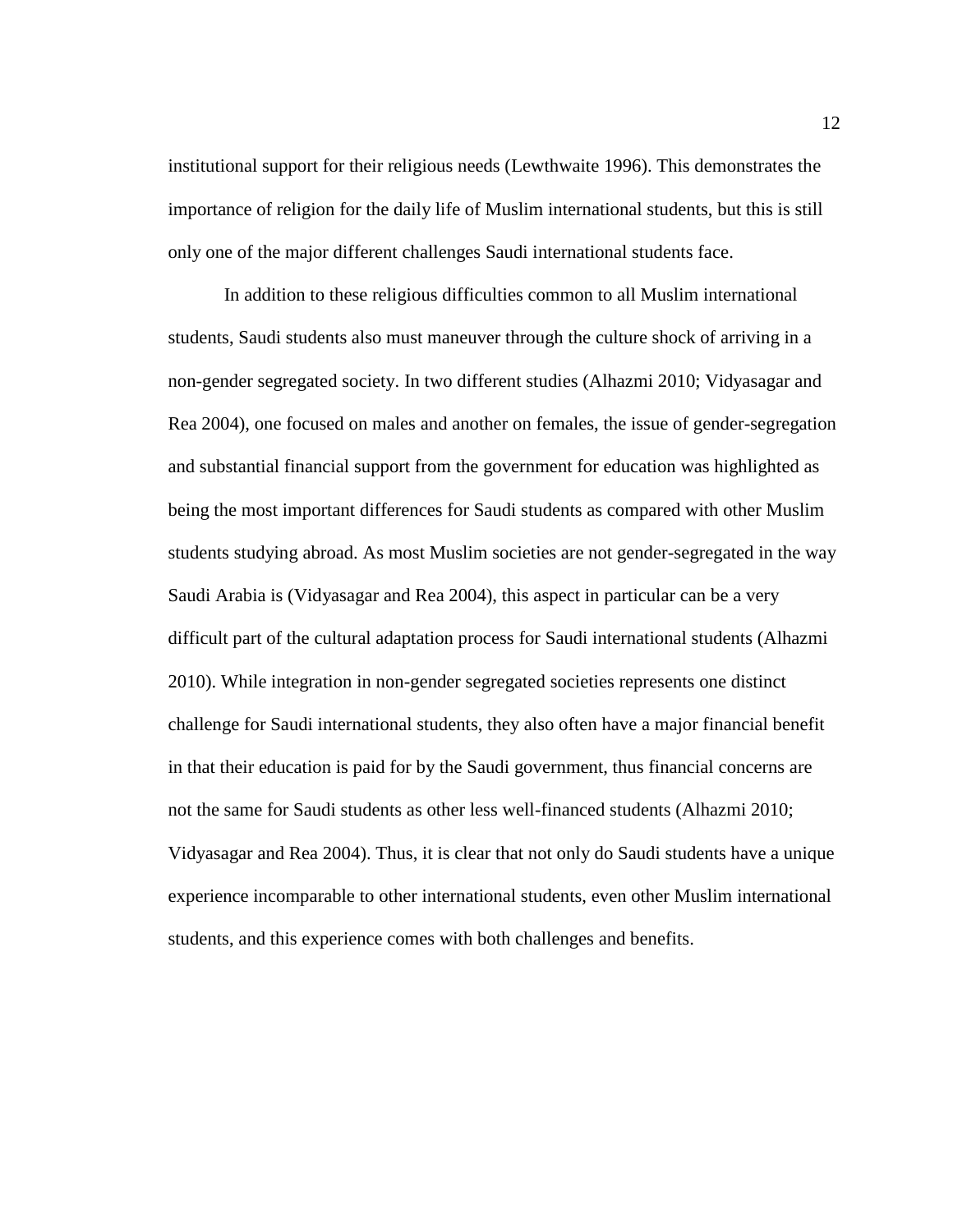institutional support for their religious needs (Lewthwaite 1996). This demonstrates the importance of religion for the daily life of Muslim international students, but this is still only one of the major different challenges Saudi international students face.

In addition to these religious difficulties common to all Muslim international students, Saudi students also must maneuver through the culture shock of arriving in a non-gender segregated society. In two different studies (Alhazmi 2010; Vidyasagar and Rea 2004), one focused on males and another on females, the issue of gender-segregation and substantial financial support from the government for education was highlighted as being the most important differences for Saudi students as compared with other Muslim students studying abroad. As most Muslim societies are not gender-segregated in the way Saudi Arabia is (Vidyasagar and Rea 2004), this aspect in particular can be a very difficult part of the cultural adaptation process for Saudi international students (Alhazmi 2010). While integration in non-gender segregated societies represents one distinct challenge for Saudi international students, they also often have a major financial benefit in that their education is paid for by the Saudi government, thus financial concerns are not the same for Saudi students as other less well-financed students (Alhazmi 2010; Vidyasagar and Rea 2004). Thus, it is clear that not only do Saudi students have a unique experience incomparable to other international students, even other Muslim international students, and this experience comes with both challenges and benefits.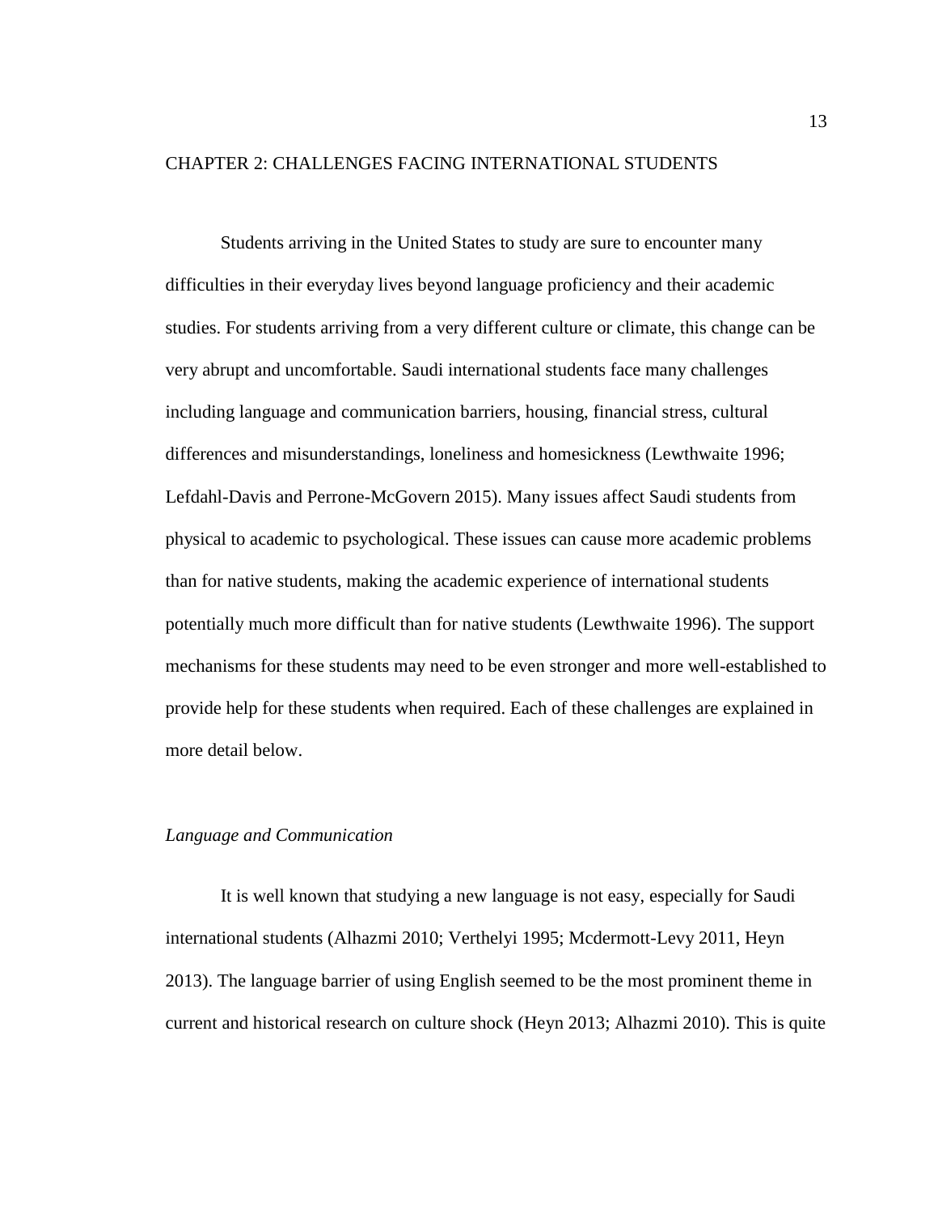# CHAPTER 2: CHALLENGES FACING INTERNATIONAL STUDENTS

Students arriving in the United States to study are sure to encounter many difficulties in their everyday lives beyond language proficiency and their academic studies. For students arriving from a very different culture or climate, this change can be very abrupt and uncomfortable. Saudi international students face many challenges including language and communication barriers, housing, financial stress, cultural differences and misunderstandings, loneliness and homesickness (Lewthwaite 1996; Lefdahl-Davis and Perrone-McGovern 2015). Many issues affect Saudi students from physical to academic to psychological. These issues can cause more academic problems than for native students, making the academic experience of international students potentially much more difficult than for native students (Lewthwaite 1996). The support mechanisms for these students may need to be even stronger and more well-established to provide help for these students when required. Each of these challenges are explained in more detail below.

## *Language and Communication*

It is well known that studying a new language is not easy, especially for Saudi international students (Alhazmi 2010; Verthelyi 1995; Mcdermott-Levy 2011, Heyn 2013). The language barrier of using English seemed to be the most prominent theme in current and historical research on culture shock (Heyn 2013; Alhazmi 2010). This is quite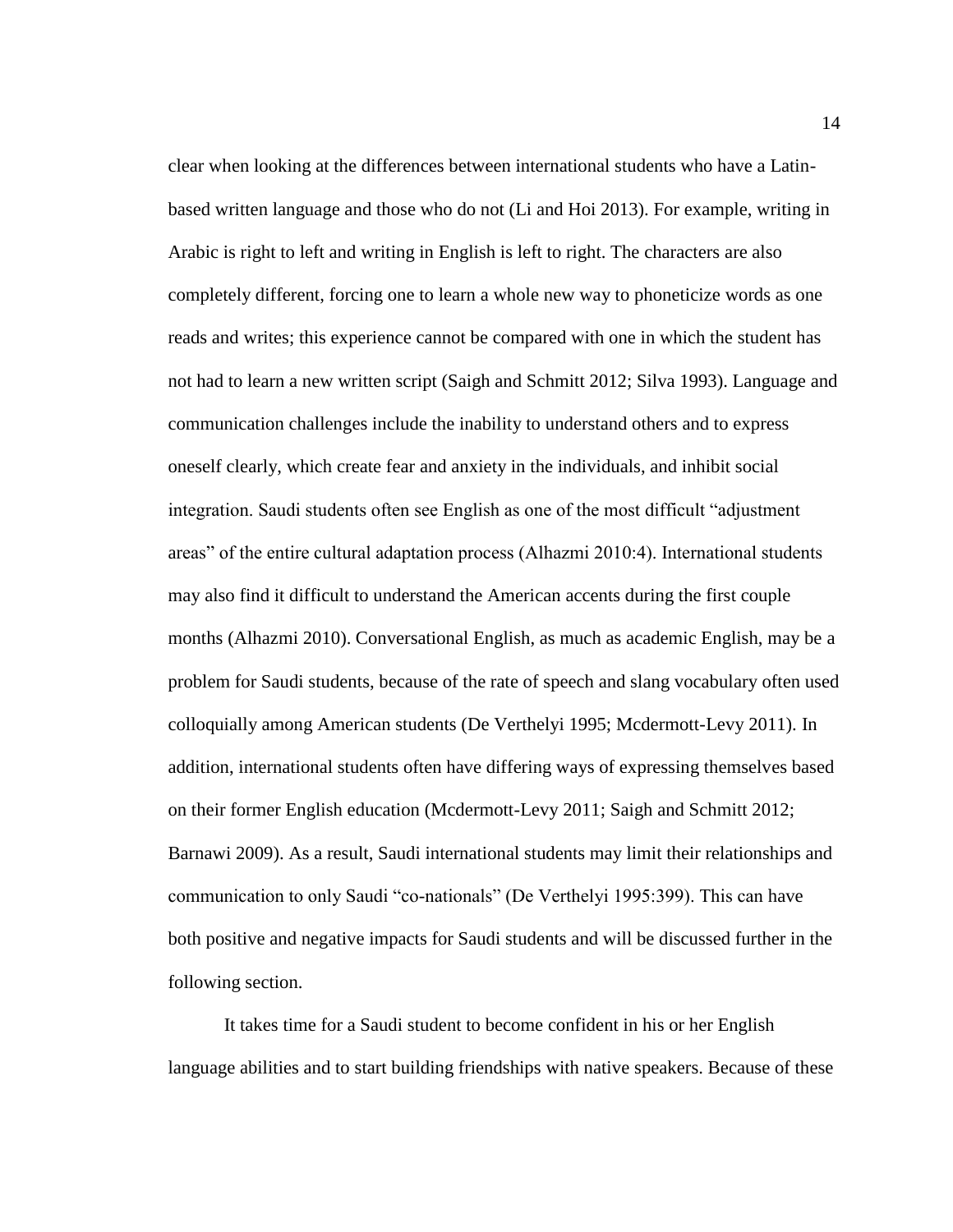clear when looking at the differences between international students who have a Latin-based written language and those who do not (Li and Hoi 2013). For example, writing in Arabic is right to left and writing in English is left to right. The characters are also completely different, forcing one to learn a whole new way to phoneticize words as one reads and writes; this experience cannot be compared with one in which the student has not had to learn a new written script (Saigh and Schmitt 2012; Silva 1993). Language and communication challenges include the inability to understand others and to express oneself clearly, which create fear and anxiety in the individuals, and inhibit social integration. Saudi students often see English as one of the most difficult "adjustment areas" of the entire cultural adaptation process (Alhazmi 2010:4). International students may also find it difficult to understand the American accents during the first couple months (Alhazmi 2010). Conversational English, as much as academic English, may be a problem for Saudi students, because of the rate of speech and slang vocabulary often used colloquially among American students (De Verthelyi 1995; Mcdermott-Levy 2011). In addition, international students often have differing ways of expressing themselves based on their former English education (Mcdermott-Levy 2011; Saigh and Schmitt 2012; Barnawi 2009). As a result, Saudi international students may limit their relationships and communication to only Saudi "co-nationals" (De Verthelyi 1995:399). This can have both positive and negative impacts for Saudi students and will be discussed further in the following section.

It takes time for a Saudi student to become confident in his or her English language abilities and to start building friendships with native speakers. Because of these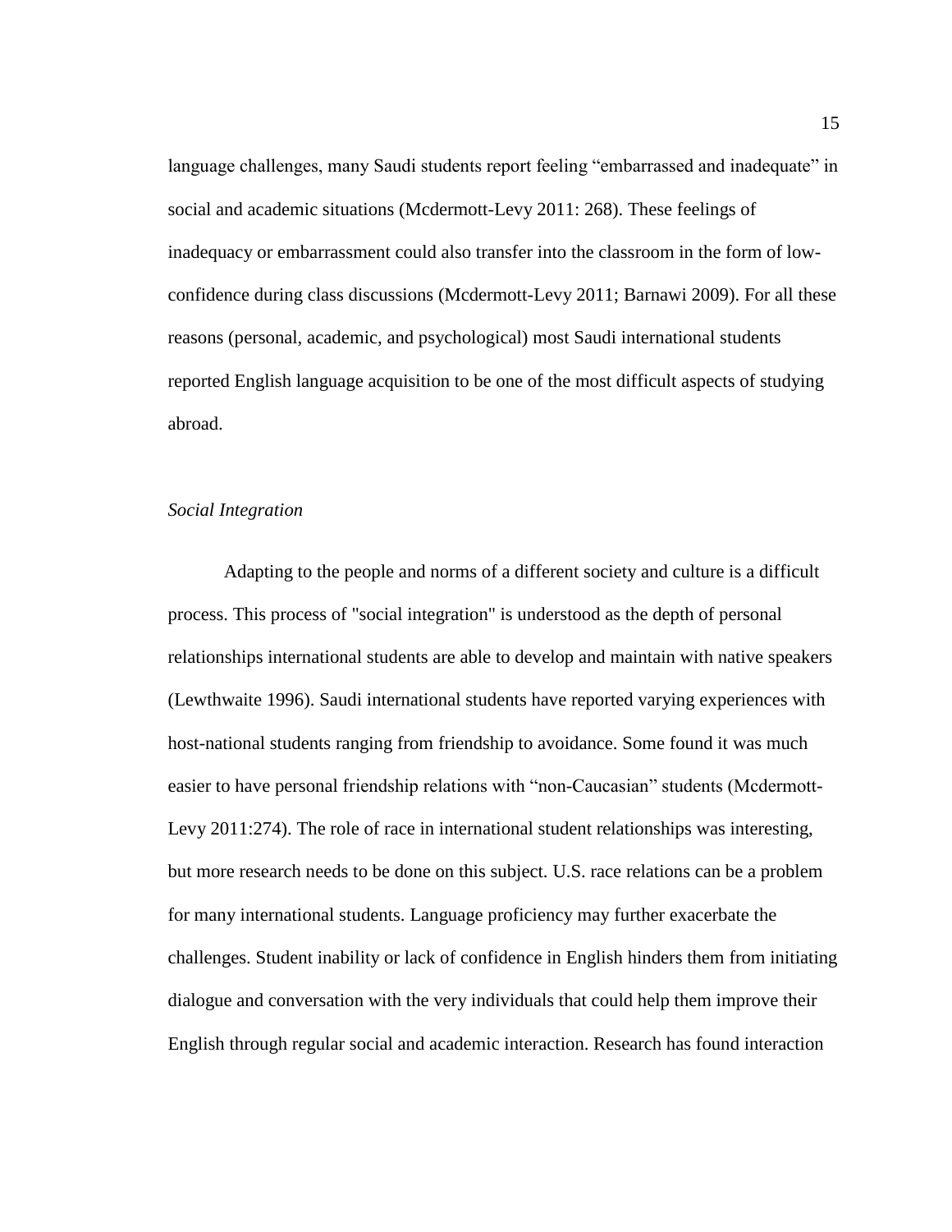language challenges, many Saudi students report feeling "embarrassed and inadequate" in social and academic situations (Mcdermott-Levy 2011: 268). These feelings of inadequacy or embarrassment could also transfer into the classroom in the form of low-confidence during class discussions (Mcdermott-Levy 2011; Barnawi 2009). For all these reasons (personal, academic, and psychological) most Saudi international students reported English language acquisition to be one of the most difficult aspects of studying abroad.

*Social Integration*

Adapting to the people and norms of a different society and culture is a difficult process. This process of "social integration" is understood as the depth of personal relationships international students are able to develop and maintain with native speakers (Lewthwaite 1996). Saudi international students have reported varying experiences with host-national students ranging from friendship to avoidance. Some found it was much easier to have personal friendship relations with "non-Caucasian" students (Mcdermott-Levy 2011:274). The role of race in international student relationships was interesting, but more research needs to be done on this subject. U.S. race relations can be a problem for many international students. Language proficiency may further exacerbate the challenges. Student inability or lack of confidence in English hinders them from initiating dialogue and conversation with the very individuals that could help them improve their English through regular social and academic interaction. Research has found interaction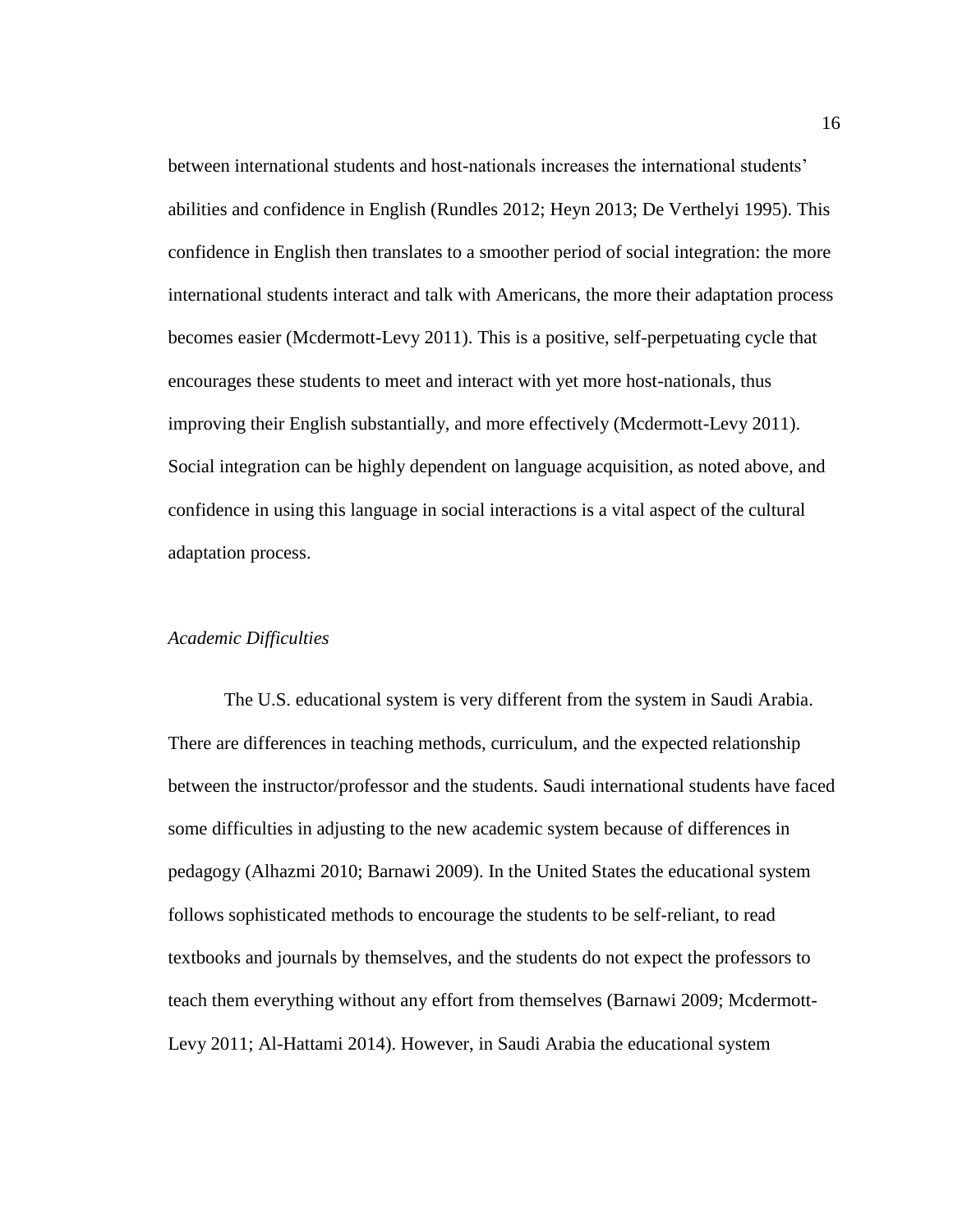between international students and host-nationals increases the international students' abilities and confidence in English (Rundles 2012; Heyn 2013; De Verthelyi 1995). This confidence in English then translates to a smoother period of social integration: the more international students interact and talk with Americans, the more their adaptation process becomes easier (Mcdermott-Levy 2011). This is a positive, self-perpetuating cycle that encourages these students to meet and interact with yet more host-nationals, thus improving their English substantially, and more effectively (Mcdermott-Levy 2011). Social integration can be highly dependent on language acquisition, as noted above, and confidence in using this language in social interactions is a vital aspect of the cultural adaptation process.

*Academic Difficulties*

The U.S. educational system is very different from the system in Saudi Arabia. There are differences in teaching methods, curriculum, and the expected relationship between the instructor/professor and the students. Saudi international students have faced some difficulties in adjusting to the new academic system because of differences in pedagogy (Alhazmi 2010; Barnawi 2009). In the United States the educational system follows sophisticated methods to encourage the students to be self-reliant, to read textbooks and journals by themselves, and the students do not expect the professors to teach them everything without any effort from themselves (Barnawi 2009; Mcdermott-Levy 2011; Al-Hattami 2014). However, in Saudi Arabia the educational system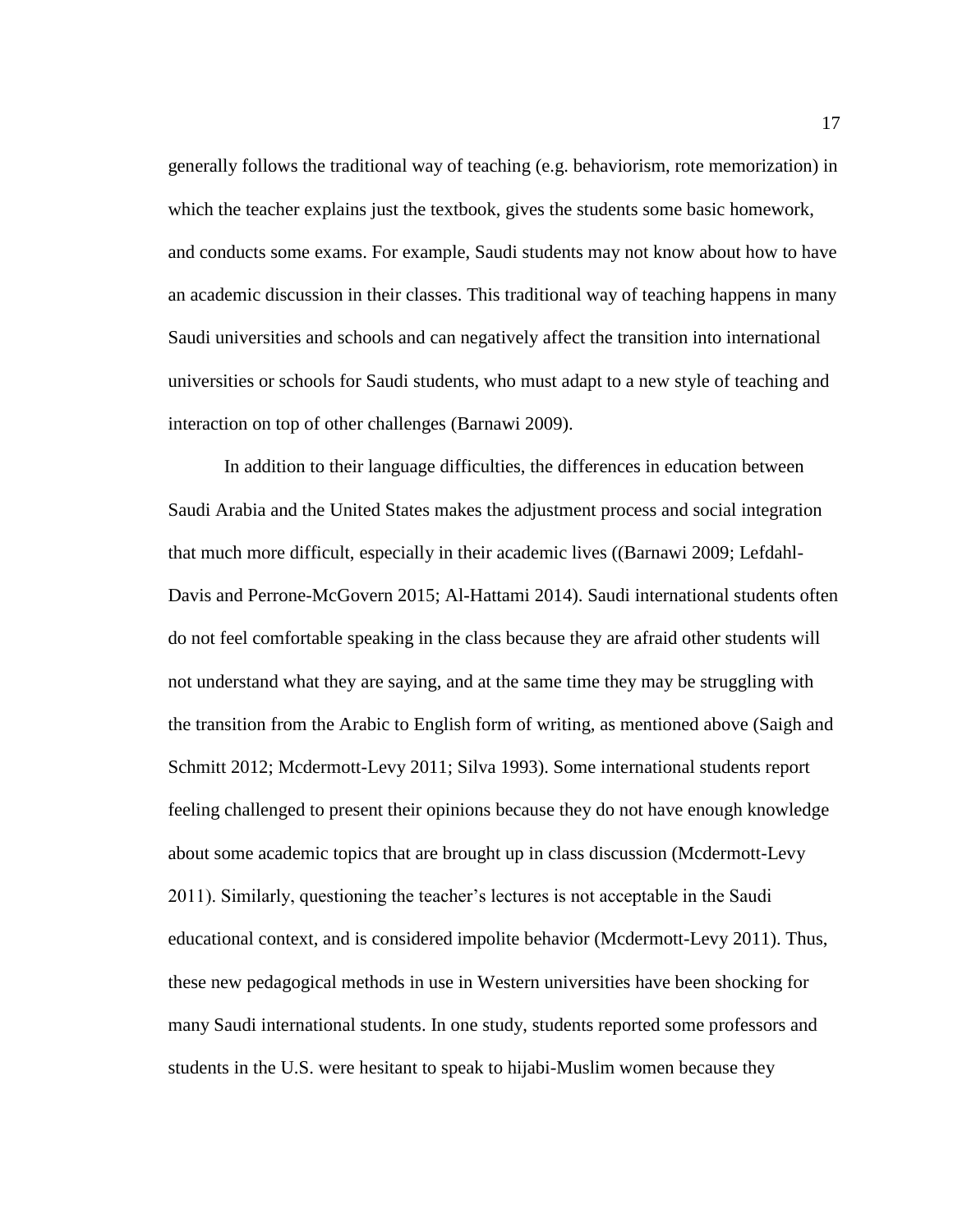generally follows the traditional way of teaching (e.g. behaviorism, rote memorization) in which the teacher explains just the textbook, gives the students some basic homework, and conducts some exams. For example, Saudi students may not know about how to have an academic discussion in their classes. This traditional way of teaching happens in many Saudi universities and schools and can negatively affect the transition into international universities or schools for Saudi students, who must adapt to a new style of teaching and interaction on top of other challenges (Barnawi 2009).

In addition to their language difficulties, the differences in education between Saudi Arabia and the United States makes the adjustment process and social integration that much more difficult, especially in their academic lives ((Barnawi 2009; Lefdahl-Davis and Perrone-McGovern 2015; Al-Hattami 2014). Saudi international students often do not feel comfortable speaking in the class because they are afraid other students will not understand what they are saying, and at the same time they may be struggling with the transition from the Arabic to English form of writing, as mentioned above (Saigh and Schmitt 2012; Mcdermott-Levy 2011; Silva 1993). Some international students report feeling challenged to present their opinions because they do not have enough knowledge about some academic topics that are brought up in class discussion (Mcdermott-Levy 2011). Similarly, questioning the teacher's lectures is not acceptable in the Saudi educational context, and is considered impolite behavior (Mcdermott-Levy 2011). Thus, these new pedagogical methods in use in Western universities have been shocking for many Saudi international students. In one study, students reported some professors and students in the U.S. were hesitant to speak to hijabi-Muslim women because they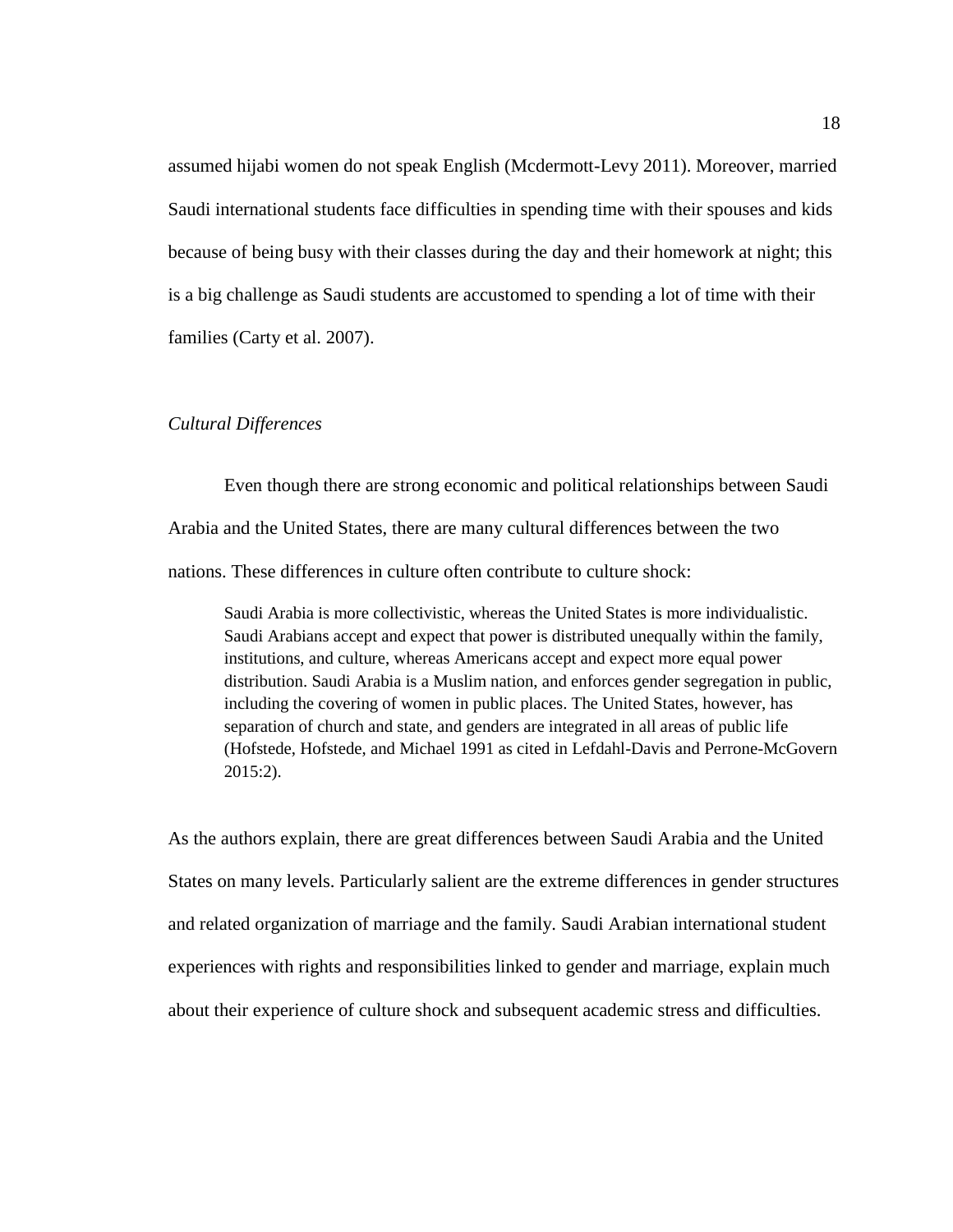assumed hijabi women do not speak English (Mcdermott-Levy 2011). Moreover, married Saudi international students face difficulties in spending time with their spouses and kids because of being busy with their classes during the day and their homework at night; this is a big challenge as Saudi students are accustomed to spending a lot of time with their families (Carty et al. 2007).

### *Cultural Differences*

Even though there are strong economic and political relationships between Saudi Arabia and the United States, there are many cultural differences between the two nations. These differences in culture often contribute to culture shock:

> Saudi Arabia is more collectivistic, whereas the United States is more individualistic. Saudi Arabians accept and expect that power is distributed unequally within the family, institutions, and culture, whereas Americans accept and expect more equal power distribution. Saudi Arabia is a Muslim nation, and enforces gender segregation in public, including the covering of women in public places. The United States, however, has separation of church and state, and genders are integrated in all areas of public life (Hofstede, Hofstede, and Michael 1991 as cited in Lefdahl-Davis and Perrone-McGovern 2015:2).

As the authors explain, there are great differences between Saudi Arabia and the United States on many levels. Particularly salient are the extreme differences in gender structures and related organization of marriage and the family. Saudi Arabian international student experiences with rights and responsibilities linked to gender and marriage, explain much about their experience of culture shock and subsequent academic stress and difficulties.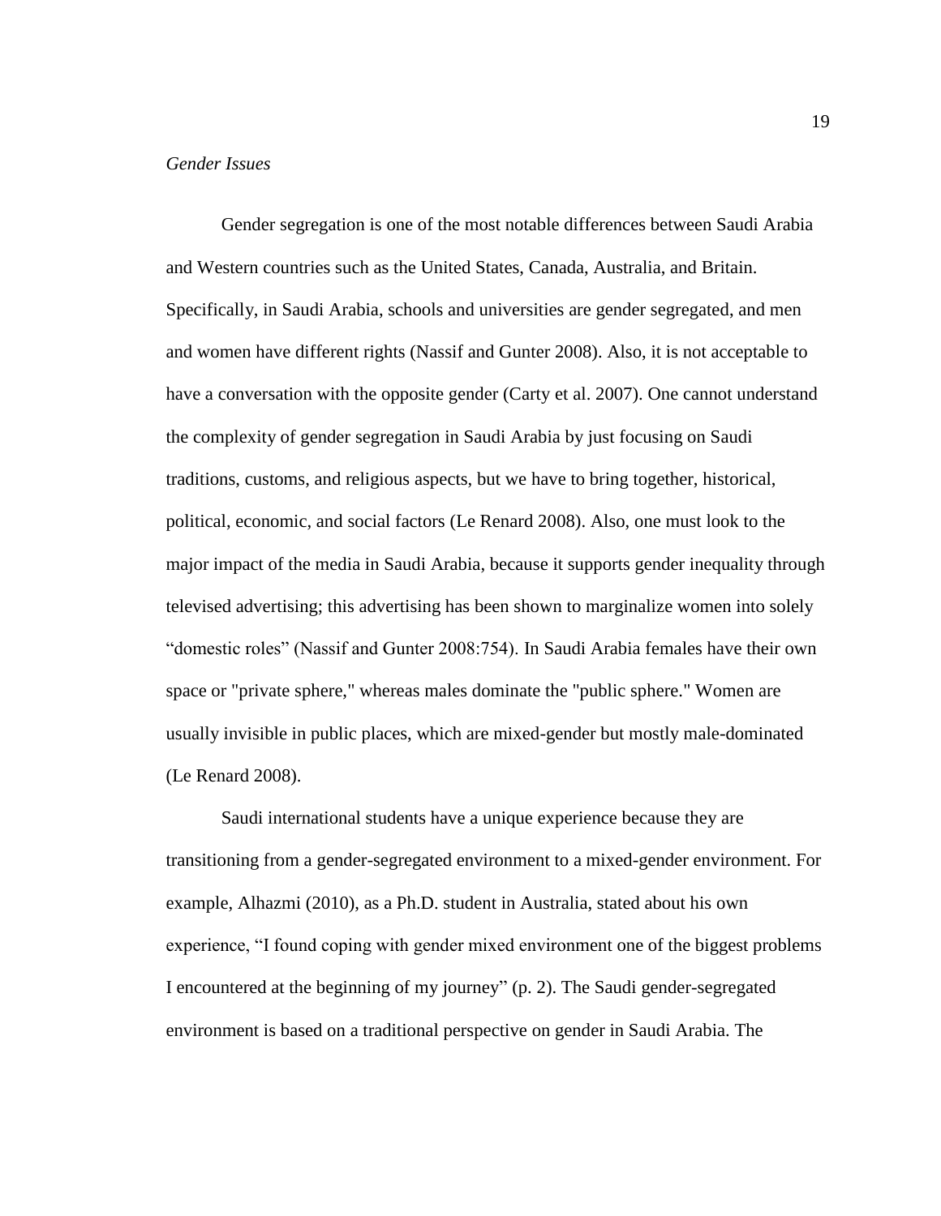*Gender Issues*

Gender segregation is one of the most notable differences between Saudi Arabia and Western countries such as the United States, Canada, Australia, and Britain. Specifically, in Saudi Arabia, schools and universities are gender segregated, and men and women have different rights (Nassif and Gunter 2008). Also, it is not acceptable to have a conversation with the opposite gender (Carty et al. 2007). One cannot understand the complexity of gender segregation in Saudi Arabia by just focusing on Saudi traditions, customs, and religious aspects, but we have to bring together, historical, political, economic, and social factors (Le Renard 2008). Also, one must look to the major impact of the media in Saudi Arabia, because it supports gender inequality through televised advertising; this advertising has been shown to marginalize women into solely "domestic roles" (Nassif and Gunter 2008:754). In Saudi Arabia females have their own space or "private sphere," whereas males dominate the "public sphere." Women are usually invisible in public places, which are mixed-gender but mostly male-dominated (Le Renard 2008).

Saudi international students have a unique experience because they are transitioning from a gender-segregated environment to a mixed-gender environment. For example, Alhazmi (2010), as a Ph.D. student in Australia, stated about his own experience, "I found coping with gender mixed environment one of the biggest problems I encountered at the beginning of my journey" (p. 2). The Saudi gender-segregated environment is based on a traditional perspective on gender in Saudi Arabia. The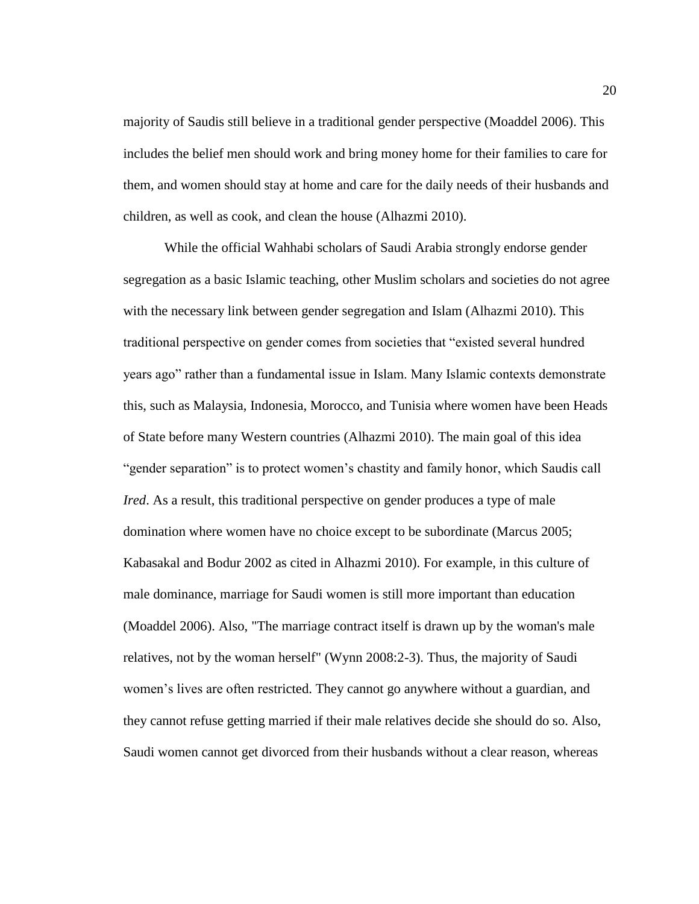majority of Saudis still believe in a traditional gender perspective (Moaddel 2006). This includes the belief men should work and bring money home for their families to care for them, and women should stay at home and care for the daily needs of their husbands and children, as well as cook, and clean the house (Alhazmi 2010).

While the official Wahhabi scholars of Saudi Arabia strongly endorse gender segregation as a basic Islamic teaching, other Muslim scholars and societies do not agree with the necessary link between gender segregation and Islam (Alhazmi 2010). This traditional perspective on gender comes from societies that "existed several hundred years ago" rather than a fundamental issue in Islam. Many Islamic contexts demonstrate this, such as Malaysia, Indonesia, Morocco, and Tunisia where women have been Heads of State before many Western countries (Alhazmi 2010). The main goal of this idea "gender separation" is to protect women's chastity and family honor, which Saudis call *Ired*. As a result, this traditional perspective on gender produces a type of male domination where women have no choice except to be subordinate (Marcus 2005; Kabasakal and Bodur 2002 as cited in Alhazmi 2010). For example, in this culture of male dominance, marriage for Saudi women is still more important than education (Moaddel 2006). Also, "The marriage contract itself is drawn up by the woman's male relatives, not by the woman herself" (Wynn 2008:2-3). Thus, the majority of Saudi women's lives are often restricted. They cannot go anywhere without a guardian, and they cannot refuse getting married if their male relatives decide she should do so. Also, Saudi women cannot get divorced from their husbands without a clear reason, whereas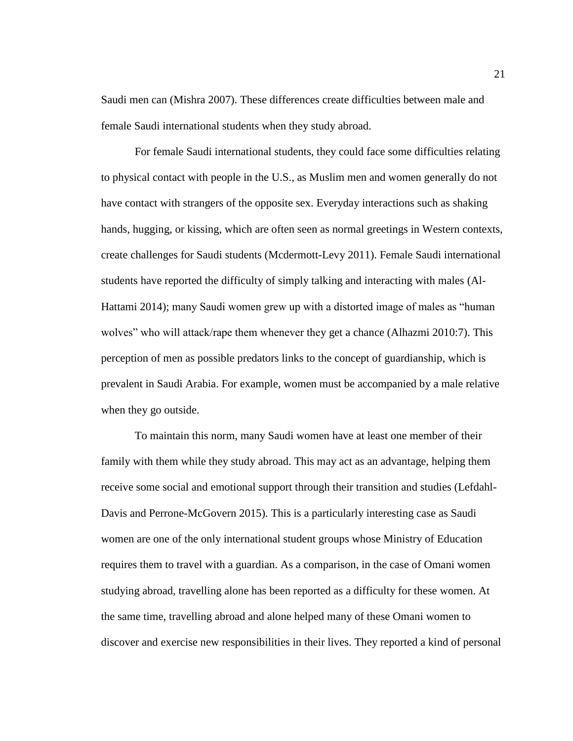Saudi men can (Mishra 2007). These differences create difficulties between male and female Saudi international students when they study abroad.

For female Saudi international students, they could face some difficulties relating to physical contact with people in the U.S., as Muslim men and women generally do not have contact with strangers of the opposite sex. Everyday interactions such as shaking hands, hugging, or kissing, which are often seen as normal greetings in Western contexts, create challenges for Saudi students (Mcdermott-Levy 2011). Female Saudi international students have reported the difficulty of simply talking and interacting with males (Al-Hattami 2014); many Saudi women grew up with a distorted image of males as "human wolves" who will attack/rape them whenever they get a chance (Alhazmi 2010:7). This perception of men as possible predators links to the concept of guardianship, which is prevalent in Saudi Arabia. For example, women must be accompanied by a male relative when they go outside.

To maintain this norm, many Saudi women have at least one member of their family with them while they study abroad. This may act as an advantage, helping them receive some social and emotional support through their transition and studies (Lefdahl-Davis and Perrone-McGovern 2015). This is a particularly interesting case as Saudi women are one of the only international student groups whose Ministry of Education requires them to travel with a guardian. As a comparison, in the case of Omani women studying abroad, travelling alone has been reported as a difficulty for these women. At the same time, travelling abroad and alone helped many of these Omani women to discover and exercise new responsibilities in their lives. They reported a kind of personal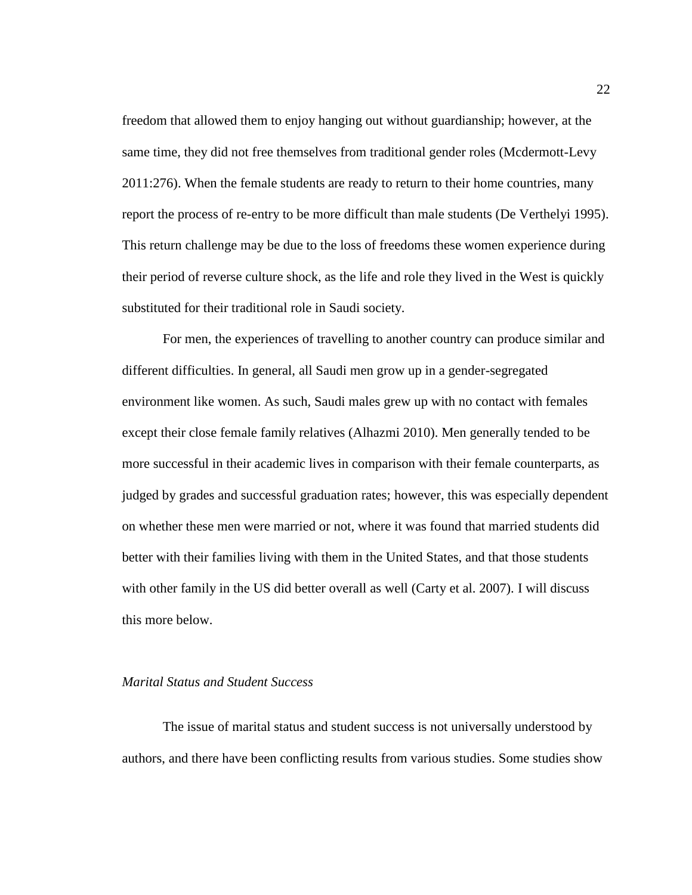freedom that allowed them to enjoy hanging out without guardianship; however, at the same time, they did not free themselves from traditional gender roles (Mcdermott-Levy 2011:276). When the female students are ready to return to their home countries, many report the process of re-entry to be more difficult than male students (De Verthelyi 1995). This return challenge may be due to the loss of freedoms these women experience during their period of reverse culture shock, as the life and role they lived in the West is quickly substituted for their traditional role in Saudi society.

For men, the experiences of travelling to another country can produce similar and different difficulties. In general, all Saudi men grow up in a gender-segregated environment like women. As such, Saudi males grew up with no contact with females except their close female family relatives (Alhazmi 2010). Men generally tended to be more successful in their academic lives in comparison with their female counterparts, as judged by grades and successful graduation rates; however, this was especially dependent on whether these men were married or not, where it was found that married students did better with their families living with them in the United States, and that those students with other family in the US did better overall as well (Carty et al. 2007). I will discuss this more below.

*Marital Status and Student Success*

The issue of marital status and student success is not universally understood by authors, and there have been conflicting results from various studies. Some studies show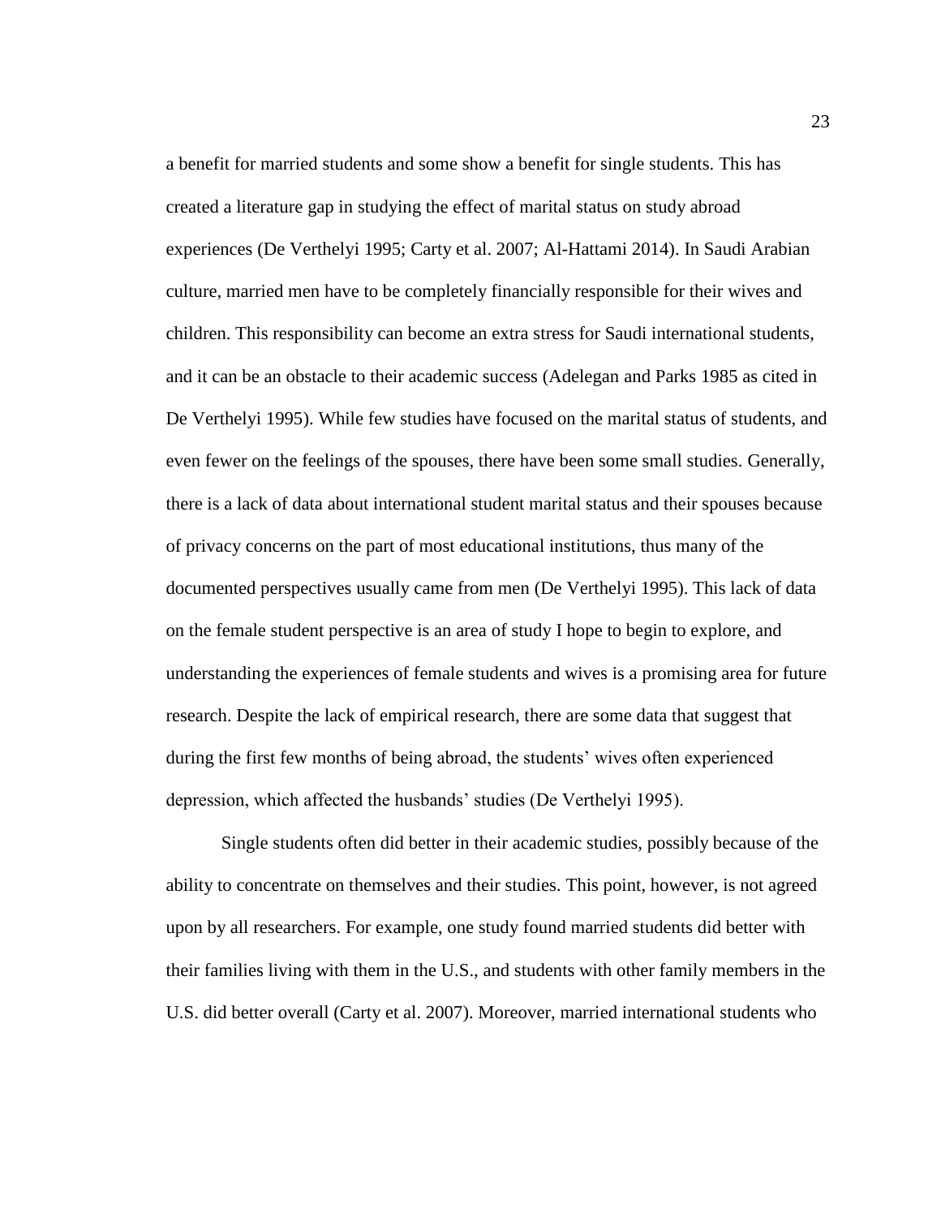a benefit for married students and some show a benefit for single students. This has created a literature gap in studying the effect of marital status on study abroad experiences (De Verthelyi 1995; Carty et al. 2007; Al-Hattami 2014). In Saudi Arabian culture, married men have to be completely financially responsible for their wives and children. This responsibility can become an extra stress for Saudi international students, and it can be an obstacle to their academic success (Adelegan and Parks 1985 as cited in De Verthelyi 1995). While few studies have focused on the marital status of students, and even fewer on the feelings of the spouses, there have been some small studies. Generally, there is a lack of data about international student marital status and their spouses because of privacy concerns on the part of most educational institutions, thus many of the documented perspectives usually came from men (De Verthelyi 1995). This lack of data on the female student perspective is an area of study I hope to begin to explore, and understanding the experiences of female students and wives is a promising area for future research. Despite the lack of empirical research, there are some data that suggest that during the first few months of being abroad, the students' wives often experienced depression, which affected the husbands' studies (De Verthelyi 1995).

Single students often did better in their academic studies, possibly because of the ability to concentrate on themselves and their studies. This point, however, is not agreed upon by all researchers. For example, one study found married students did better with their families living with them in the U.S., and students with other family members in the U.S. did better overall (Carty et al. 2007). Moreover, married international students who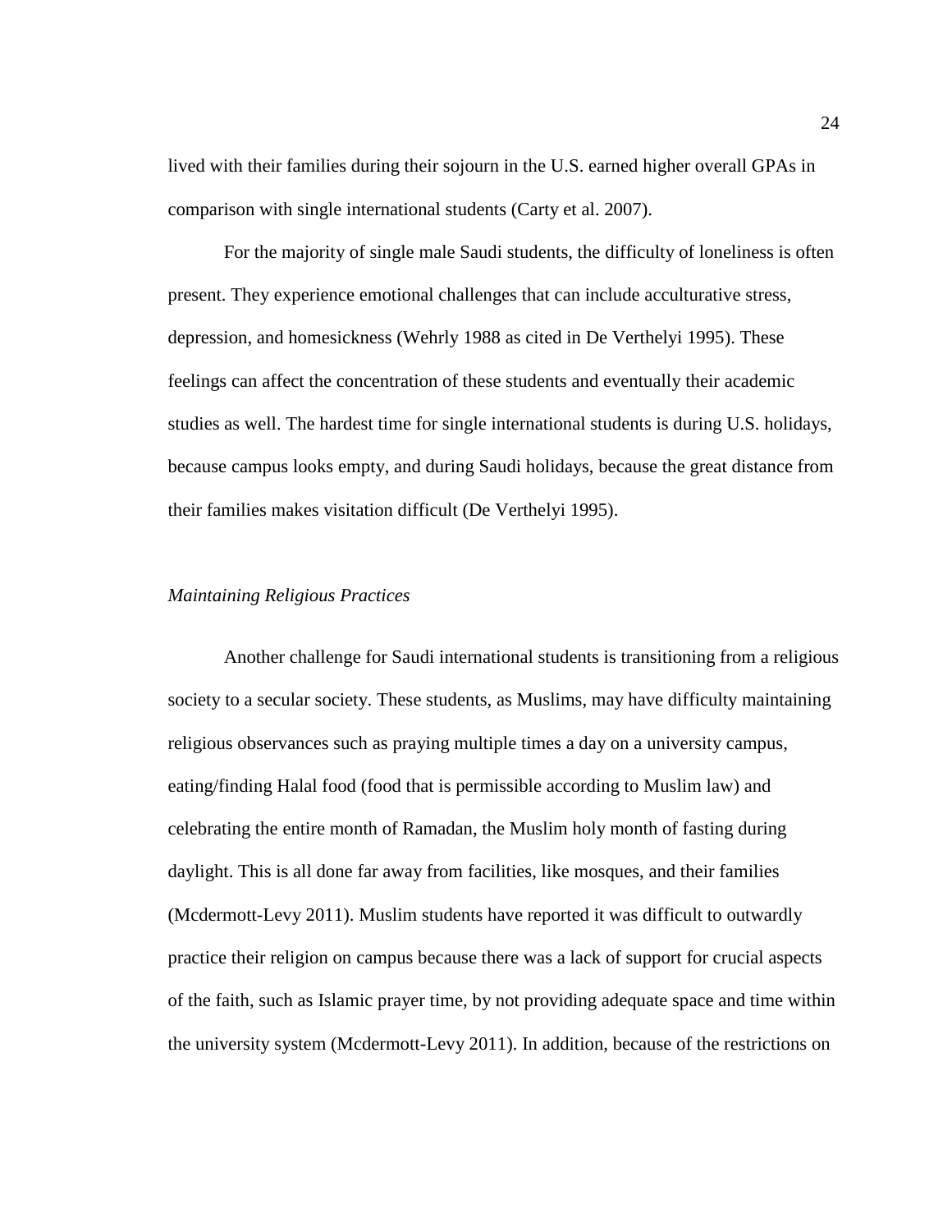lived with their families during their sojourn in the U.S. earned higher overall GPAs in comparison with single international students (Carty et al. 2007).

For the majority of single male Saudi students, the difficulty of loneliness is often present. They experience emotional challenges that can include acculturative stress, depression, and homesickness (Wehrly 1988 as cited in De Verthelyi 1995). These feelings can affect the concentration of these students and eventually their academic studies as well. The hardest time for single international students is during U.S. holidays, because campus looks empty, and during Saudi holidays, because the great distance from their families makes visitation difficult (De Verthelyi 1995).

### *Maintaining Religious Practices*

Another challenge for Saudi international students is transitioning from a religious society to a secular society. These students, as Muslims, may have difficulty maintaining religious observances such as praying multiple times a day on a university campus, eating/finding Halal food (food that is permissible according to Muslim law) and celebrating the entire month of Ramadan, the Muslim holy month of fasting during daylight. This is all done far away from facilities, like mosques, and their families (Mcdermott-Levy 2011). Muslim students have reported it was difficult to outwardly practice their religion on campus because there was a lack of support for crucial aspects of the faith, such as Islamic prayer time, by not providing adequate space and time within the university system (Mcdermott-Levy 2011). In addition, because of the restrictions on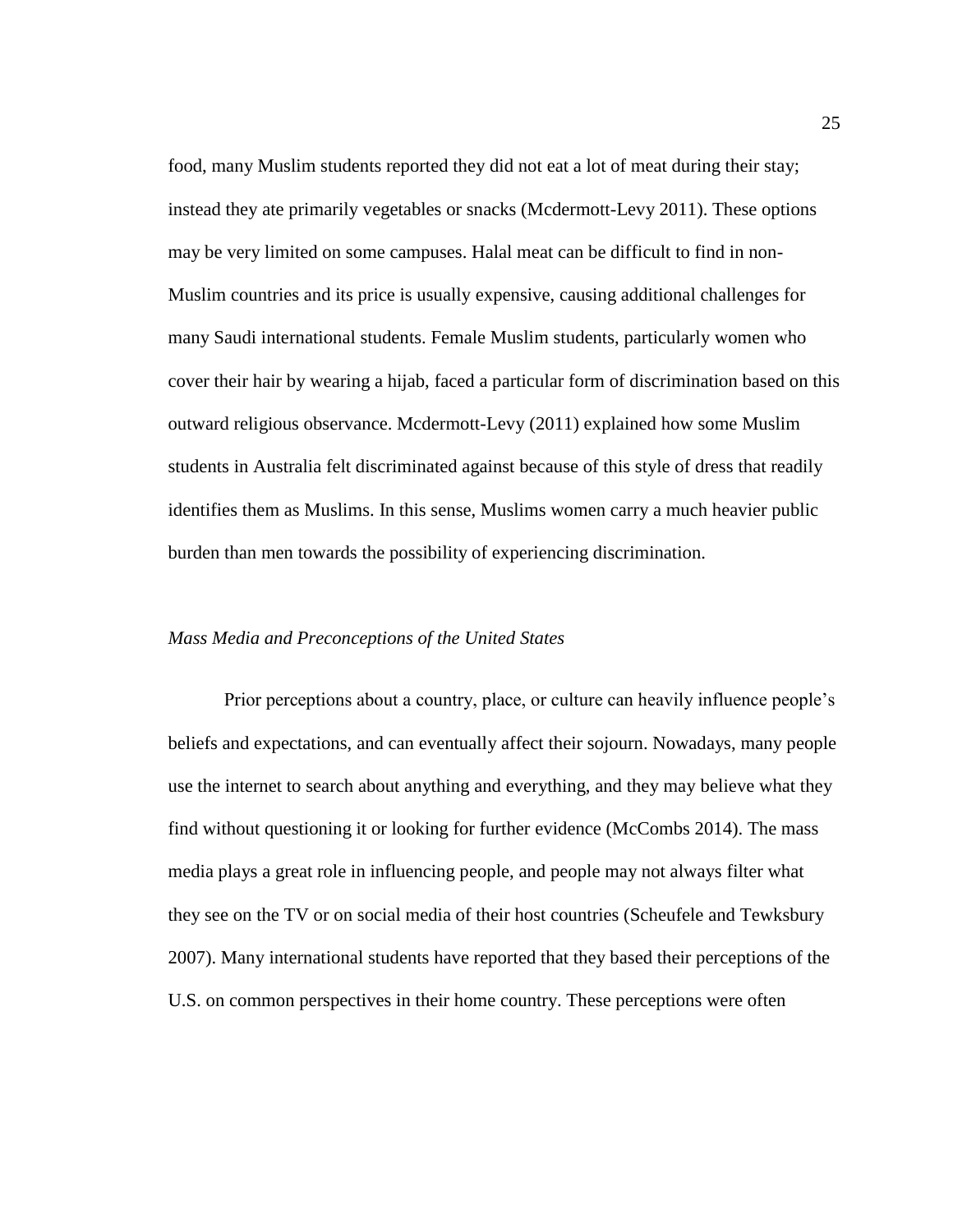food, many Muslim students reported they did not eat a lot of meat during their stay; instead they ate primarily vegetables or snacks (Mcdermott-Levy 2011). These options may be very limited on some campuses. Halal meat can be difficult to find in non-Muslim countries and its price is usually expensive, causing additional challenges for many Saudi international students. Female Muslim students, particularly women who cover their hair by wearing a hijab, faced a particular form of discrimination based on this outward religious observance. Mcdermott-Levy (2011) explained how some Muslim students in Australia felt discriminated against because of this style of dress that readily identifies them as Muslims. In this sense, Muslims women carry a much heavier public burden than men towards the possibility of experiencing discrimination.

*Mass Media and Preconceptions of the United States*

Prior perceptions about a country, place, or culture can heavily influence people's beliefs and expectations, and can eventually affect their sojourn. Nowadays, many people use the internet to search about anything and everything, and they may believe what they find without questioning it or looking for further evidence (McCombs 2014). The mass media plays a great role in influencing people, and people may not always filter what they see on the TV or on social media of their host countries (Scheufele and Tewksbury 2007). Many international students have reported that they based their perceptions of the U.S. on common perspectives in their home country. These perceptions were often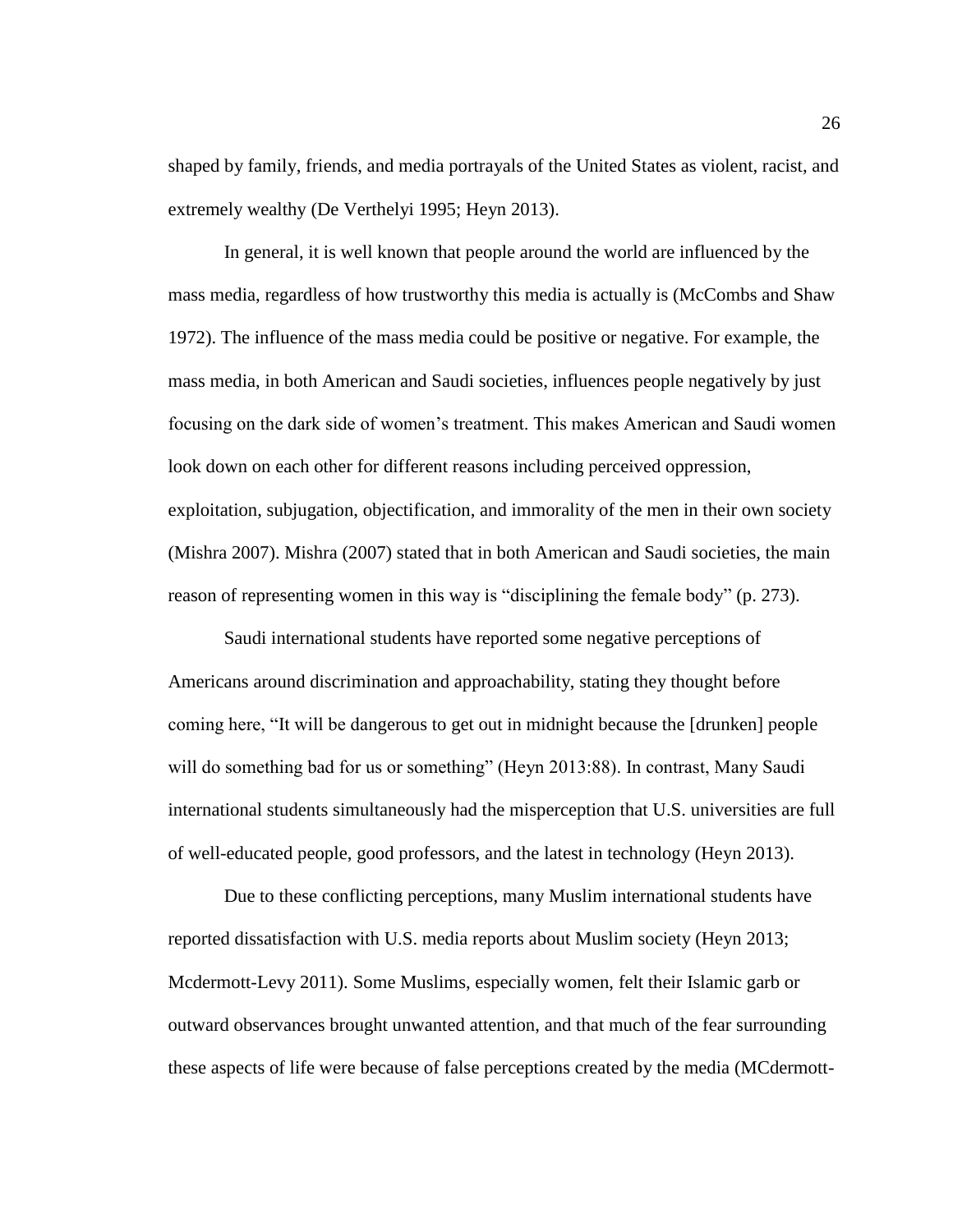shaped by family, friends, and media portrayals of the United States as violent, racist, and extremely wealthy (De Verthelyi 1995; Heyn 2013).

In general, it is well known that people around the world are influenced by the mass media, regardless of how trustworthy this media is actually is (McCombs and Shaw 1972). The influence of the mass media could be positive or negative. For example, the mass media, in both American and Saudi societies, influences people negatively by just focusing on the dark side of women's treatment. This makes American and Saudi women look down on each other for different reasons including perceived oppression, exploitation, subjugation, objectification, and immorality of the men in their own society (Mishra 2007). Mishra (2007) stated that in both American and Saudi societies, the main reason of representing women in this way is "disciplining the female body" (p. 273).

Saudi international students have reported some negative perceptions of Americans around discrimination and approachability, stating they thought before coming here, "It will be dangerous to get out in midnight because the [drunken] people will do something bad for us or something" (Heyn 2013:88). In contrast, Many Saudi international students simultaneously had the misperception that U.S. universities are full of well-educated people, good professors, and the latest in technology (Heyn 2013).

Due to these conflicting perceptions, many Muslim international students have reported dissatisfaction with U.S. media reports about Muslim society (Heyn 2013; Mcdermott-Levy 2011). Some Muslims, especially women, felt their Islamic garb or outward observances brought unwanted attention, and that much of the fear surrounding these aspects of life were because of false perceptions created by the media (MCdermott-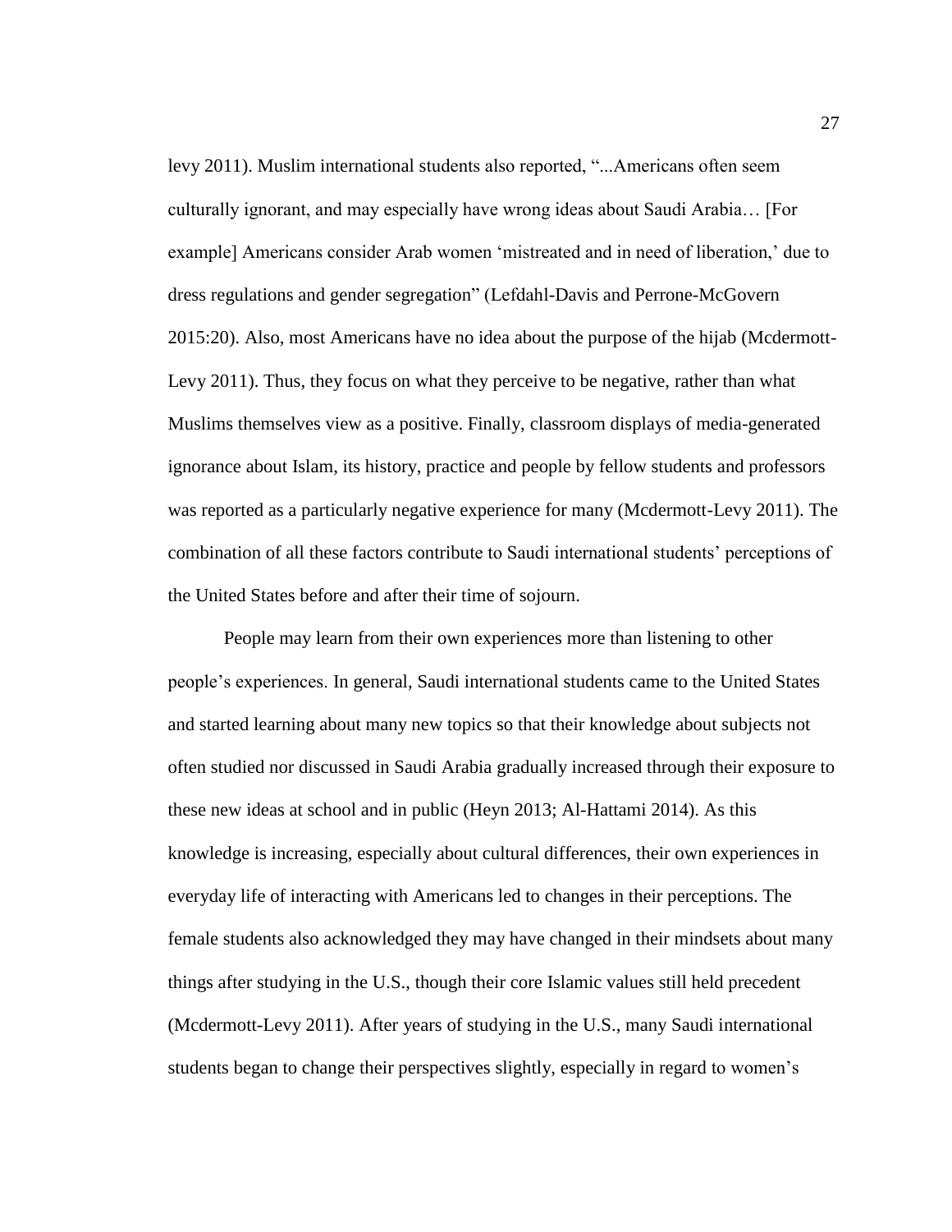levy 2011). Muslim international students also reported, "...Americans often seem culturally ignorant, and may especially have wrong ideas about Saudi Arabia… [For example] Americans consider Arab women 'mistreated and in need of liberation,' due to dress regulations and gender segregation" (Lefdahl-Davis and Perrone-McGovern 2015:20). Also, most Americans have no idea about the purpose of the hijab (Mcdermott-Levy 2011). Thus, they focus on what they perceive to be negative, rather than what Muslims themselves view as a positive. Finally, classroom displays of media-generated ignorance about Islam, its history, practice and people by fellow students and professors was reported as a particularly negative experience for many (Mcdermott-Levy 2011). The combination of all these factors contribute to Saudi international students' perceptions of the United States before and after their time of sojourn.

People may learn from their own experiences more than listening to other people's experiences. In general, Saudi international students came to the United States and started learning about many new topics so that their knowledge about subjects not often studied nor discussed in Saudi Arabia gradually increased through their exposure to these new ideas at school and in public (Heyn 2013; Al-Hattami 2014). As this knowledge is increasing, especially about cultural differences, their own experiences in everyday life of interacting with Americans led to changes in their perceptions. The female students also acknowledged they may have changed in their mindsets about many things after studying in the U.S., though their core Islamic values still held precedent (Mcdermott-Levy 2011). After years of studying in the U.S., many Saudi international students began to change their perspectives slightly, especially in regard to women's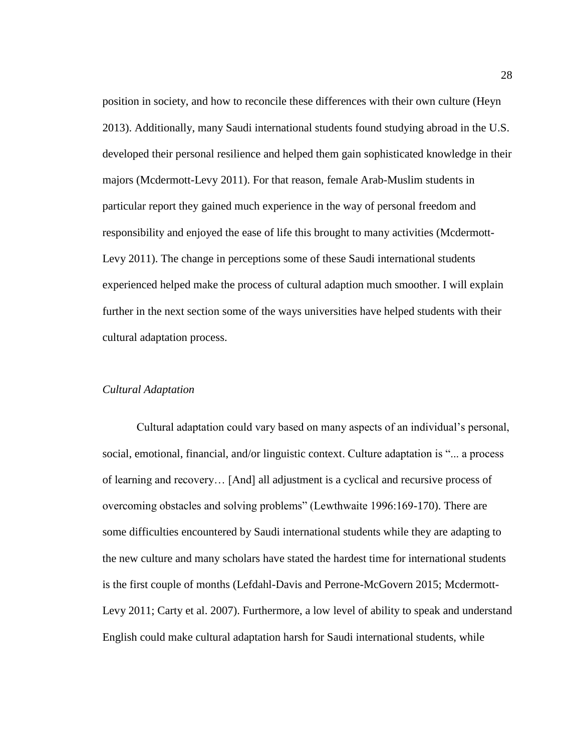position in society, and how to reconcile these differences with their own culture (Heyn 2013). Additionally, many Saudi international students found studying abroad in the U.S. developed their personal resilience and helped them gain sophisticated knowledge in their majors (Mcdermott-Levy 2011). For that reason, female Arab-Muslim students in particular report they gained much experience in the way of personal freedom and responsibility and enjoyed the ease of life this brought to many activities (Mcdermott-Levy 2011). The change in perceptions some of these Saudi international students experienced helped make the process of cultural adaption much smoother. I will explain further in the next section some of the ways universities have helped students with their cultural adaptation process.

### *Cultural Adaptation*

Cultural adaptation could vary based on many aspects of an individual's personal, social, emotional, financial, and/or linguistic context. Culture adaptation is "... a process of learning and recovery… [And] all adjustment is a cyclical and recursive process of overcoming obstacles and solving problems" (Lewthwaite 1996:169-170). There are some difficulties encountered by Saudi international students while they are adapting to the new culture and many scholars have stated the hardest time for international students is the first couple of months (Lefdahl-Davis and Perrone-McGovern 2015; Mcdermott-Levy 2011; Carty et al. 2007). Furthermore, a low level of ability to speak and understand English could make cultural adaptation harsh for Saudi international students, while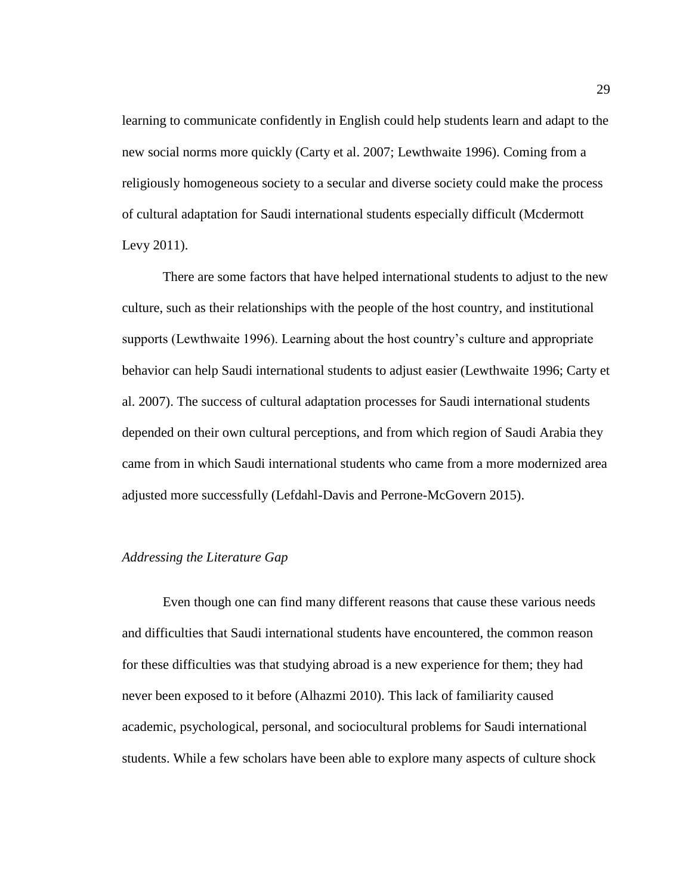learning to communicate confidently in English could help students learn and adapt to the new social norms more quickly (Carty et al. 2007; Lewthwaite 1996). Coming from a religiously homogeneous society to a secular and diverse society could make the process of cultural adaptation for Saudi international students especially difficult (Mcdermott Levy 2011).

There are some factors that have helped international students to adjust to the new culture, such as their relationships with the people of the host country, and institutional supports (Lewthwaite 1996). Learning about the host country's culture and appropriate behavior can help Saudi international students to adjust easier (Lewthwaite 1996; Carty et al. 2007). The success of cultural adaptation processes for Saudi international students depended on their own cultural perceptions, and from which region of Saudi Arabia they came from in which Saudi international students who came from a more modernized area adjusted more successfully (Lefdahl-Davis and Perrone-McGovern 2015).

### *Addressing the Literature Gap*

Even though one can find many different reasons that cause these various needs and difficulties that Saudi international students have encountered, the common reason for these difficulties was that studying abroad is a new experience for them; they had never been exposed to it before (Alhazmi 2010). This lack of familiarity caused academic, psychological, personal, and sociocultural problems for Saudi international students. While a few scholars have been able to explore many aspects of culture shock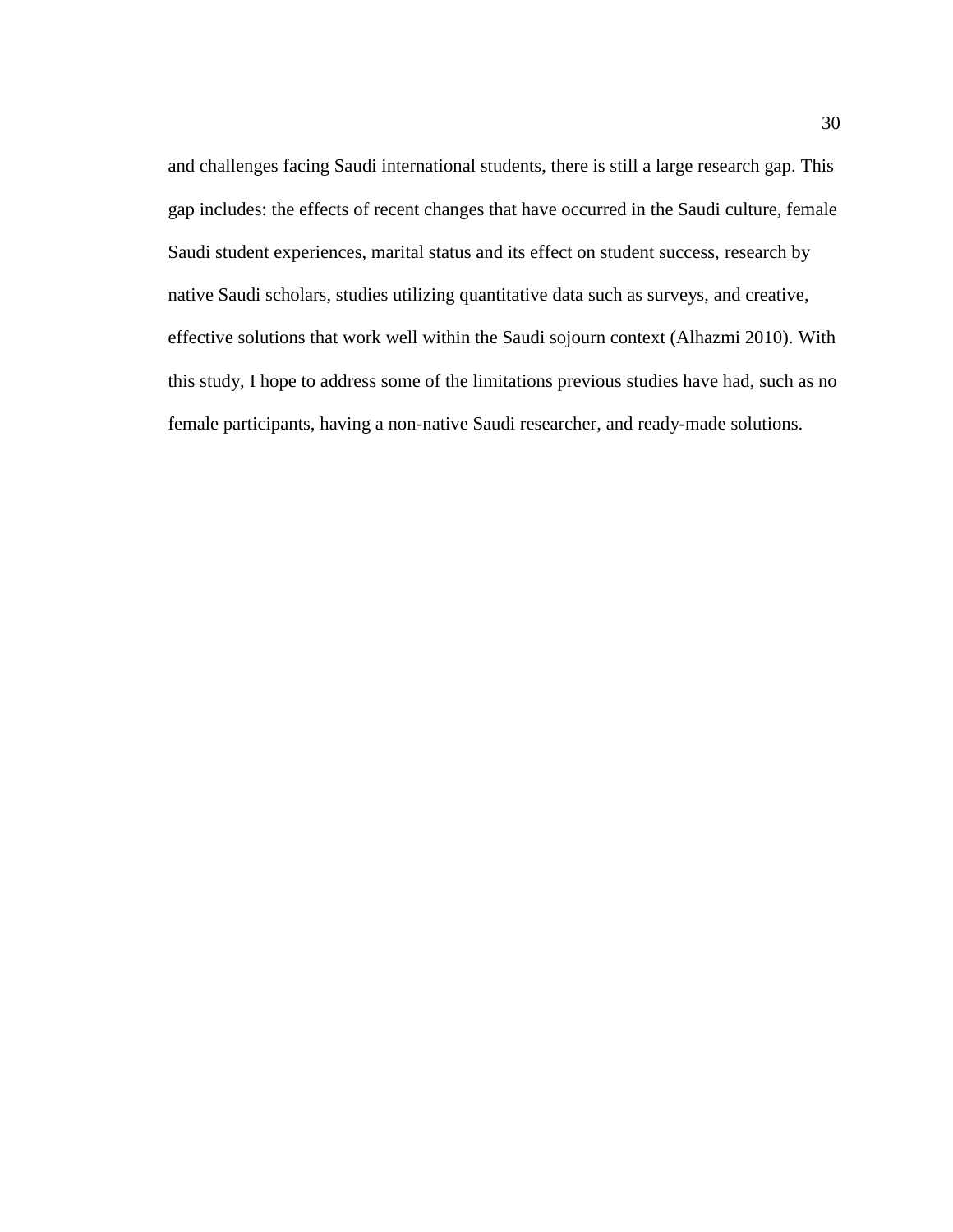and challenges facing Saudi international students, there is still a large research gap. This gap includes: the effects of recent changes that have occurred in the Saudi culture, female Saudi student experiences, marital status and its effect on student success, research by native Saudi scholars, studies utilizing quantitative data such as surveys, and creative, effective solutions that work well within the Saudi sojourn context (Alhazmi 2010). With this study, I hope to address some of the limitations previous studies have had, such as no female participants, having a non-native Saudi researcher, and ready-made solutions.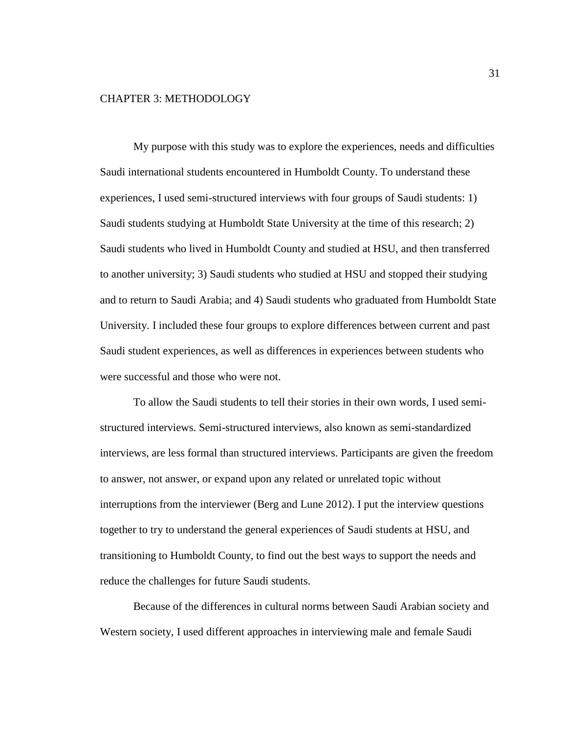# CHAPTER 3: METHODOLOGY

My purpose with this study was to explore the experiences, needs and difficulties Saudi international students encountered in Humboldt County. To understand these experiences, I used semi-structured interviews with four groups of Saudi students: 1) Saudi students studying at Humboldt State University at the time of this research; 2) Saudi students who lived in Humboldt County and studied at HSU, and then transferred to another university; 3) Saudi students who studied at HSU and stopped their studying and to return to Saudi Arabia; and 4) Saudi students who graduated from Humboldt State University. I included these four groups to explore differences between current and past Saudi student experiences, as well as differences in experiences between students who were successful and those who were not.

To allow the Saudi students to tell their stories in their own words, I used semi-structured interviews. Semi-structured interviews, also known as semi-standardized interviews, are less formal than structured interviews. Participants are given the freedom to answer, not answer, or expand upon any related or unrelated topic without interruptions from the interviewer (Berg and Lune 2012). I put the interview questions together to try to understand the general experiences of Saudi students at HSU, and transitioning to Humboldt County, to find out the best ways to support the needs and reduce the challenges for future Saudi students.

Because of the differences in cultural norms between Saudi Arabian society and Western society, I used different approaches in interviewing male and female Saudi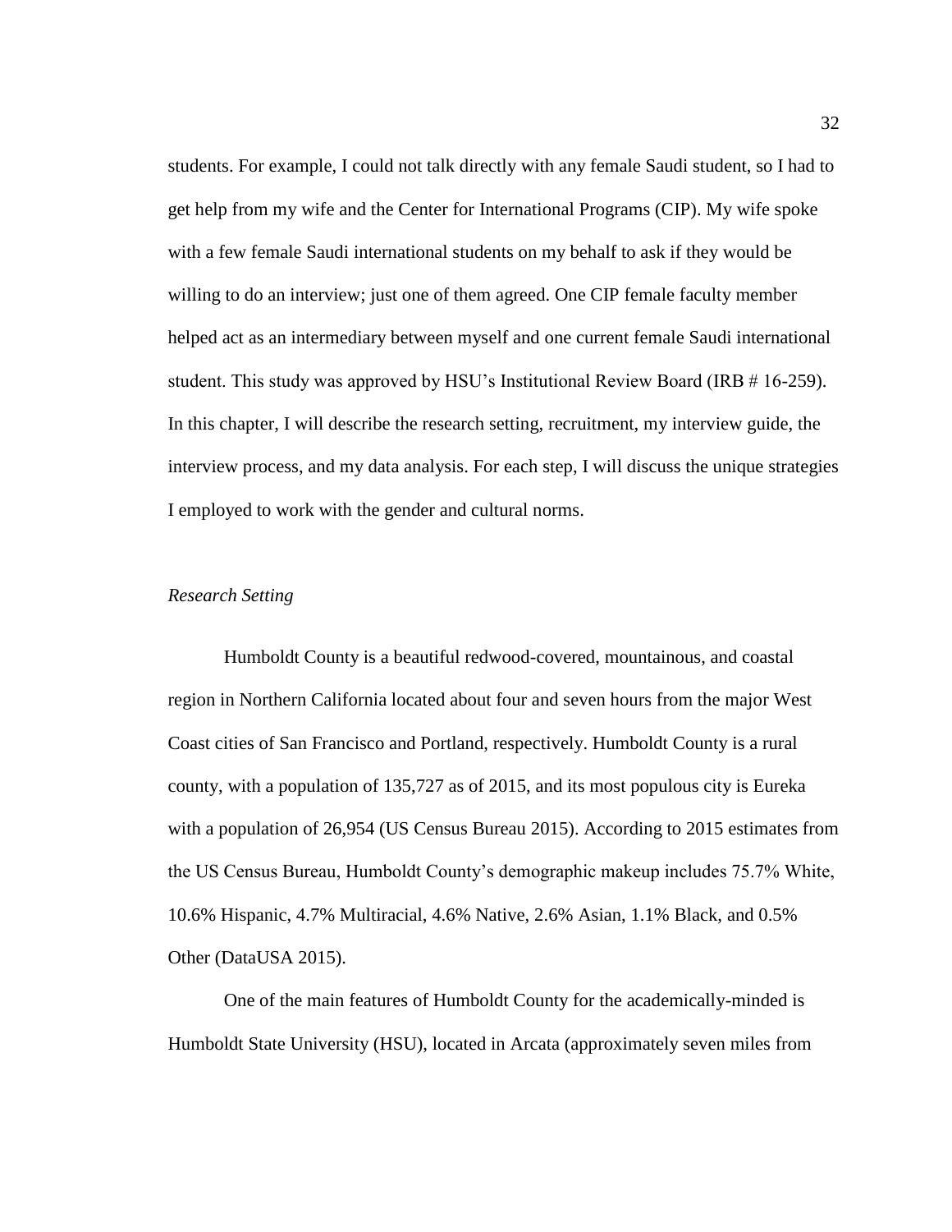students. For example, I could not talk directly with any female Saudi student, so I had to get help from my wife and the Center for International Programs (CIP). My wife spoke with a few female Saudi international students on my behalf to ask if they would be willing to do an interview; just one of them agreed. One CIP female faculty member helped act as an intermediary between myself and one current female Saudi international student. This study was approved by HSU's Institutional Review Board (IRB # 16-259). In this chapter, I will describe the research setting, recruitment, my interview guide, the interview process, and my data analysis. For each step, I will discuss the unique strategies I employed to work with the gender and cultural norms.

### *Research Setting*

Humboldt County is a beautiful redwood-covered, mountainous, and coastal region in Northern California located about four and seven hours from the major West Coast cities of San Francisco and Portland, respectively. Humboldt County is a rural county, with a population of 135,727 as of 2015, and its most populous city is Eureka with a population of 26,954 (US Census Bureau 2015). According to 2015 estimates from the US Census Bureau, Humboldt County's demographic makeup includes 75.7% White, 10.6% Hispanic, 4.7% Multiracial, 4.6% Native, 2.6% Asian, 1.1% Black, and 0.5% Other (DataUSA 2015).

One of the main features of Humboldt County for the academically-minded is Humboldt State University (HSU), located in Arcata (approximately seven miles from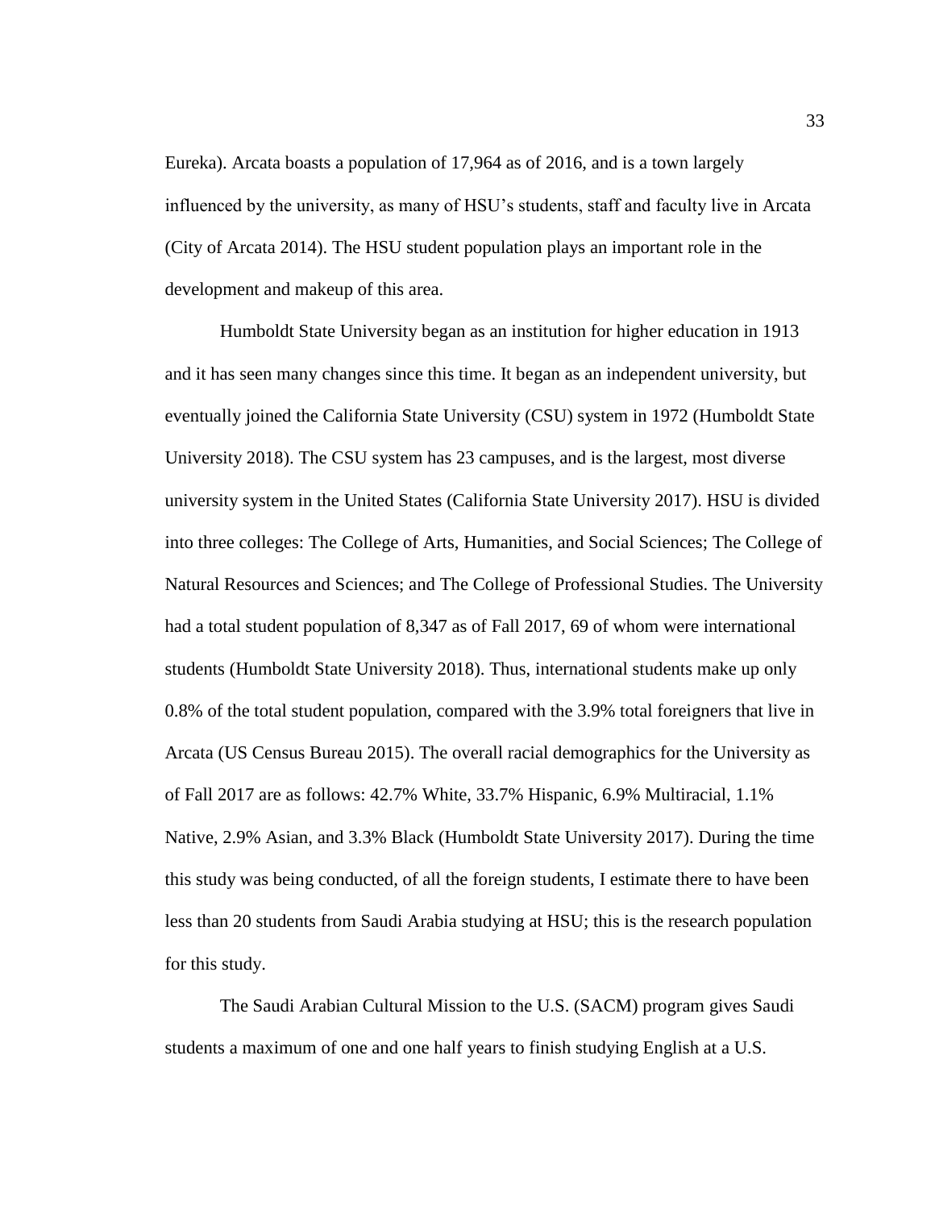Eureka). Arcata boasts a population of 17,964 as of 2016, and is a town largely influenced by the university, as many of HSU's students, staff and faculty live in Arcata (City of Arcata 2014). The HSU student population plays an important role in the development and makeup of this area.

Humboldt State University began as an institution for higher education in 1913 and it has seen many changes since this time. It began as an independent university, but eventually joined the California State University (CSU) system in 1972 (Humboldt State University 2018). The CSU system has 23 campuses, and is the largest, most diverse university system in the United States (California State University 2017). HSU is divided into three colleges: The College of Arts, Humanities, and Social Sciences; The College of Natural Resources and Sciences; and The College of Professional Studies. The University had a total student population of 8,347 as of Fall 2017, 69 of whom were international students (Humboldt State University 2018). Thus, international students make up only 0.8% of the total student population, compared with the 3.9% total foreigners that live in Arcata (US Census Bureau 2015). The overall racial demographics for the University as of Fall 2017 are as follows: 42.7% White, 33.7% Hispanic, 6.9% Multiracial, 1.1% Native, 2.9% Asian, and 3.3% Black (Humboldt State University 2017). During the time this study was being conducted, of all the foreign students, I estimate there to have been less than 20 students from Saudi Arabia studying at HSU; this is the research population for this study.

The Saudi Arabian Cultural Mission to the U.S. (SACM) program gives Saudi students a maximum of one and one half years to finish studying English at a U.S.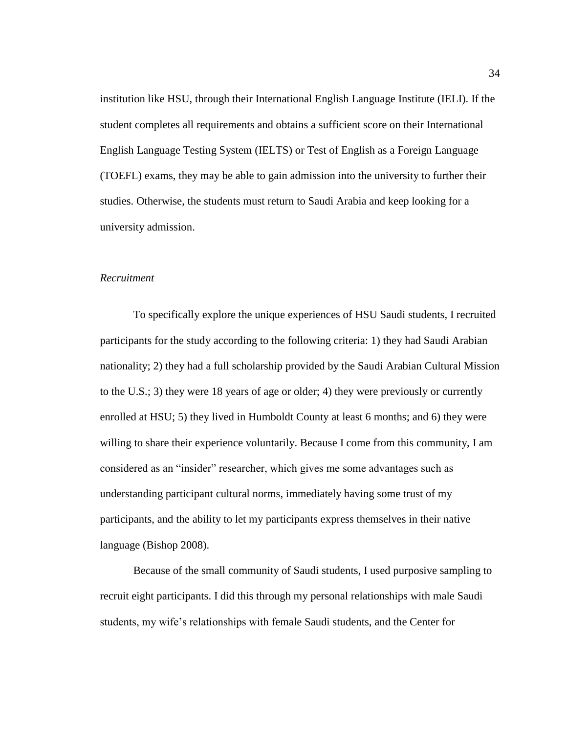institution like HSU, through their International English Language Institute (IELI). If the student completes all requirements and obtains a sufficient score on their International English Language Testing System (IELTS) or Test of English as a Foreign Language (TOEFL) exams, they may be able to gain admission into the university to further their studies. Otherwise, the students must return to Saudi Arabia and keep looking for a university admission.

*Recruitment*

To specifically explore the unique experiences of HSU Saudi students, I recruited participants for the study according to the following criteria: 1) they had Saudi Arabian nationality; 2) they had a full scholarship provided by the Saudi Arabian Cultural Mission to the U.S.; 3) they were 18 years of age or older; 4) they were previously or currently enrolled at HSU; 5) they lived in Humboldt County at least 6 months; and 6) they were willing to share their experience voluntarily. Because I come from this community, I am considered as an "insider" researcher, which gives me some advantages such as understanding participant cultural norms, immediately having some trust of my participants, and the ability to let my participants express themselves in their native language (Bishop 2008).

Because of the small community of Saudi students, I used purposive sampling to recruit eight participants. I did this through my personal relationships with male Saudi students, my wife's relationships with female Saudi students, and the Center for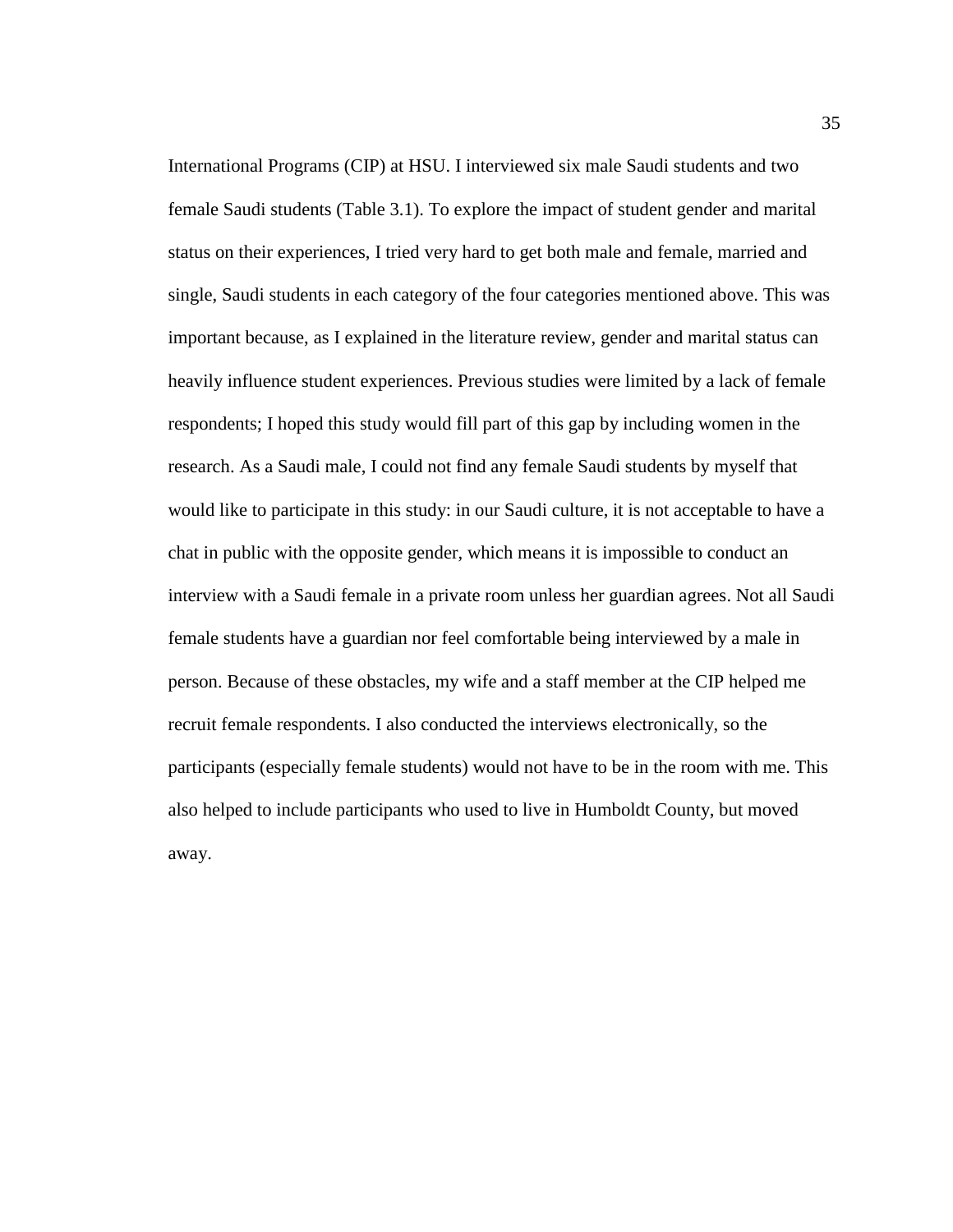International Programs (CIP) at HSU. I interviewed six male Saudi students and two female Saudi students (Table 3.1). To explore the impact of student gender and marital status on their experiences, I tried very hard to get both male and female, married and single, Saudi students in each category of the four categories mentioned above. This was important because, as I explained in the literature review, gender and marital status can heavily influence student experiences. Previous studies were limited by a lack of female respondents; I hoped this study would fill part of this gap by including women in the research. As a Saudi male, I could not find any female Saudi students by myself that would like to participate in this study: in our Saudi culture, it is not acceptable to have a chat in public with the opposite gender, which means it is impossible to conduct an interview with a Saudi female in a private room unless her guardian agrees. Not all Saudi female students have a guardian nor feel comfortable being interviewed by a male in person. Because of these obstacles, my wife and a staff member at the CIP helped me recruit female respondents. I also conducted the interviews electronically, so the participants (especially female students) would not have to be in the room with me. This also helped to include participants who used to live in Humboldt County, but moved away.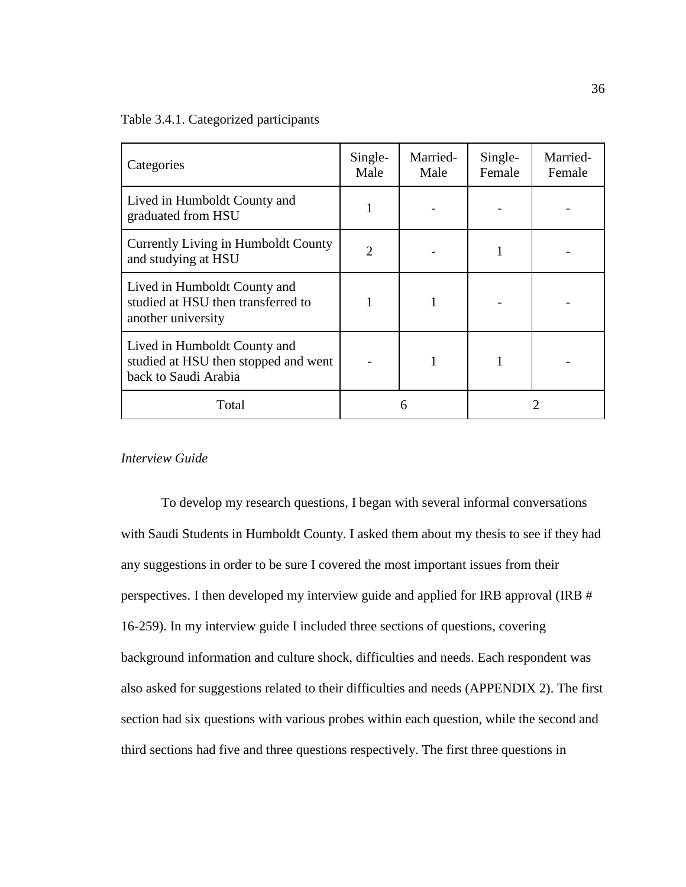Table 3.4.1. Categorized participants

| Categories | Single-Male | Married-Male | Single-Female | Married-Female |
|---|---|---|---|---|
| Lived in Humboldt County and graduated from HSU | 1 | - | - | - |
| Currently Living in Humboldt County and studying at HSU | 2 | - | 1 | - |
| Lived in Humboldt County and studied at HSU then transferred to another university | 1 | 1 | - | - |
| Lived in Humboldt County and studied at HSU then stopped and went back to Saudi Arabia | - | 1 | 1 | - |
| Total | 6 | | 2 | |

*Interview Guide*

To develop my research questions, I began with several informal conversations with Saudi Students in Humboldt County. I asked them about my thesis to see if they had any suggestions in order to be sure I covered the most important issues from their perspectives. I then developed my interview guide and applied for IRB approval (IRB # 16-259). In my interview guide I included three sections of questions, covering background information and culture shock, difficulties and needs. Each respondent was also asked for suggestions related to their difficulties and needs (APPENDIX 2). The first section had six questions with various probes within each question, while the second and third sections had five and three questions respectively. The first three questions in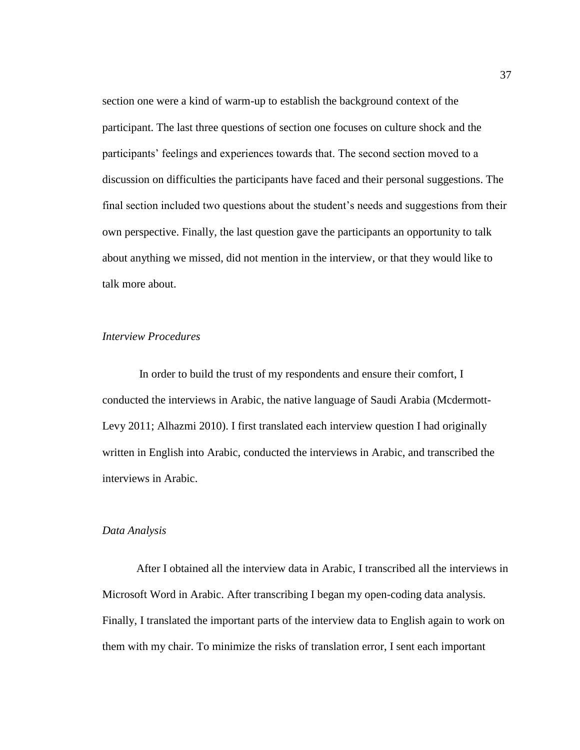section one were a kind of warm-up to establish the background context of the participant. The last three questions of section one focuses on culture shock and the participants' feelings and experiences towards that. The second section moved to a discussion on difficulties the participants have faced and their personal suggestions. The final section included two questions about the student's needs and suggestions from their own perspective. Finally, the last question gave the participants an opportunity to talk about anything we missed, did not mention in the interview, or that they would like to talk more about.

### *Interview Procedures*

In order to build the trust of my respondents and ensure their comfort, I conducted the interviews in Arabic, the native language of Saudi Arabia (Mcdermott-Levy 2011; Alhazmi 2010). I first translated each interview question I had originally written in English into Arabic, conducted the interviews in Arabic, and transcribed the interviews in Arabic.

### *Data Analysis*

After I obtained all the interview data in Arabic, I transcribed all the interviews in Microsoft Word in Arabic. After transcribing I began my open-coding data analysis. Finally, I translated the important parts of the interview data to English again to work on them with my chair. To minimize the risks of translation error, I sent each important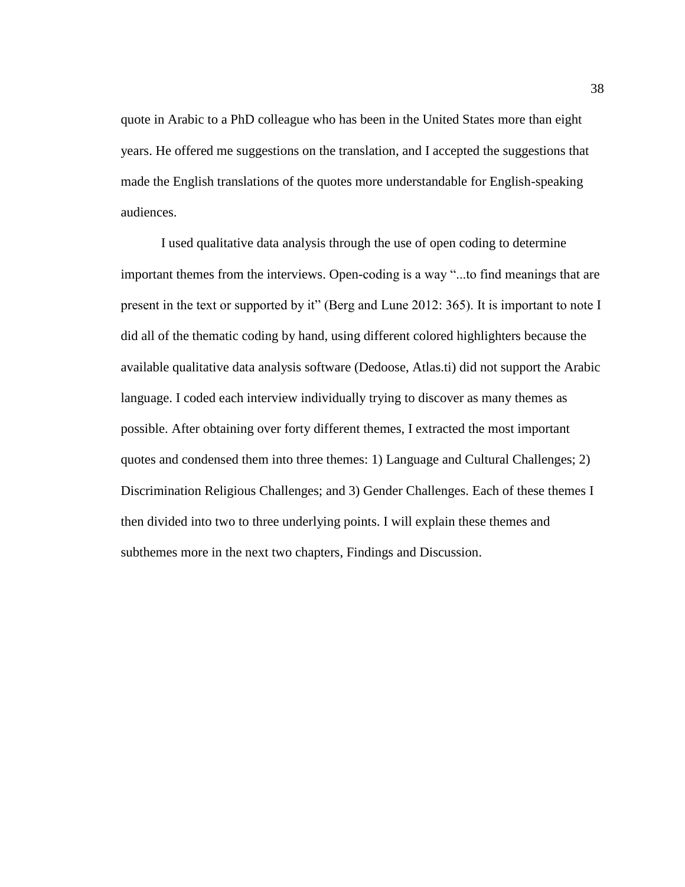quote in Arabic to a PhD colleague who has been in the United States more than eight years. He offered me suggestions on the translation, and I accepted the suggestions that made the English translations of the quotes more understandable for English-speaking audiences.

I used qualitative data analysis through the use of open coding to determine important themes from the interviews. Open-coding is a way "...to find meanings that are present in the text or supported by it" (Berg and Lune 2012: 365). It is important to note I did all of the thematic coding by hand, using different colored highlighters because the available qualitative data analysis software (Dedoose, Atlas.ti) did not support the Arabic language. I coded each interview individually trying to discover as many themes as possible. After obtaining over forty different themes, I extracted the most important quotes and condensed them into three themes: 1) Language and Cultural Challenges; 2) Discrimination Religious Challenges; and 3) Gender Challenges. Each of these themes I then divided into two to three underlying points. I will explain these themes and subthemes more in the next two chapters, Findings and Discussion.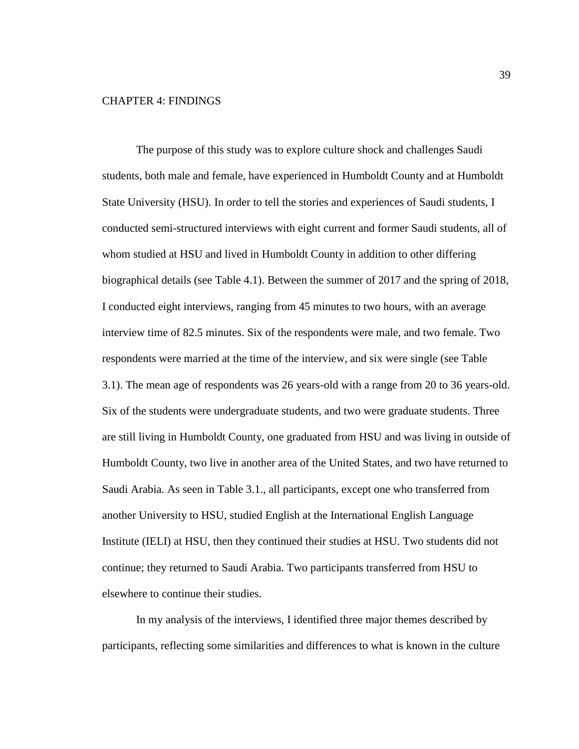# CHAPTER 4: FINDINGS

The purpose of this study was to explore culture shock and challenges Saudi students, both male and female, have experienced in Humboldt County and at Humboldt State University (HSU). In order to tell the stories and experiences of Saudi students, I conducted semi-structured interviews with eight current and former Saudi students, all of whom studied at HSU and lived in Humboldt County in addition to other differing biographical details (see Table 4.1). Between the summer of 2017 and the spring of 2018, I conducted eight interviews, ranging from 45 minutes to two hours, with an average interview time of 82.5 minutes. Six of the respondents were male, and two female. Two respondents were married at the time of the interview, and six were single (see Table 3.1). The mean age of respondents was 26 years-old with a range from 20 to 36 years-old. Six of the students were undergraduate students, and two were graduate students. Three are still living in Humboldt County, one graduated from HSU and was living in outside of Humboldt County, two live in another area of the United States, and two have returned to Saudi Arabia. As seen in Table 3.1., all participants, except one who transferred from another University to HSU, studied English at the International English Language Institute (IELI) at HSU, then they continued their studies at HSU. Two students did not continue; they returned to Saudi Arabia. Two participants transferred from HSU to elsewhere to continue their studies.

In my analysis of the interviews, I identified three major themes described by participants, reflecting some similarities and differences to what is known in the culture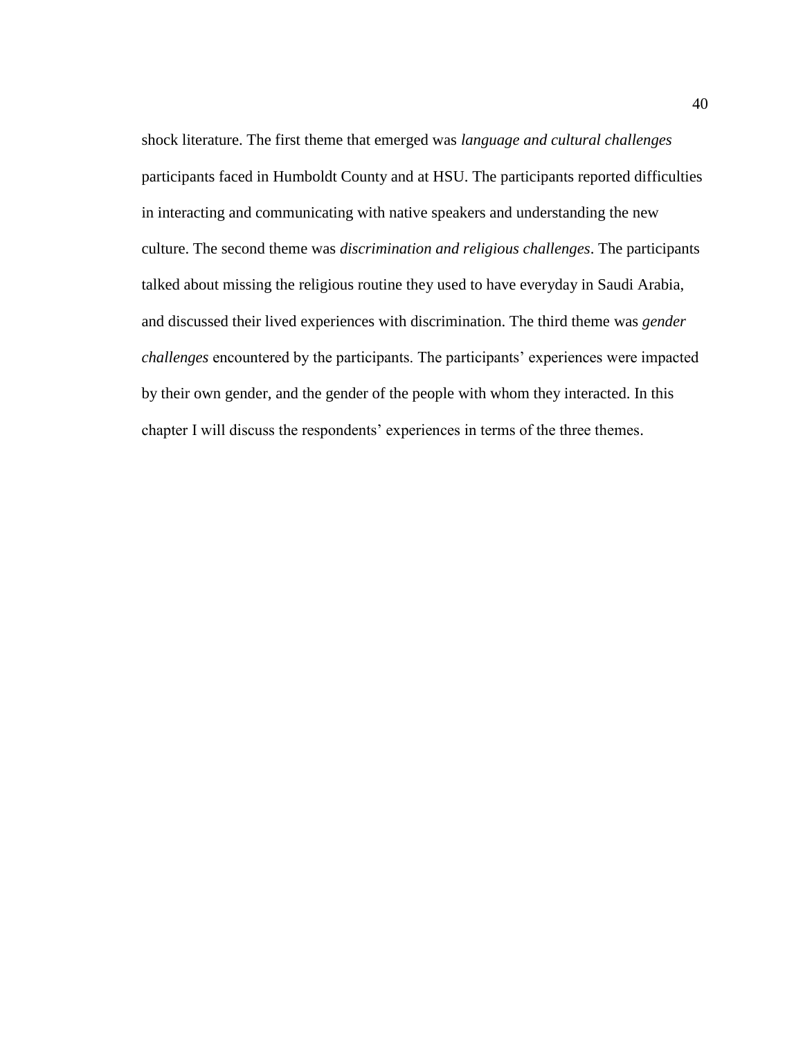shock literature. The first theme that emerged was *language and cultural challenges* participants faced in Humboldt County and at HSU. The participants reported difficulties in interacting and communicating with native speakers and understanding the new culture. The second theme was *discrimination and religious challenges*. The participants talked about missing the religious routine they used to have everyday in Saudi Arabia, and discussed their lived experiences with discrimination. The third theme was *gender challenges* encountered by the participants. The participants' experiences were impacted by their own gender, and the gender of the people with whom they interacted. In this chapter I will discuss the respondents' experiences in terms of the three themes.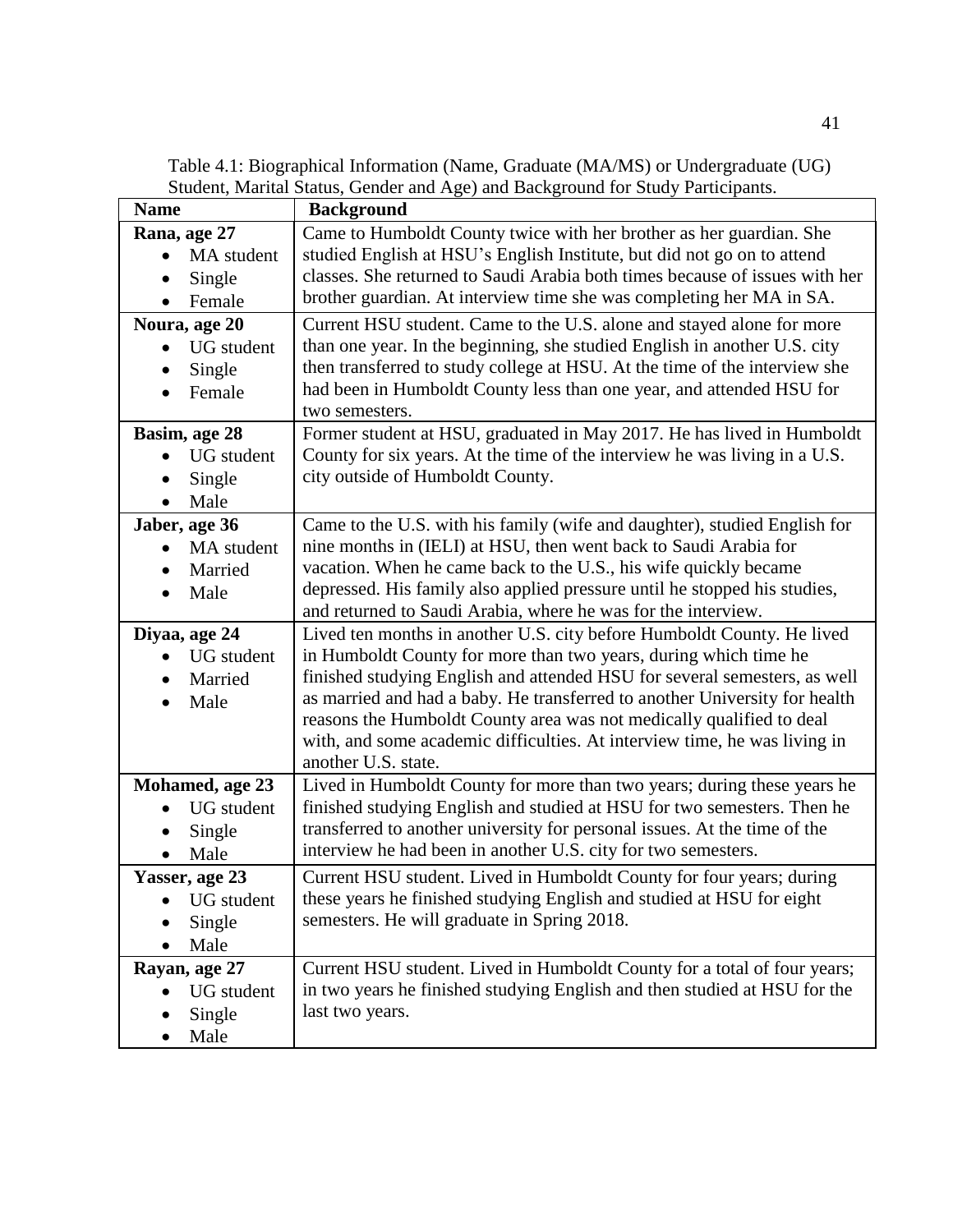Table 4.1: Biographical Information (Name, Graduate (MA/MS) or Undergraduate (UG) Student, Marital Status, Gender and Age) and Background for Study Participants.

| Name | Background |
|---|---|
| **Rana, age 27**<br>• MA student<br>• Single<br>• Female | Came to Humboldt County twice with her brother as her guardian. She studied English at HSU's English Institute, but did not go on to attend classes. She returned to Saudi Arabia both times because of issues with her brother guardian. At interview time she was completing her MA in SA. |
| **Noura, age 20**<br>• UG student<br>• Single<br>• Female | Current HSU student. Came to the U.S. alone and stayed alone for more than one year. In the beginning, she studied English in another U.S. city then transferred to study college at HSU. At the time of the interview she had been in Humboldt County less than one year, and attended HSU for two semesters. |
| **Basim, age 28**<br>• UG student<br>• Single<br>• Male | Former student at HSU, graduated in May 2017. He has lived in Humboldt County for six years. At the time of the interview he was living in a U.S. city outside of Humboldt County. |
| **Jaber, age 36**<br>• MA student<br>• Married<br>• Male | Came to the U.S. with his family (wife and daughter), studied English for nine months in (IELI) at HSU, then went back to Saudi Arabia for vacation. When he came back to the U.S., his wife quickly became depressed. His family also applied pressure until he stopped his studies, and returned to Saudi Arabia, where he was for the interview. |
| **Diyaa, age 24**<br>• UG student<br>• Married<br>• Male | Lived ten months in another U.S. city before Humboldt County. He lived in Humboldt County for more than two years, during which time he finished studying English and attended HSU for several semesters, as well as married and had a baby. He transferred to another University for health reasons the Humboldt County area was not medically qualified to deal with, and some academic difficulties. At interview time, he was living in another U.S. state. |
| **Mohamed, age 23**<br>• UG student<br>• Single<br>• Male | Lived in Humboldt County for more than two years; during these years he finished studying English and studied at HSU for two semesters. Then he transferred to another university for personal issues. At the time of the interview he had been in another U.S. city for two semesters. |
| **Yasser, age 23**<br>• UG student<br>• Single<br>• Male | Current HSU student. Lived in Humboldt County for four years; during these years he finished studying English and studied at HSU for eight semesters. He will graduate in Spring 2018. |
| **Rayan, age 27**<br>• UG student<br>• Single<br>• Male | Current HSU student. Lived in Humboldt County for a total of four years; in two years he finished studying English and then studied at HSU for the last two years. |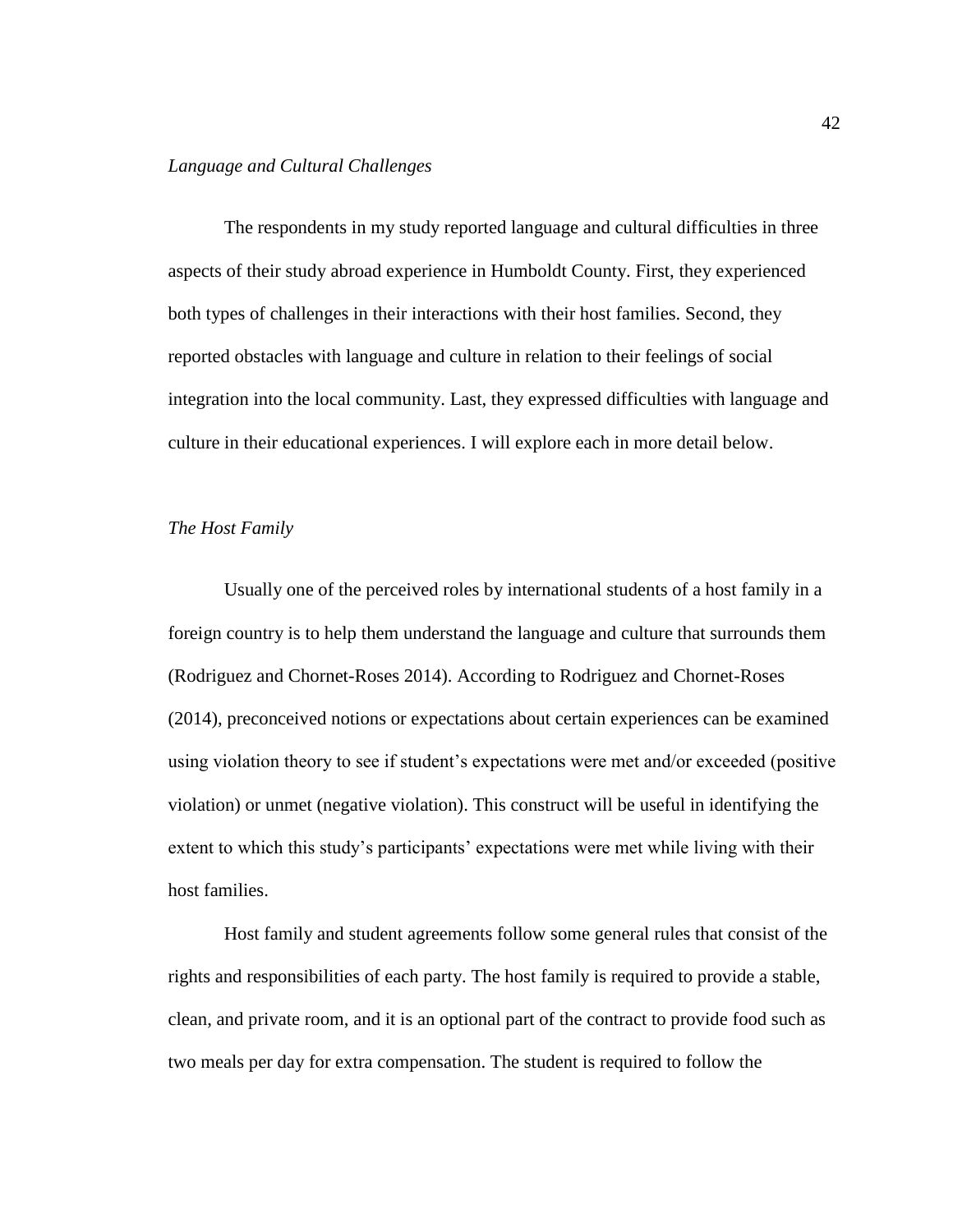*Language and Cultural Challenges*

The respondents in my study reported language and cultural difficulties in three aspects of their study abroad experience in Humboldt County. First, they experienced both types of challenges in their interactions with their host families. Second, they reported obstacles with language and culture in relation to their feelings of social integration into the local community. Last, they expressed difficulties with language and culture in their educational experiences. I will explore each in more detail below.

*The Host Family*

Usually one of the perceived roles by international students of a host family in a foreign country is to help them understand the language and culture that surrounds them (Rodriguez and Chornet-Roses 2014). According to Rodriguez and Chornet-Roses (2014), preconceived notions or expectations about certain experiences can be examined using violation theory to see if student's expectations were met and/or exceeded (positive violation) or unmet (negative violation). This construct will be useful in identifying the extent to which this study's participants' expectations were met while living with their host families.

Host family and student agreements follow some general rules that consist of the rights and responsibilities of each party. The host family is required to provide a stable, clean, and private room, and it is an optional part of the contract to provide food such as two meals per day for extra compensation. The student is required to follow the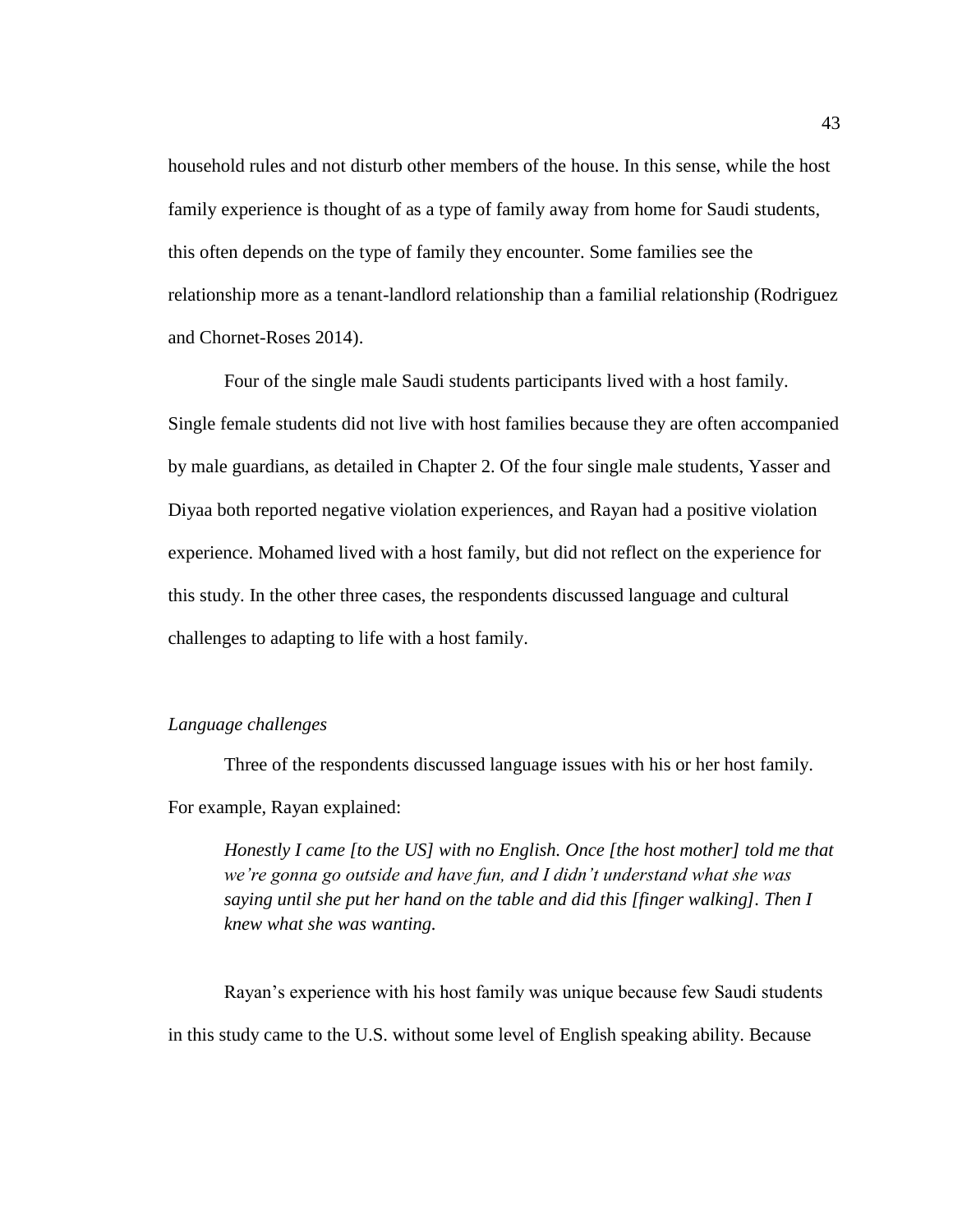household rules and not disturb other members of the house. In this sense, while the host family experience is thought of as a type of family away from home for Saudi students, this often depends on the type of family they encounter. Some families see the relationship more as a tenant-landlord relationship than a familial relationship (Rodriguez and Chornet-Roses 2014).

Four of the single male Saudi students participants lived with a host family. Single female students did not live with host families because they are often accompanied by male guardians, as detailed in Chapter 2. Of the four single male students, Yasser and Diyaa both reported negative violation experiences, and Rayan had a positive violation experience. Mohamed lived with a host family, but did not reflect on the experience for this study. In the other three cases, the respondents discussed language and cultural challenges to adapting to life with a host family.

*Language challenges*

Three of the respondents discussed language issues with his or her host family. For example, Rayan explained:

> *Honestly I came [to the US] with no English. Once [the host mother] told me that we're gonna go outside and have fun, and I didn't understand what she was saying until she put her hand on the table and did this [finger walking]. Then I knew what she was wanting.*

Rayan's experience with his host family was unique because few Saudi students in this study came to the U.S. without some level of English speaking ability. Because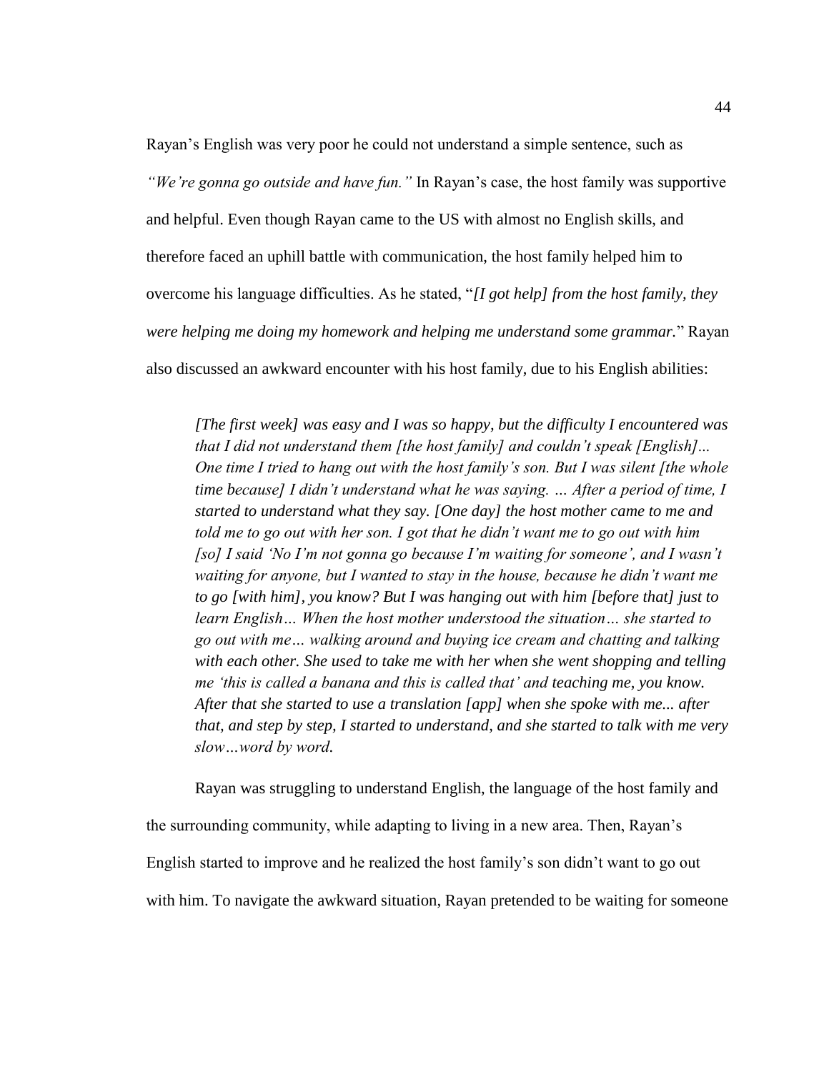Rayan's English was very poor he could not understand a simple sentence, such as *"We're gonna go outside and have fun."* In Rayan's case, the host family was supportive and helpful. Even though Rayan came to the US with almost no English skills, and therefore faced an uphill battle with communication, the host family helped him to overcome his language difficulties. As he stated, "*[I got help] from the host family, they were helping me doing my homework and helping me understand some grammar.*" Rayan also discussed an awkward encounter with his host family, due to his English abilities:

> *[The first week] was easy and I was so happy, but the difficulty I encountered was that I did not understand them [the host family] and couldn't speak [English]... One time I tried to hang out with the host family's son. But I was silent [the whole time because] I didn't understand what he was saying. … After a period of time, I started to understand what they say. [One day] the host mother came to me and told me to go out with her son. I got that he didn't want me to go out with him [so] I said 'No I'm not gonna go because I'm waiting for someone', and I wasn't waiting for anyone, but I wanted to stay in the house, because he didn't want me to go [with him], you know? But I was hanging out with him [before that] just to learn English… When the host mother understood the situation… she started to go out with me… walking around and buying ice cream and chatting and talking with each other. She used to take me with her when she went shopping and telling me 'this is called a banana and this is called that' and teaching me, you know. After that she started to use a translation [app] when she spoke with me... after that, and step by step, I started to understand, and she started to talk with me very slow…word by word.*

Rayan was struggling to understand English, the language of the host family and the surrounding community, while adapting to living in a new area. Then, Rayan's English started to improve and he realized the host family's son didn't want to go out with him. To navigate the awkward situation, Rayan pretended to be waiting for someone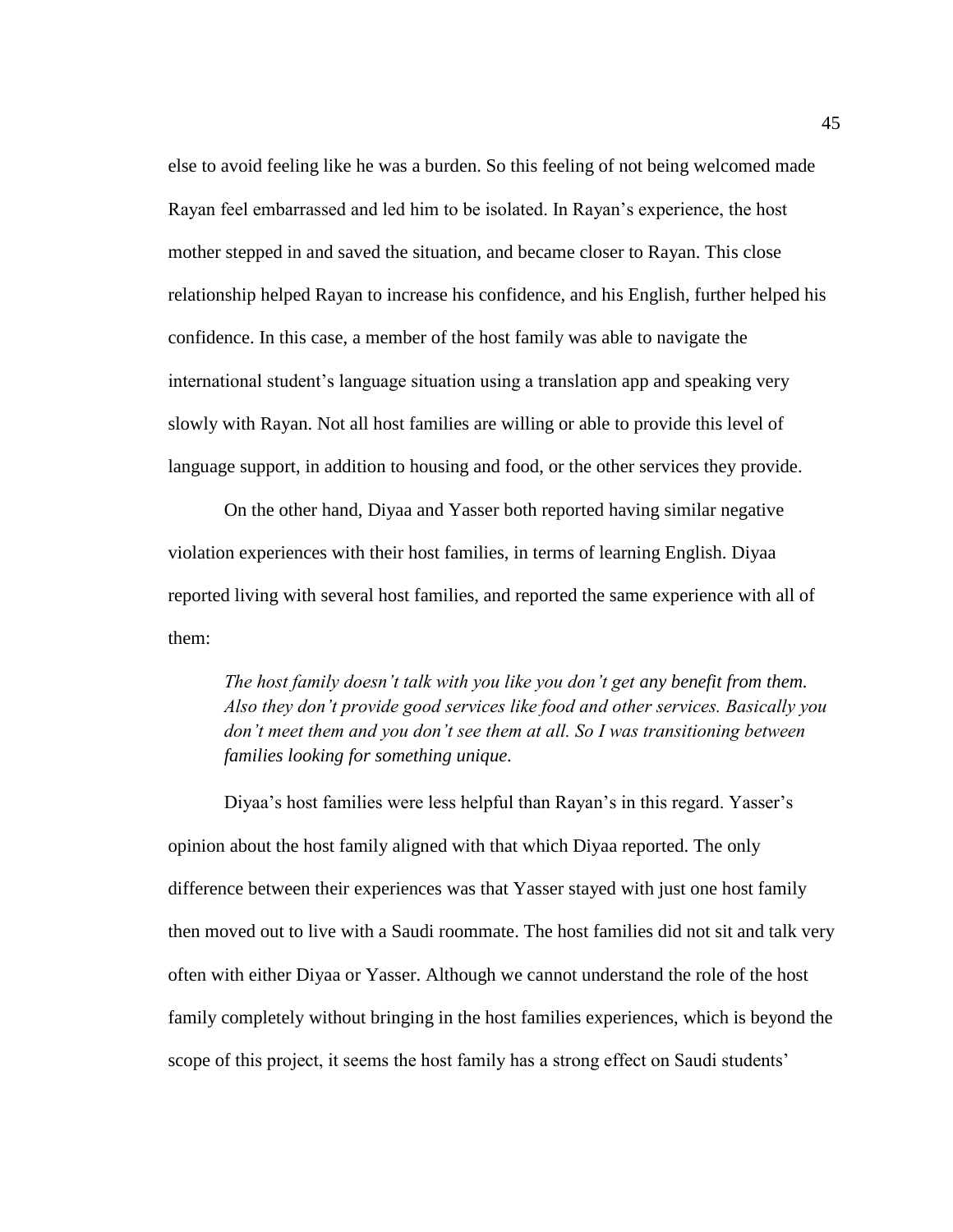else to avoid feeling like he was a burden. So this feeling of not being welcomed made Rayan feel embarrassed and led him to be isolated. In Rayan's experience, the host mother stepped in and saved the situation, and became closer to Rayan. This close relationship helped Rayan to increase his confidence, and his English, further helped his confidence. In this case, a member of the host family was able to navigate the international student's language situation using a translation app and speaking very slowly with Rayan. Not all host families are willing or able to provide this level of language support, in addition to housing and food, or the other services they provide.

On the other hand, Diyaa and Yasser both reported having similar negative violation experiences with their host families, in terms of learning English. Diyaa reported living with several host families, and reported the same experience with all of them:

> *The host family doesn't talk with you like you don't get any benefit from them. Also they don't provide good services like food and other services. Basically you don't meet them and you don't see them at all. So I was transitioning between families looking for something unique.*

Diyaa's host families were less helpful than Rayan's in this regard. Yasser's opinion about the host family aligned with that which Diyaa reported. The only difference between their experiences was that Yasser stayed with just one host family then moved out to live with a Saudi roommate. The host families did not sit and talk very often with either Diyaa or Yasser. Although we cannot understand the role of the host family completely without bringing in the host families experiences, which is beyond the scope of this project, it seems the host family has a strong effect on Saudi students'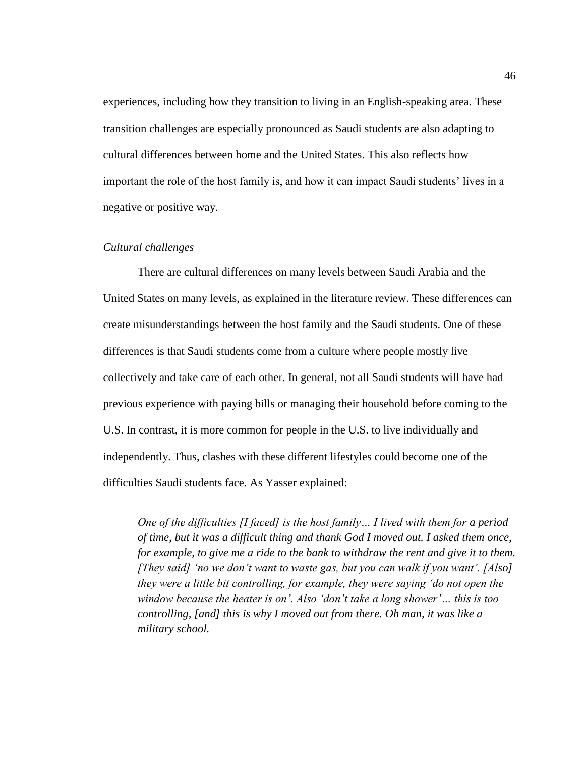experiences, including how they transition to living in an English-speaking area. These transition challenges are especially pronounced as Saudi students are also adapting to cultural differences between home and the United States. This also reflects how important the role of the host family is, and how it can impact Saudi students' lives in a negative or positive way.

*Cultural challenges*

There are cultural differences on many levels between Saudi Arabia and the United States on many levels, as explained in the literature review. These differences can create misunderstandings between the host family and the Saudi students. One of these differences is that Saudi students come from a culture where people mostly live collectively and take care of each other. In general, not all Saudi students will have had previous experience with paying bills or managing their household before coming to the U.S. In contrast, it is more common for people in the U.S. to live individually and independently. Thus, clashes with these different lifestyles could become one of the difficulties Saudi students face. As Yasser explained:

> *One of the difficulties [I faced] is the host family… I lived with them for a period of time, but it was a difficult thing and thank God I moved out. I asked them once, for example, to give me a ride to the bank to withdraw the rent and give it to them. [They said] 'no we don't want to waste gas, but you can walk if you want'. [Also] they were a little bit controlling, for example, they were saying 'do not open the window because the heater is on'. Also 'don't take a long shower'… this is too controlling, [and] this is why I moved out from there. Oh man, it was like a military school.*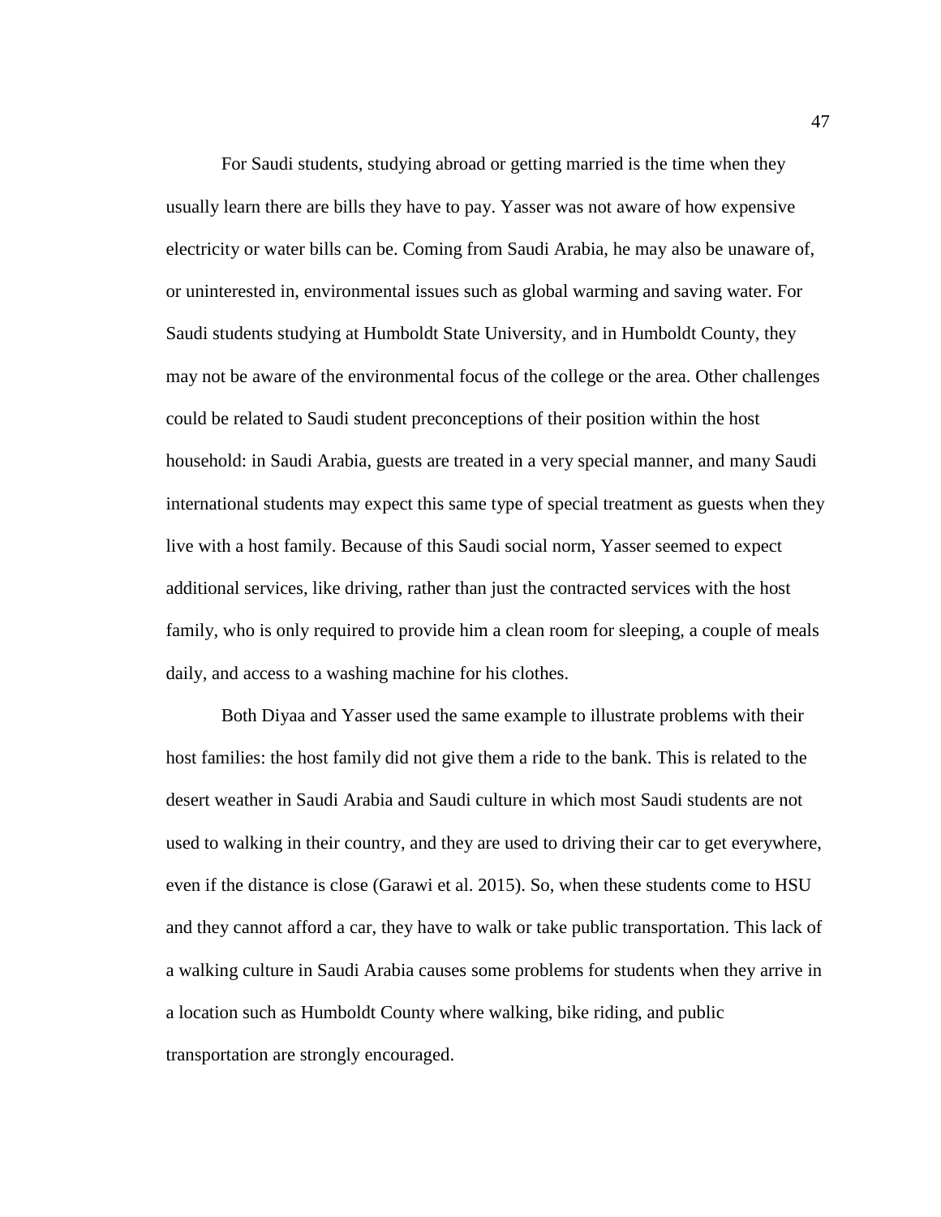For Saudi students, studying abroad or getting married is the time when they usually learn there are bills they have to pay. Yasser was not aware of how expensive electricity or water bills can be. Coming from Saudi Arabia, he may also be unaware of, or uninterested in, environmental issues such as global warming and saving water. For Saudi students studying at Humboldt State University, and in Humboldt County, they may not be aware of the environmental focus of the college or the area. Other challenges could be related to Saudi student preconceptions of their position within the host household: in Saudi Arabia, guests are treated in a very special manner, and many Saudi international students may expect this same type of special treatment as guests when they live with a host family. Because of this Saudi social norm, Yasser seemed to expect additional services, like driving, rather than just the contracted services with the host family, who is only required to provide him a clean room for sleeping, a couple of meals daily, and access to a washing machine for his clothes.

Both Diyaa and Yasser used the same example to illustrate problems with their host families: the host family did not give them a ride to the bank. This is related to the desert weather in Saudi Arabia and Saudi culture in which most Saudi students are not used to walking in their country, and they are used to driving their car to get everywhere, even if the distance is close (Garawi et al. 2015). So, when these students come to HSU and they cannot afford a car, they have to walk or take public transportation. This lack of a walking culture in Saudi Arabia causes some problems for students when they arrive in a location such as Humboldt County where walking, bike riding, and public transportation are strongly encouraged.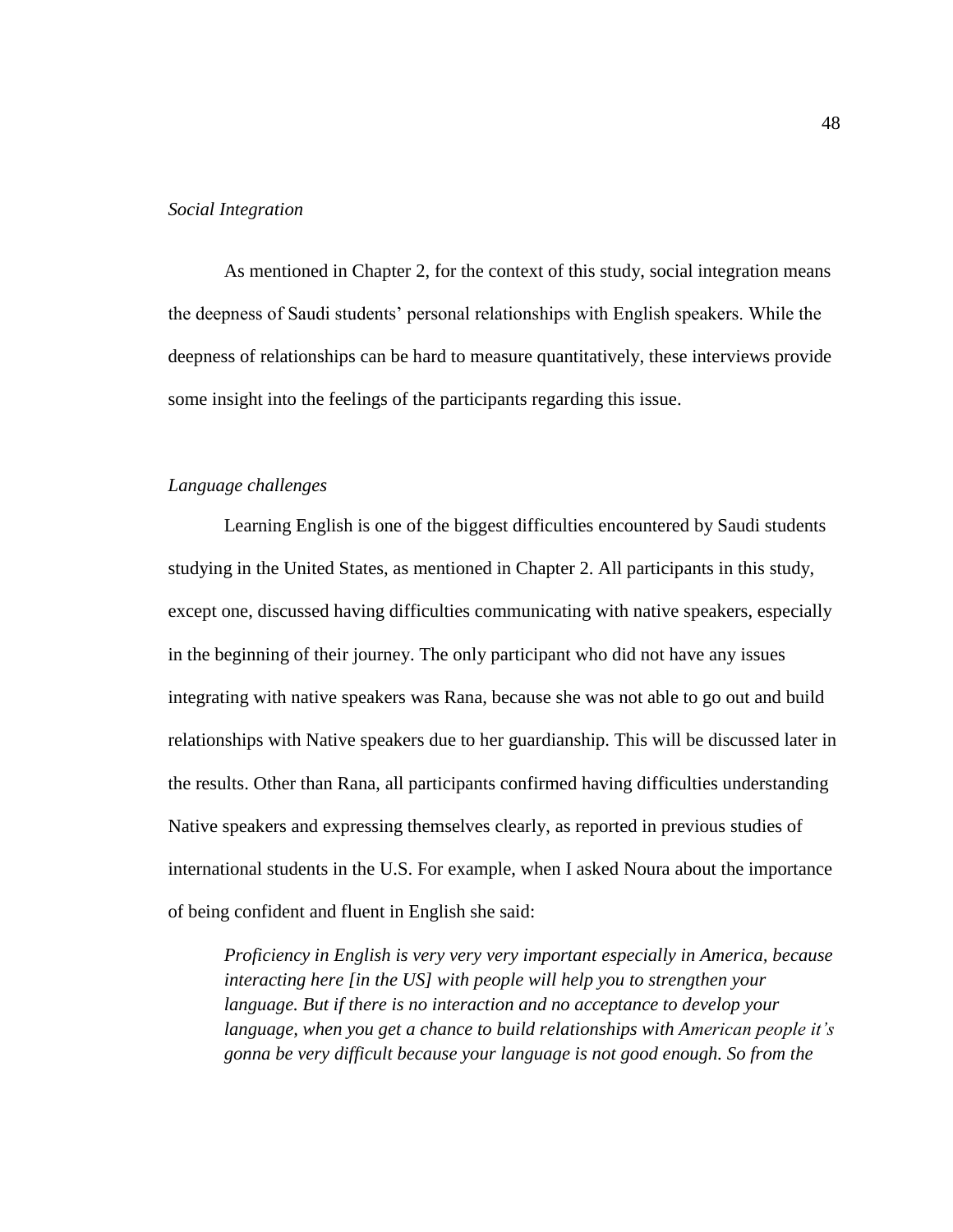*Social Integration*

As mentioned in Chapter 2, for the context of this study, social integration means the deepness of Saudi students' personal relationships with English speakers. While the deepness of relationships can be hard to measure quantitatively, these interviews provide some insight into the feelings of the participants regarding this issue.

*Language challenges*

Learning English is one of the biggest difficulties encountered by Saudi students studying in the United States, as mentioned in Chapter 2. All participants in this study, except one, discussed having difficulties communicating with native speakers, especially in the beginning of their journey. The only participant who did not have any issues integrating with native speakers was Rana, because she was not able to go out and build relationships with Native speakers due to her guardianship. This will be discussed later in the results. Other than Rana, all participants confirmed having difficulties understanding Native speakers and expressing themselves clearly, as reported in previous studies of international students in the U.S. For example, when I asked Noura about the importance of being confident and fluent in English she said:

> *Proficiency in English is very very very important especially in America, because interacting here [in the US] with people will help you to strengthen your language. But if there is no interaction and no acceptance to develop your language, when you get a chance to build relationships with American people it's gonna be very difficult because your language is not good enough. So from the*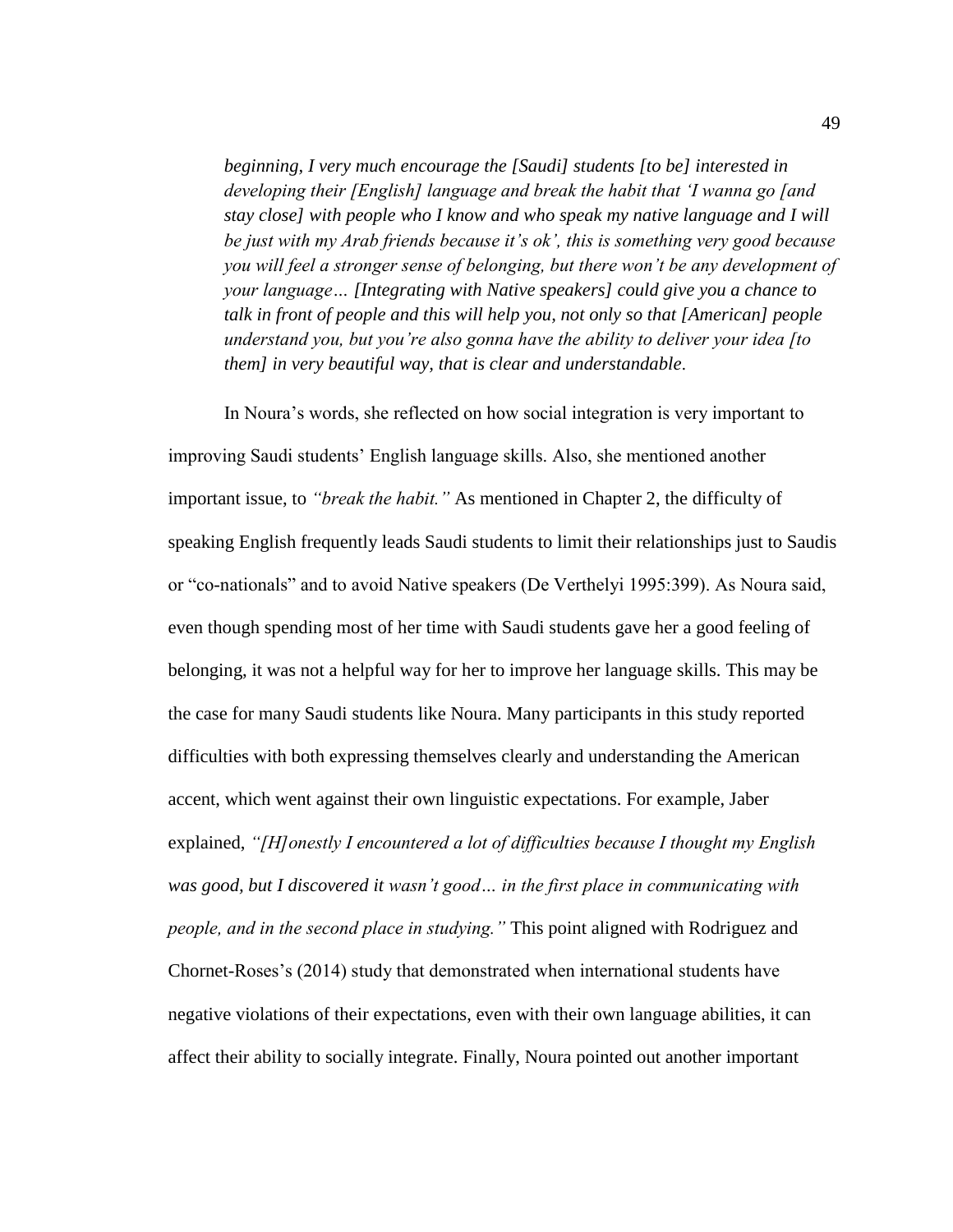*beginning, I very much encourage the [Saudi] students [to be] interested in developing their [English] language and break the habit that 'I wanna go [and stay close] with people who I know and who speak my native language and I will be just with my Arab friends because it's ok', this is something very good because you will feel a stronger sense of belonging, but there won't be any development of your language… [Integrating with Native speakers] could give you a chance to talk in front of people and this will help you, not only so that [American] people understand you, but you're also gonna have the ability to deliver your idea [to them] in very beautiful way, that is clear and understandable*.

In Noura's words, she reflected on how social integration is very important to improving Saudi students' English language skills. Also, she mentioned another important issue, to *"break the habit."* As mentioned in Chapter 2, the difficulty of speaking English frequently leads Saudi students to limit their relationships just to Saudis or "co-nationals" and to avoid Native speakers (De Verthelyi 1995:399). As Noura said, even though spending most of her time with Saudi students gave her a good feeling of belonging, it was not a helpful way for her to improve her language skills. This may be the case for many Saudi students like Noura. Many participants in this study reported difficulties with both expressing themselves clearly and understanding the American accent, which went against their own linguistic expectations. For example, Jaber explained, *"[H]onestly I encountered a lot of difficulties because I thought my English was good, but I discovered it wasn't good… in the first place in communicating with people, and in the second place in studying."* This point aligned with Rodriguez and Chornet-Roses's (2014) study that demonstrated when international students have negative violations of their expectations, even with their own language abilities, it can affect their ability to socially integrate. Finally, Noura pointed out another important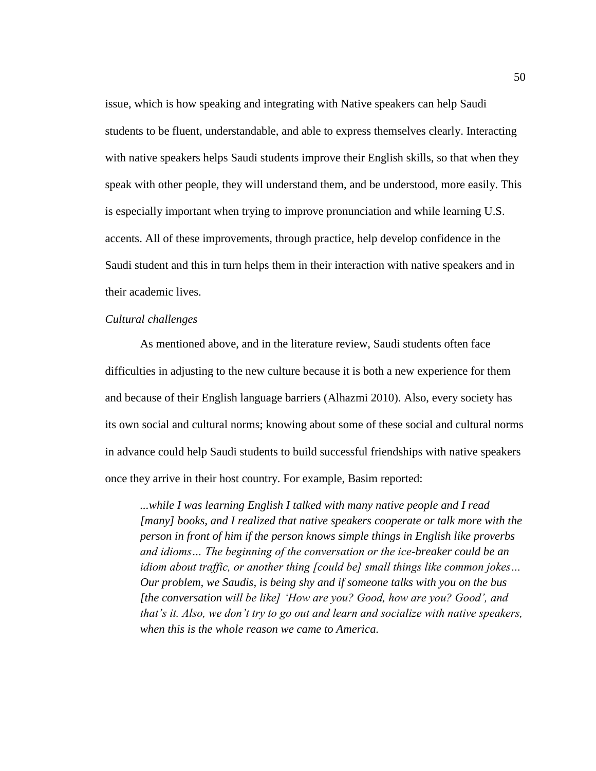issue, which is how speaking and integrating with Native speakers can help Saudi students to be fluent, understandable, and able to express themselves clearly. Interacting with native speakers helps Saudi students improve their English skills, so that when they speak with other people, they will understand them, and be understood, more easily. This is especially important when trying to improve pronunciation and while learning U.S. accents. All of these improvements, through practice, help develop confidence in the Saudi student and this in turn helps them in their interaction with native speakers and in their academic lives.

*Cultural challenges*

As mentioned above, and in the literature review, Saudi students often face difficulties in adjusting to the new culture because it is both a new experience for them and because of their English language barriers (Alhazmi 2010). Also, every society has its own social and cultural norms; knowing about some of these social and cultural norms in advance could help Saudi students to build successful friendships with native speakers once they arrive in their host country. For example, Basim reported:

> *...while I was learning English I talked with many native people and I read [many] books, and I realized that native speakers cooperate or talk more with the person in front of him if the person knows simple things in English like proverbs and idioms… The beginning of the conversation or the ice-breaker could be an idiom about traffic, or another thing [could be] small things like common jokes… Our problem, we Saudis, is being shy and if someone talks with you on the bus [the conversation will be like] 'How are you? Good, how are you? Good', and that's it. Also, we don't try to go out and learn and socialize with native speakers, when this is the whole reason we came to America.*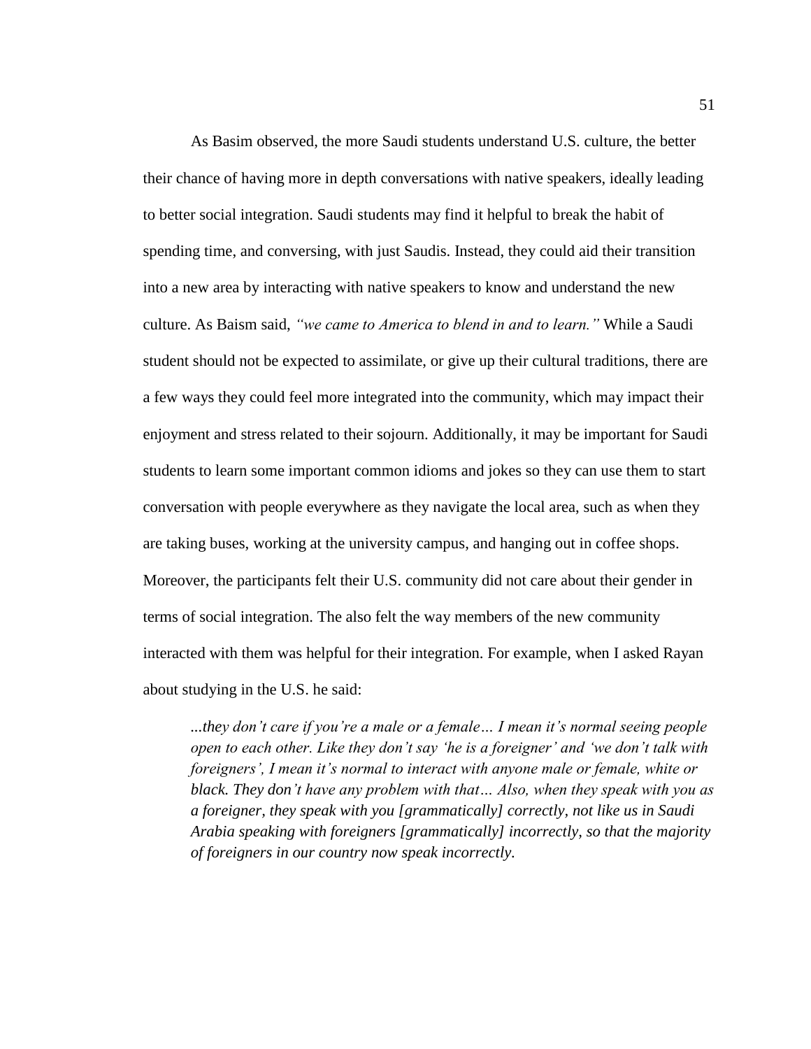As Basim observed, the more Saudi students understand U.S. culture, the better their chance of having more in depth conversations with native speakers, ideally leading to better social integration. Saudi students may find it helpful to break the habit of spending time, and conversing, with just Saudis. Instead, they could aid their transition into a new area by interacting with native speakers to know and understand the new culture. As Baism said, *"we came to America to blend in and to learn."* While a Saudi student should not be expected to assimilate, or give up their cultural traditions, there are a few ways they could feel more integrated into the community, which may impact their enjoyment and stress related to their sojourn. Additionally, it may be important for Saudi students to learn some important common idioms and jokes so they can use them to start conversation with people everywhere as they navigate the local area, such as when they are taking buses, working at the university campus, and hanging out in coffee shops. Moreover, the participants felt their U.S. community did not care about their gender in terms of social integration. The also felt the way members of the new community interacted with them was helpful for their integration. For example, when I asked Rayan about studying in the U.S. he said:

> *...they don't care if you're a male or a female… I mean it's normal seeing people open to each other. Like they don't say 'he is a foreigner' and 'we don't talk with foreigners', I mean it's normal to interact with anyone male or female, white or black. They don't have any problem with that… Also, when they speak with you as a foreigner, they speak with you [grammatically] correctly, not like us in Saudi Arabia speaking with foreigners [grammatically] incorrectly, so that the majority of foreigners in our country now speak incorrectly.*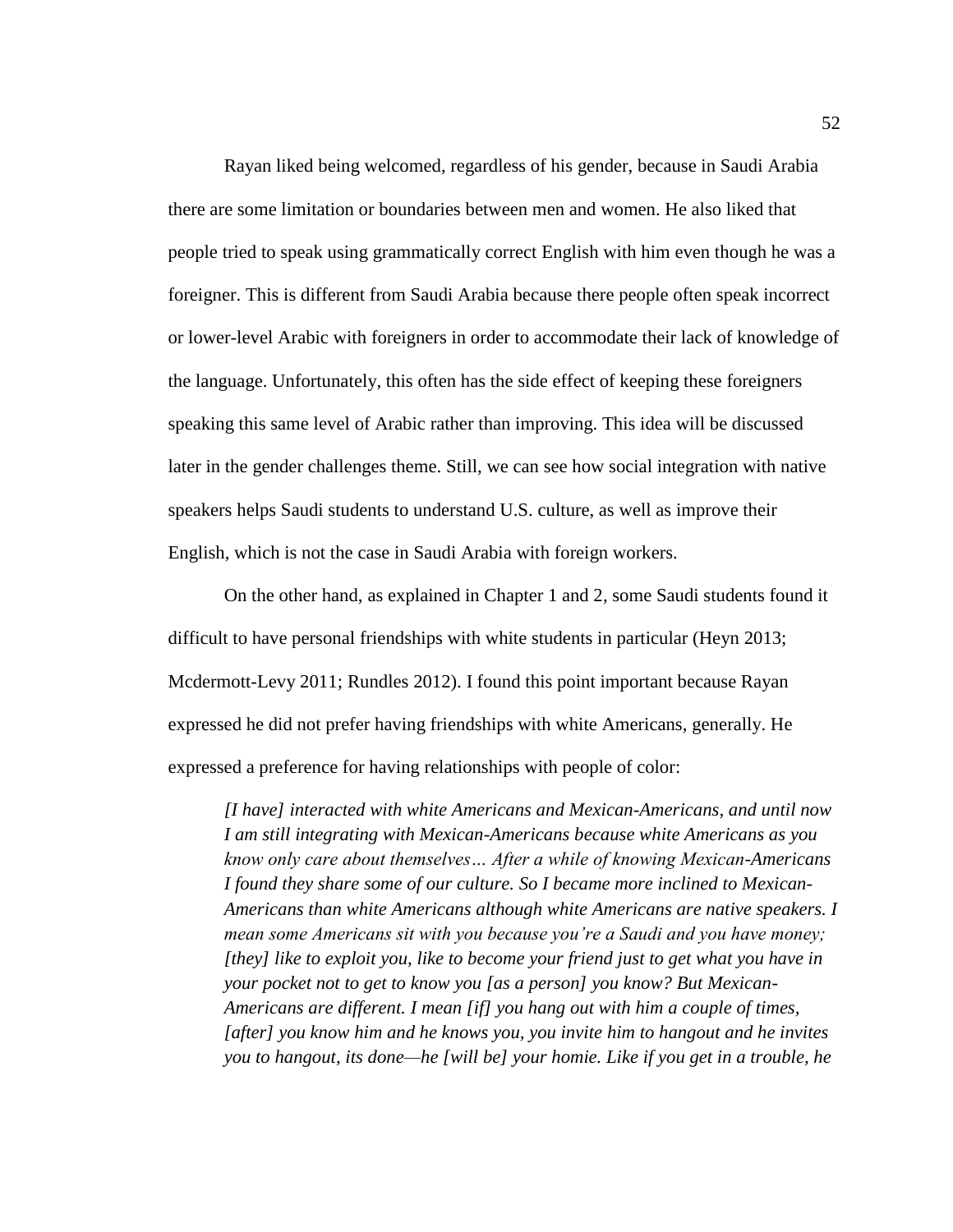Rayan liked being welcomed, regardless of his gender, because in Saudi Arabia there are some limitation or boundaries between men and women. He also liked that people tried to speak using grammatically correct English with him even though he was a foreigner. This is different from Saudi Arabia because there people often speak incorrect or lower-level Arabic with foreigners in order to accommodate their lack of knowledge of the language. Unfortunately, this often has the side effect of keeping these foreigners speaking this same level of Arabic rather than improving. This idea will be discussed later in the gender challenges theme. Still, we can see how social integration with native speakers helps Saudi students to understand U.S. culture, as well as improve their English, which is not the case in Saudi Arabia with foreign workers.

On the other hand, as explained in Chapter 1 and 2, some Saudi students found it difficult to have personal friendships with white students in particular (Heyn 2013; Mcdermott-Levy 2011; Rundles 2012). I found this point important because Rayan expressed he did not prefer having friendships with white Americans, generally. He expressed a preference for having relationships with people of color:

> *[I have] interacted with white Americans and Mexican-Americans, and until now I am still integrating with Mexican-Americans because white Americans as you know only care about themselves… After a while of knowing Mexican-Americans I found they share some of our culture. So I became more inclined to Mexican-Americans than white Americans although white Americans are native speakers. I mean some Americans sit with you because you're a Saudi and you have money; [they] like to exploit you, like to become your friend just to get what you have in your pocket not to get to know you [as a person] you know? But Mexican-Americans are different. I mean [if] you hang out with him a couple of times, [after] you know him and he knows you, you invite him to hangout and he invites you to hangout, its done—he [will be] your homie. Like if you get in a trouble, he*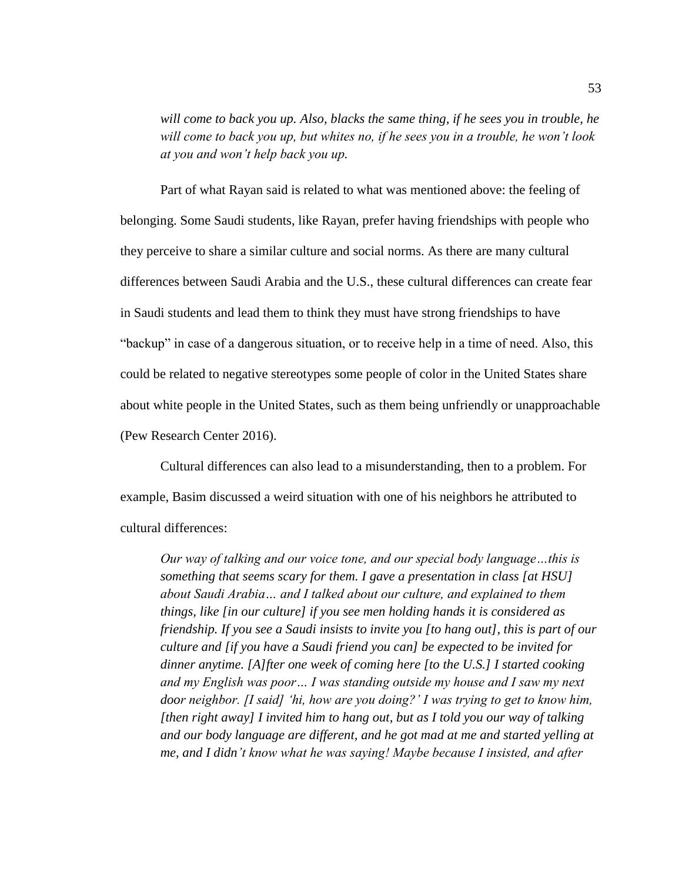> *will come to back you up. Also, blacks the same thing, if he sees you in trouble, he will come to back you up, but whites no, if he sees you in a trouble, he won't look at you and won't help back you up.*

Part of what Rayan said is related to what was mentioned above: the feeling of belonging. Some Saudi students, like Rayan, prefer having friendships with people who they perceive to share a similar culture and social norms. As there are many cultural differences between Saudi Arabia and the U.S., these cultural differences can create fear in Saudi students and lead them to think they must have strong friendships to have "backup" in case of a dangerous situation, or to receive help in a time of need. Also, this could be related to negative stereotypes some people of color in the United States share about white people in the United States, such as them being unfriendly or unapproachable (Pew Research Center 2016).

Cultural differences can also lead to a misunderstanding, then to a problem. For example, Basim discussed a weird situation with one of his neighbors he attributed to cultural differences:

> *Our way of talking and our voice tone, and our special body language…this is something that seems scary for them. I gave a presentation in class [at HSU] about Saudi Arabia… and I talked about our culture, and explained to them things, like [in our culture] if you see men holding hands it is considered as friendship. If you see a Saudi insists to invite you [to hang out], this is part of our culture and [if you have a Saudi friend you can] be expected to be invited for dinner anytime. [A]fter one week of coming here [to the U.S.] I started cooking and my English was poor… I was standing outside my house and I saw my next door neighbor. [I said] 'hi, how are you doing?' I was trying to get to know him, [then right away] I invited him to hang out, but as I told you our way of talking and our body language are different, and he got mad at me and started yelling at me, and I didn't know what he was saying! Maybe because I insisted, and after*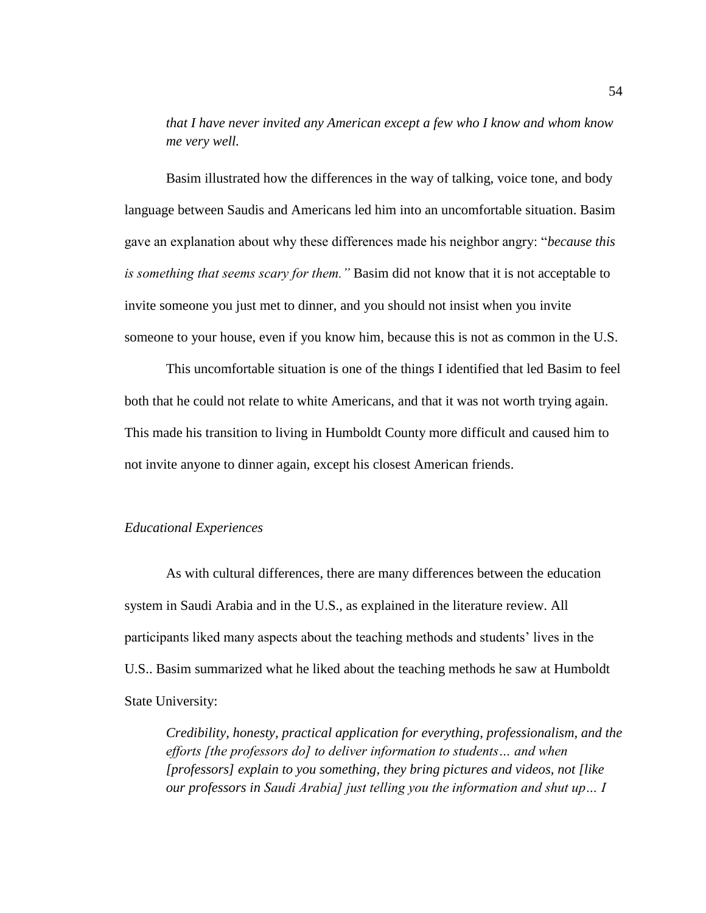*that I have never invited any American except a few who I know and whom know me very well.*

Basim illustrated how the differences in the way of talking, voice tone, and body language between Saudis and Americans led him into an uncomfortable situation. Basim gave an explanation about why these differences made his neighbor angry: "*because this is something that seems scary for them."* Basim did not know that it is not acceptable to invite someone you just met to dinner, and you should not insist when you invite someone to your house, even if you know him, because this is not as common in the U.S.

This uncomfortable situation is one of the things I identified that led Basim to feel both that he could not relate to white Americans, and that it was not worth trying again. This made his transition to living in Humboldt County more difficult and caused him to not invite anyone to dinner again, except his closest American friends.

### *Educational Experiences*

As with cultural differences, there are many differences between the education system in Saudi Arabia and in the U.S., as explained in the literature review. All participants liked many aspects about the teaching methods and students' lives in the U.S.. Basim summarized what he liked about the teaching methods he saw at Humboldt State University:

> *Credibility, honesty, practical application for everything, professionalism, and the efforts [the professors do] to deliver information to students… and when [professors] explain to you something, they bring pictures and videos, not [like our professors in Saudi Arabia] just telling you the information and shut up… I*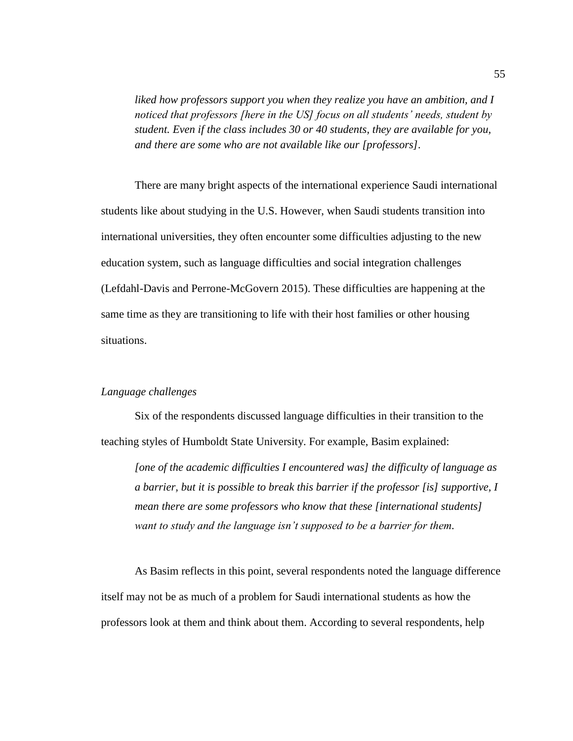*liked how professors support you when they realize you have an ambition, and I noticed that professors [here in the US] focus on all students' needs, student by student. Even if the class includes 30 or 40 students, they are available for you, and there are some who are not available like our [professors].*

There are many bright aspects of the international experience Saudi international students like about studying in the U.S. However, when Saudi students transition into international universities, they often encounter some difficulties adjusting to the new education system, such as language difficulties and social integration challenges (Lefdahl-Davis and Perrone-McGovern 2015). These difficulties are happening at the same time as they are transitioning to life with their host families or other housing situations.

*Language challenges*

Six of the respondents discussed language difficulties in their transition to the teaching styles of Humboldt State University. For example, Basim explained:

*[one of the academic difficulties I encountered was] the difficulty of language as a barrier, but it is possible to break this barrier if the professor [is] supportive, I mean there are some professors who know that these [international students] want to study and the language isn't supposed to be a barrier for them.*

As Basim reflects in this point, several respondents noted the language difference itself may not be as much of a problem for Saudi international students as how the professors look at them and think about them. According to several respondents, help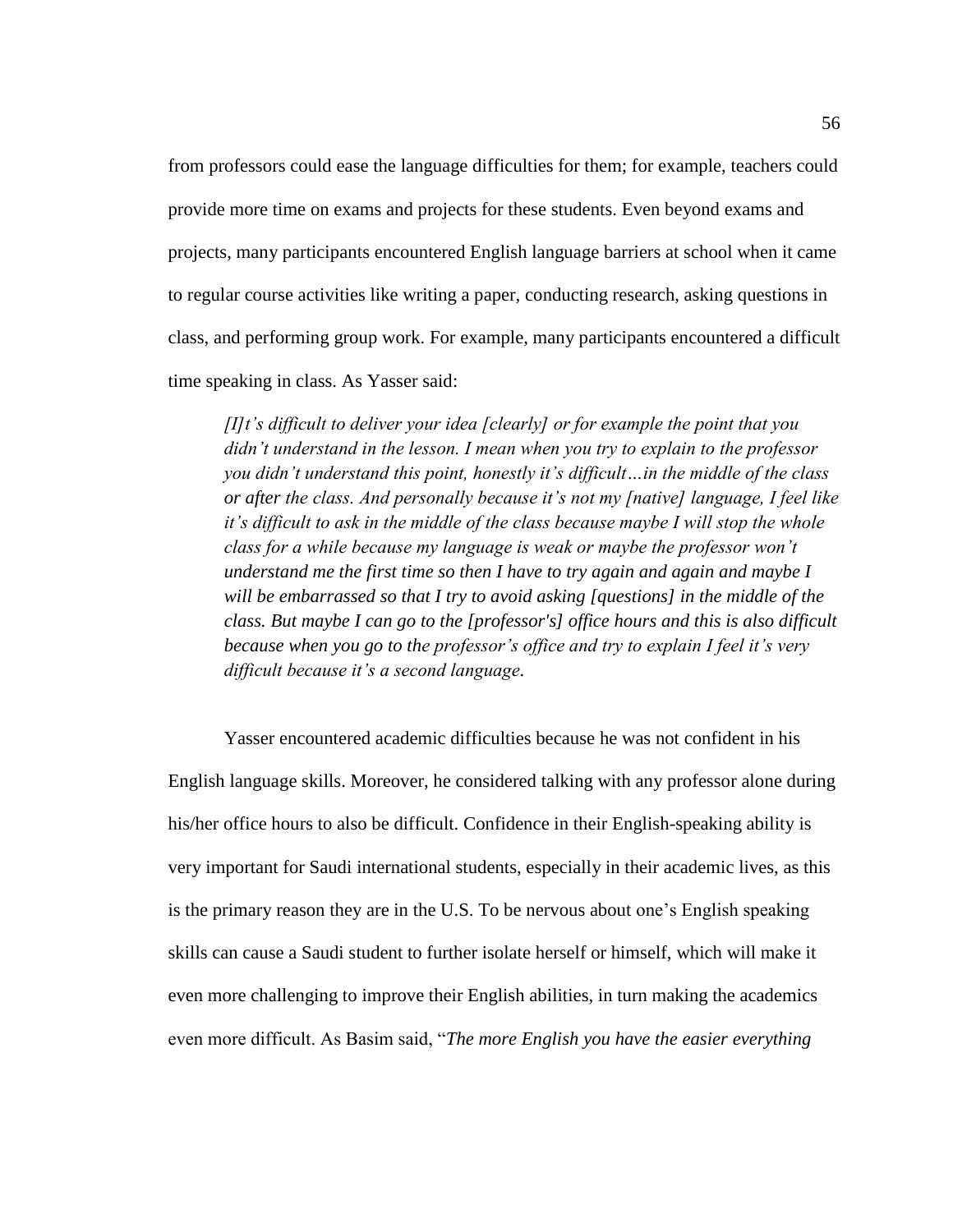from professors could ease the language difficulties for them; for example, teachers could provide more time on exams and projects for these students. Even beyond exams and projects, many participants encountered English language barriers at school when it came to regular course activities like writing a paper, conducting research, asking questions in class, and performing group work. For example, many participants encountered a difficult time speaking in class. As Yasser said:

> *[I]t's difficult to deliver your idea [clearly] or for example the point that you didn't understand in the lesson. I mean when you try to explain to the professor you didn't understand this point, honestly it's difficult…in the middle of the class or after the class. And personally because it's not my [native] language, I feel like it's difficult to ask in the middle of the class because maybe I will stop the whole class for a while because my language is weak or maybe the professor won't understand me the first time so then I have to try again and again and maybe I will be embarrassed so that I try to avoid asking [questions] in the middle of the class. But maybe I can go to the [professor's] office hours and this is also difficult because when you go to the professor's office and try to explain I feel it's very difficult because it's a second language.*

Yasser encountered academic difficulties because he was not confident in his English language skills. Moreover, he considered talking with any professor alone during his/her office hours to also be difficult. Confidence in their English-speaking ability is very important for Saudi international students, especially in their academic lives, as this is the primary reason they are in the U.S. To be nervous about one's English speaking skills can cause a Saudi student to further isolate herself or himself, which will make it even more challenging to improve their English abilities, in turn making the academics even more difficult. As Basim said, "*The more English you have the easier everything*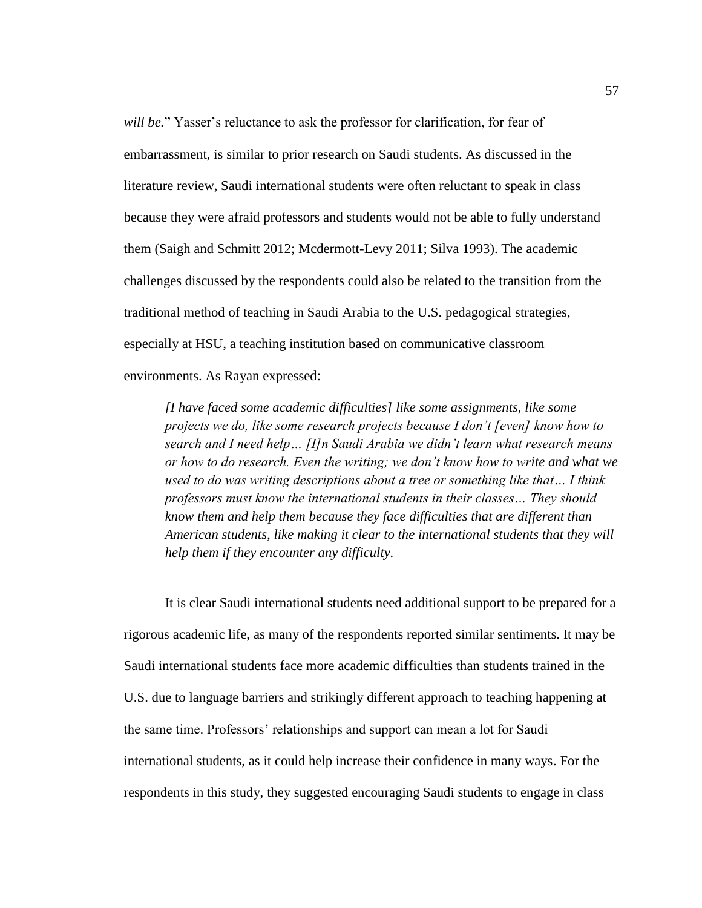*will be.*" Yasser's reluctance to ask the professor for clarification, for fear of embarrassment, is similar to prior research on Saudi students. As discussed in the literature review, Saudi international students were often reluctant to speak in class because they were afraid professors and students would not be able to fully understand them (Saigh and Schmitt 2012; Mcdermott-Levy 2011; Silva 1993). The academic challenges discussed by the respondents could also be related to the transition from the traditional method of teaching in Saudi Arabia to the U.S. pedagogical strategies, especially at HSU, a teaching institution based on communicative classroom environments. As Rayan expressed:

> *[I have faced some academic difficulties] like some assignments, like some projects we do, like some research projects because I don't [even] know how to search and I need help… [I]n Saudi Arabia we didn't learn what research means or how to do research. Even the writing; we don't know how to write and what we used to do was writing descriptions about a tree or something like that… I think professors must know the international students in their classes… They should know them and help them because they face difficulties that are different than American students, like making it clear to the international students that they will help them if they encounter any difficulty.*

It is clear Saudi international students need additional support to be prepared for a rigorous academic life, as many of the respondents reported similar sentiments. It may be Saudi international students face more academic difficulties than students trained in the U.S. due to language barriers and strikingly different approach to teaching happening at the same time. Professors' relationships and support can mean a lot for Saudi international students, as it could help increase their confidence in many ways. For the respondents in this study, they suggested encouraging Saudi students to engage in class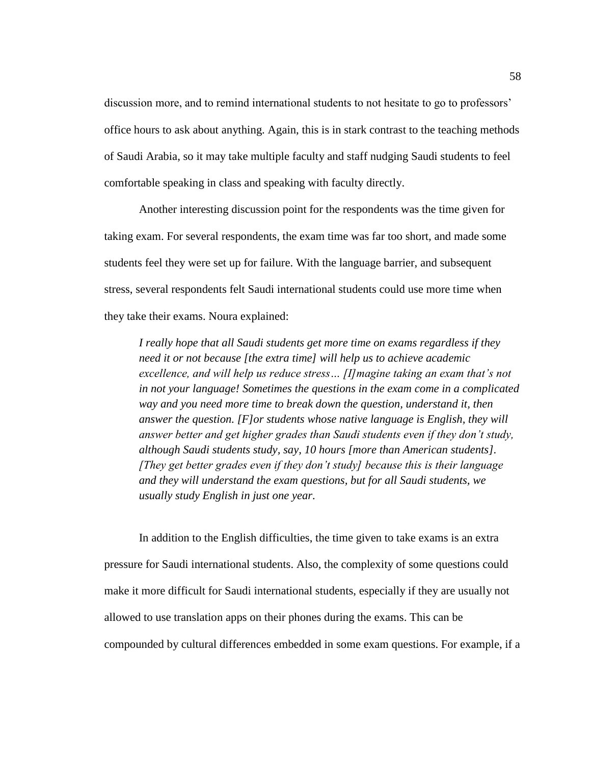discussion more, and to remind international students to not hesitate to go to professors' office hours to ask about anything. Again, this is in stark contrast to the teaching methods of Saudi Arabia, so it may take multiple faculty and staff nudging Saudi students to feel comfortable speaking in class and speaking with faculty directly.

Another interesting discussion point for the respondents was the time given for taking exam. For several respondents, the exam time was far too short, and made some students feel they were set up for failure. With the language barrier, and subsequent stress, several respondents felt Saudi international students could use more time when they take their exams. Noura explained:

> *I really hope that all Saudi students get more time on exams regardless if they need it or not because [the extra time] will help us to achieve academic excellence, and will help us reduce stress… [I]magine taking an exam that's not in not your language! Sometimes the questions in the exam come in a complicated way and you need more time to break down the question, understand it, then answer the question. [F]or students whose native language is English, they will answer better and get higher grades than Saudi students even if they don't study, although Saudi students study, say, 10 hours [more than American students]. [They get better grades even if they don't study] because this is their language and they will understand the exam questions, but for all Saudi students, we usually study English in just one year.*

In addition to the English difficulties, the time given to take exams is an extra pressure for Saudi international students. Also, the complexity of some questions could make it more difficult for Saudi international students, especially if they are usually not allowed to use translation apps on their phones during the exams. This can be compounded by cultural differences embedded in some exam questions. For example, if a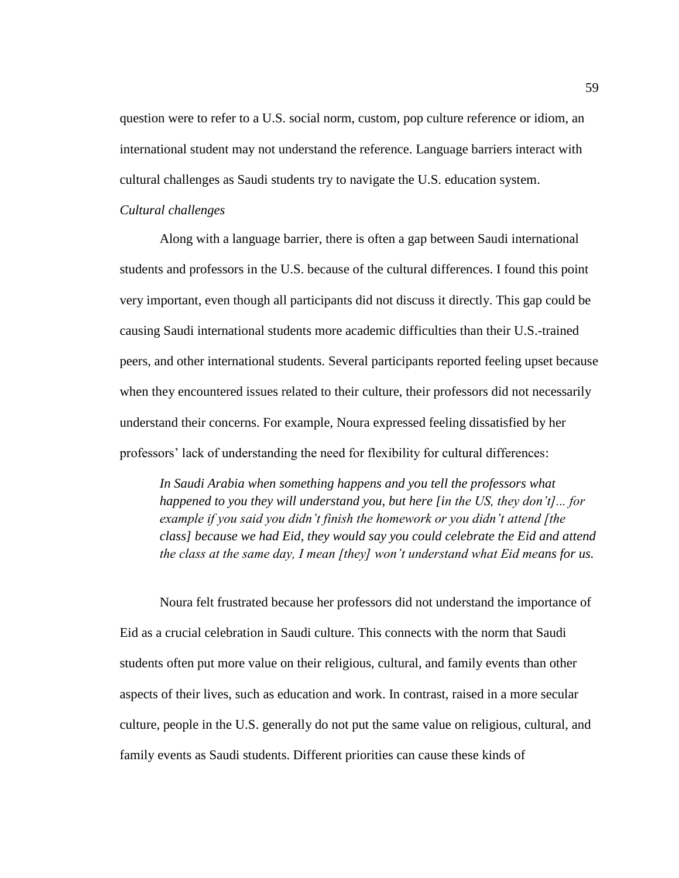question were to refer to a U.S. social norm, custom, pop culture reference or idiom, an international student may not understand the reference. Language barriers interact with cultural challenges as Saudi students try to navigate the U.S. education system.

*Cultural challenges*

Along with a language barrier, there is often a gap between Saudi international students and professors in the U.S. because of the cultural differences. I found this point very important, even though all participants did not discuss it directly. This gap could be causing Saudi international students more academic difficulties than their U.S.-trained peers, and other international students. Several participants reported feeling upset because when they encountered issues related to their culture, their professors did not necessarily understand their concerns. For example, Noura expressed feeling dissatisfied by her professors' lack of understanding the need for flexibility for cultural differences:

> *In Saudi Arabia when something happens and you tell the professors what happened to you they will understand you, but here [in the US, they don't]… for example if you said you didn't finish the homework or you didn't attend [the class] because we had Eid, they would say you could celebrate the Eid and attend the class at the same day, I mean [they] won't understand what Eid means for us.*

Noura felt frustrated because her professors did not understand the importance of Eid as a crucial celebration in Saudi culture. This connects with the norm that Saudi students often put more value on their religious, cultural, and family events than other aspects of their lives, such as education and work. In contrast, raised in a more secular culture, people in the U.S. generally do not put the same value on religious, cultural, and family events as Saudi students. Different priorities can cause these kinds of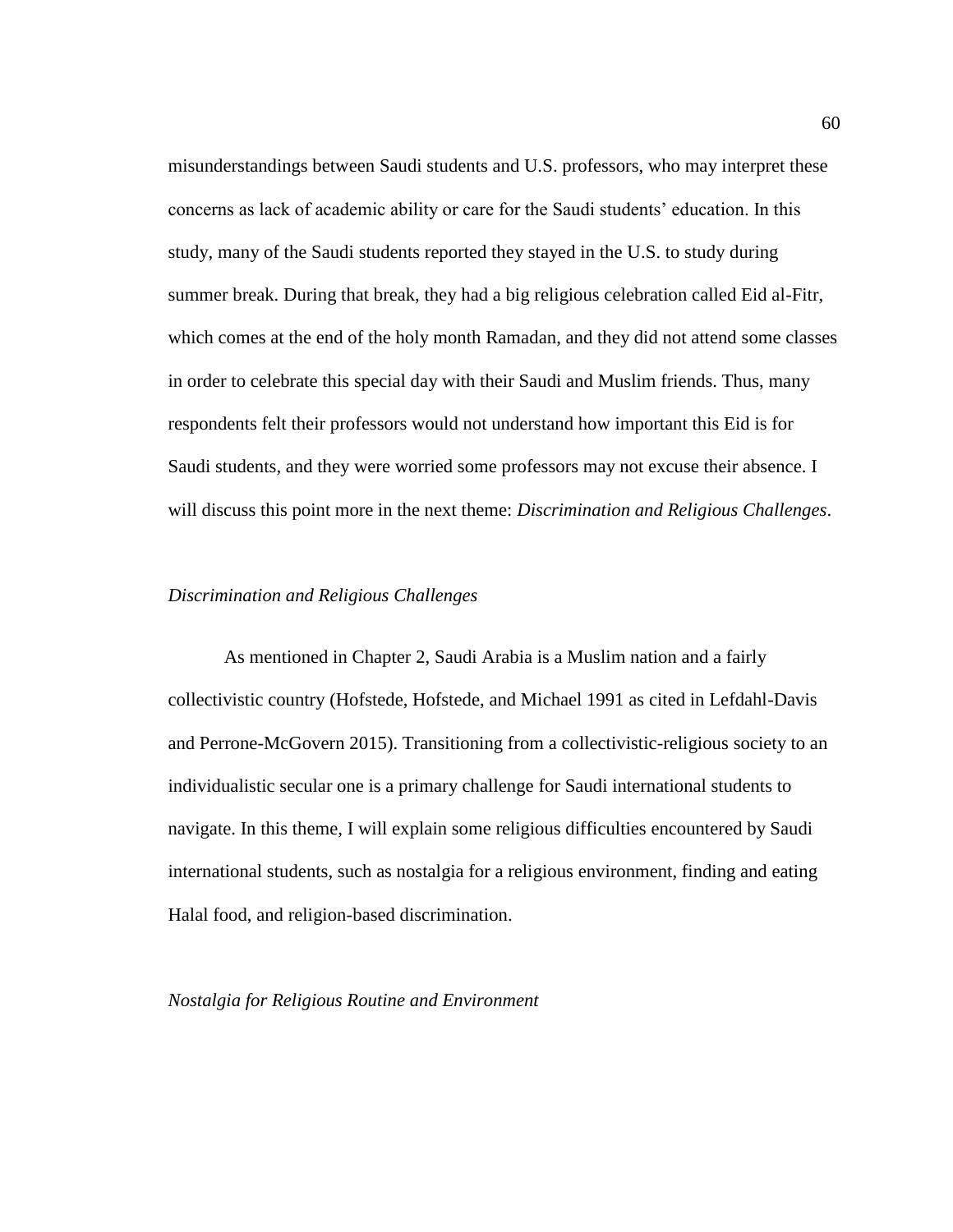misunderstandings between Saudi students and U.S. professors, who may interpret these concerns as lack of academic ability or care for the Saudi students' education. In this study, many of the Saudi students reported they stayed in the U.S. to study during summer break. During that break, they had a big religious celebration called Eid al-Fitr, which comes at the end of the holy month Ramadan, and they did not attend some classes in order to celebrate this special day with their Saudi and Muslim friends. Thus, many respondents felt their professors would not understand how important this Eid is for Saudi students, and they were worried some professors may not excuse their absence. I will discuss this point more in the next theme: *Discrimination and Religious Challenges*.

### *Discrimination and Religious Challenges*

As mentioned in Chapter 2, Saudi Arabia is a Muslim nation and a fairly collectivistic country (Hofstede, Hofstede, and Michael 1991 as cited in Lefdahl-Davis and Perrone-McGovern 2015). Transitioning from a collectivistic-religious society to an individualistic secular one is a primary challenge for Saudi international students to navigate. In this theme, I will explain some religious difficulties encountered by Saudi international students, such as nostalgia for a religious environment, finding and eating Halal food, and religion-based discrimination.

#### *Nostalgia for Religious Routine and Environment*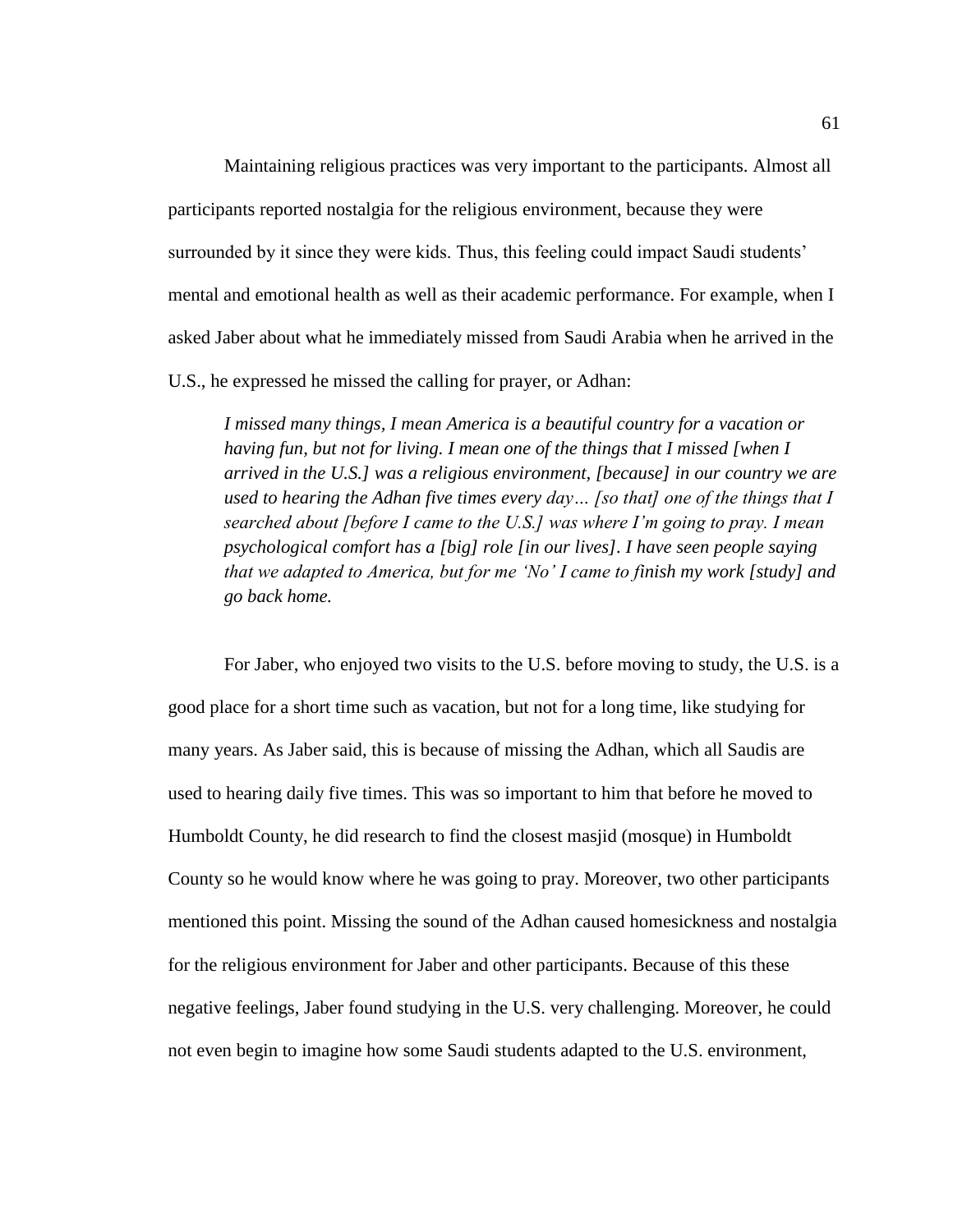Maintaining religious practices was very important to the participants. Almost all participants reported nostalgia for the religious environment, because they were surrounded by it since they were kids. Thus, this feeling could impact Saudi students' mental and emotional health as well as their academic performance. For example, when I asked Jaber about what he immediately missed from Saudi Arabia when he arrived in the U.S., he expressed he missed the calling for prayer, or Adhan:

> *I missed many things, I mean America is a beautiful country for a vacation or having fun, but not for living. I mean one of the things that I missed [when I arrived in the U.S.] was a religious environment, [because] in our country we are used to hearing the Adhan five times every day… [so that] one of the things that I searched about [before I came to the U.S.] was where I'm going to pray. I mean psychological comfort has a [big] role [in our lives]. I have seen people saying that we adapted to America, but for me 'No' I came to finish my work [study] and go back home.*

For Jaber, who enjoyed two visits to the U.S. before moving to study, the U.S. is a good place for a short time such as vacation, but not for a long time, like studying for many years. As Jaber said, this is because of missing the Adhan, which all Saudis are used to hearing daily five times. This was so important to him that before he moved to Humboldt County, he did research to find the closest masjid (mosque) in Humboldt County so he would know where he was going to pray. Moreover, two other participants mentioned this point. Missing the sound of the Adhan caused homesickness and nostalgia for the religious environment for Jaber and other participants. Because of this these negative feelings, Jaber found studying in the U.S. very challenging. Moreover, he could not even begin to imagine how some Saudi students adapted to the U.S. environment,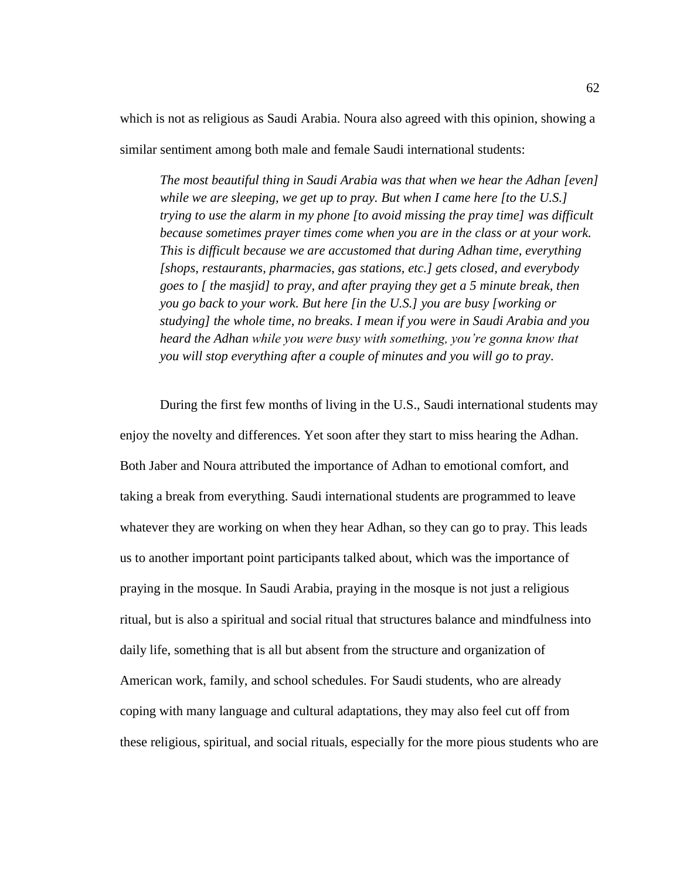which is not as religious as Saudi Arabia. Noura also agreed with this opinion, showing a similar sentiment among both male and female Saudi international students:

> *The most beautiful thing in Saudi Arabia was that when we hear the Adhan [even] while we are sleeping, we get up to pray. But when I came here [to the U.S.] trying to use the alarm in my phone [to avoid missing the pray time] was difficult because sometimes prayer times come when you are in the class or at your work. This is difficult because we are accustomed that during Adhan time, everything [shops, restaurants, pharmacies, gas stations, etc.] gets closed, and everybody goes to [ the masjid] to pray, and after praying they get a 5 minute break, then you go back to your work. But here [in the U.S.] you are busy [working or studying] the whole time, no breaks. I mean if you were in Saudi Arabia and you heard the Adhan while you were busy with something, you're gonna know that you will stop everything after a couple of minutes and you will go to pray.*

During the first few months of living in the U.S., Saudi international students may enjoy the novelty and differences. Yet soon after they start to miss hearing the Adhan. Both Jaber and Noura attributed the importance of Adhan to emotional comfort, and taking a break from everything. Saudi international students are programmed to leave whatever they are working on when they hear Adhan, so they can go to pray. This leads us to another important point participants talked about, which was the importance of praying in the mosque. In Saudi Arabia, praying in the mosque is not just a religious ritual, but is also a spiritual and social ritual that structures balance and mindfulness into daily life, something that is all but absent from the structure and organization of American work, family, and school schedules. For Saudi students, who are already coping with many language and cultural adaptations, they may also feel cut off from these religious, spiritual, and social rituals, especially for the more pious students who are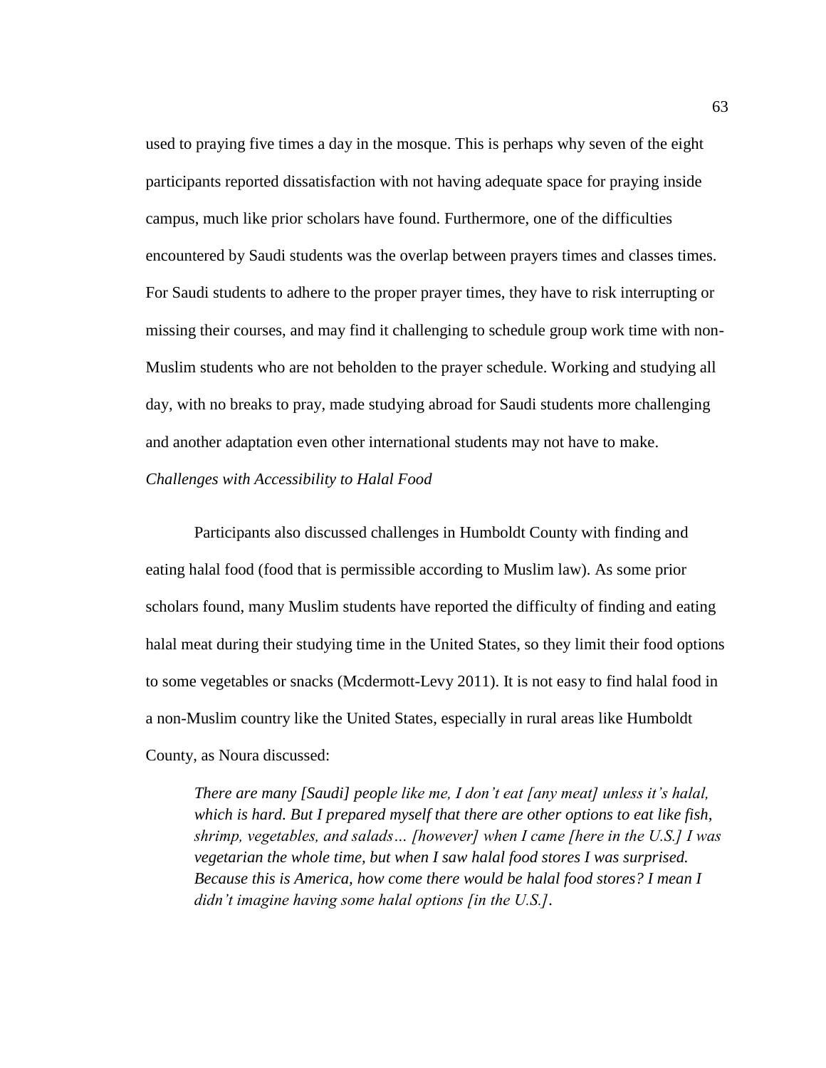used to praying five times a day in the mosque. This is perhaps why seven of the eight participants reported dissatisfaction with not having adequate space for praying inside campus, much like prior scholars have found. Furthermore, one of the difficulties encountered by Saudi students was the overlap between prayers times and classes times. For Saudi students to adhere to the proper prayer times, they have to risk interrupting or missing their courses, and may find it challenging to schedule group work time with non-Muslim students who are not beholden to the prayer schedule. Working and studying all day, with no breaks to pray, made studying abroad for Saudi students more challenging and another adaptation even other international students may not have to make.

*Challenges with Accessibility to Halal Food*

Participants also discussed challenges in Humboldt County with finding and eating halal food (food that is permissible according to Muslim law). As some prior scholars found, many Muslim students have reported the difficulty of finding and eating halal meat during their studying time in the United States, so they limit their food options to some vegetables or snacks (Mcdermott-Levy 2011). It is not easy to find halal food in a non-Muslim country like the United States, especially in rural areas like Humboldt County, as Noura discussed:

> *There are many [Saudi] people like me, I don't eat [any meat] unless it's halal, which is hard. But I prepared myself that there are other options to eat like fish, shrimp, vegetables, and salads… [however] when I came [here in the U.S.] I was vegetarian the whole time, but when I saw halal food stores I was surprised. Because this is America, how come there would be halal food stores? I mean I didn't imagine having some halal options [in the U.S.].*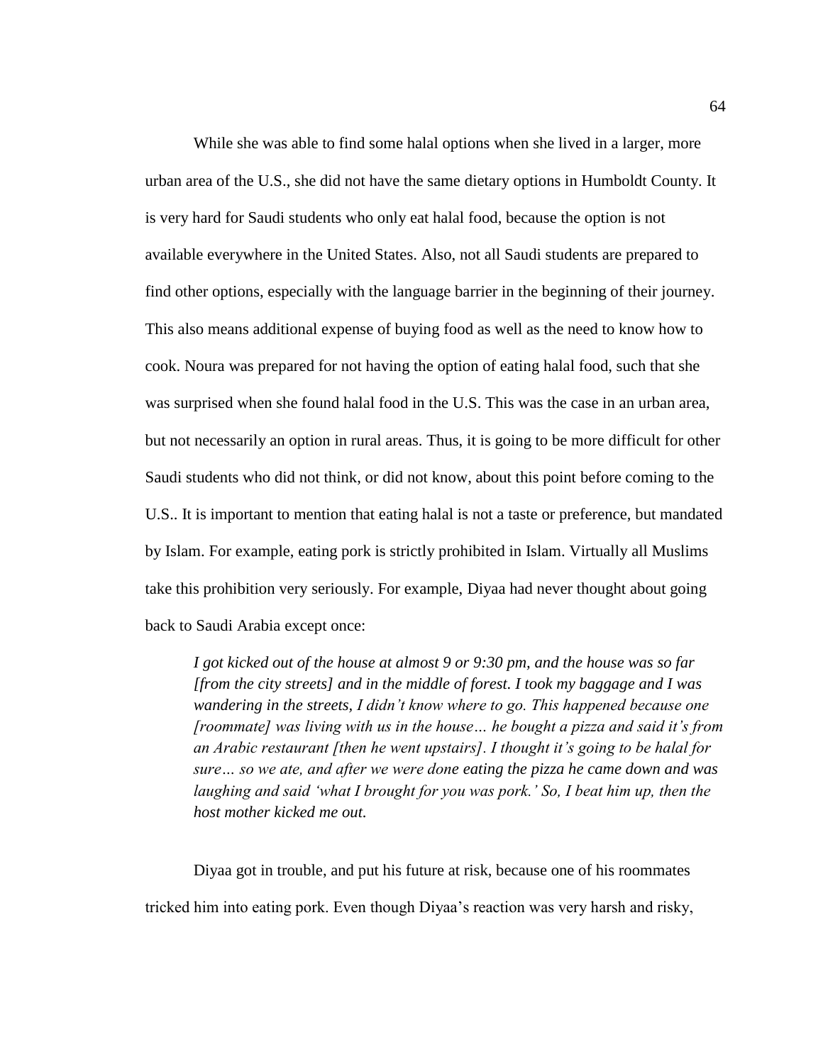While she was able to find some halal options when she lived in a larger, more urban area of the U.S., she did not have the same dietary options in Humboldt County. It is very hard for Saudi students who only eat halal food, because the option is not available everywhere in the United States. Also, not all Saudi students are prepared to find other options, especially with the language barrier in the beginning of their journey. This also means additional expense of buying food as well as the need to know how to cook. Noura was prepared for not having the option of eating halal food, such that she was surprised when she found halal food in the U.S. This was the case in an urban area, but not necessarily an option in rural areas. Thus, it is going to be more difficult for other Saudi students who did not think, or did not know, about this point before coming to the U.S.. It is important to mention that eating halal is not a taste or preference, but mandated by Islam. For example, eating pork is strictly prohibited in Islam. Virtually all Muslims take this prohibition very seriously. For example, Diyaa had never thought about going back to Saudi Arabia except once:

> *I got kicked out of the house at almost 9 or 9:30 pm, and the house was so far [from the city streets] and in the middle of forest. I took my baggage and I was wandering in the streets, I didn't know where to go. This happened because one [roommate] was living with us in the house… he bought a pizza and said it's from an Arabic restaurant [then he went upstairs]. I thought it's going to be halal for sure… so we ate, and after we were done eating the pizza he came down and was laughing and said 'what I brought for you was pork.' So, I beat him up, then the host mother kicked me out.*

Diyaa got in trouble, and put his future at risk, because one of his roommates tricked him into eating pork. Even though Diyaa's reaction was very harsh and risky,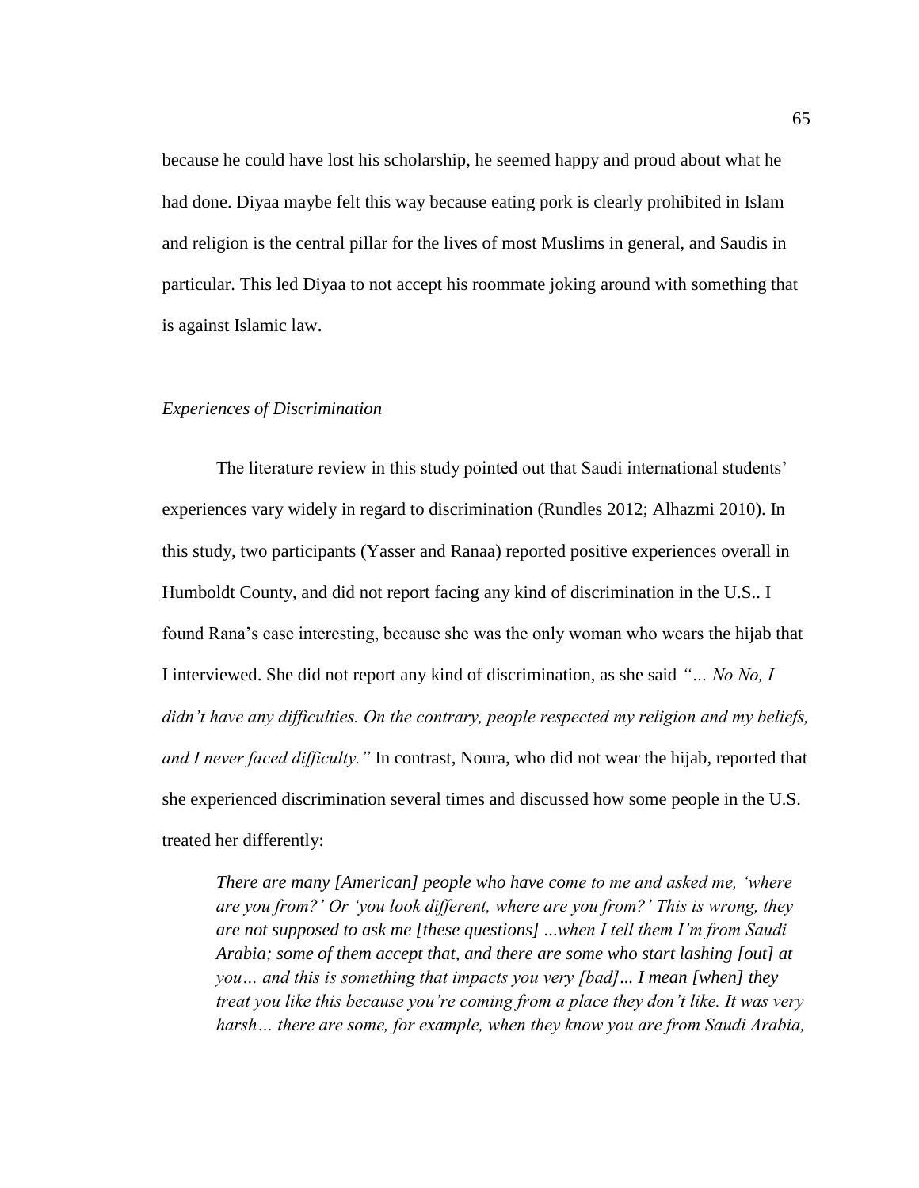because he could have lost his scholarship, he seemed happy and proud about what he had done. Diyaa maybe felt this way because eating pork is clearly prohibited in Islam and religion is the central pillar for the lives of most Muslims in general, and Saudis in particular. This led Diyaa to not accept his roommate joking around with something that is against Islamic law.

### *Experiences of Discrimination*

The literature review in this study pointed out that Saudi international students' experiences vary widely in regard to discrimination (Rundles 2012; Alhazmi 2010). In this study, two participants (Yasser and Ranaa) reported positive experiences overall in Humboldt County, and did not report facing any kind of discrimination in the U.S.. I found Rana's case interesting, because she was the only woman who wears the hijab that I interviewed. She did not report any kind of discrimination, as she said *"… No No, I didn't have any difficulties. On the contrary, people respected my religion and my beliefs, and I never faced difficulty."* In contrast, Noura, who did not wear the hijab, reported that she experienced discrimination several times and discussed how some people in the U.S. treated her differently:

> *There are many [American] people who have come to me and asked me, 'where are you from?' Or 'you look different, where are you from?' This is wrong, they are not supposed to ask me [these questions] …when I tell them I'm from Saudi Arabia; some of them accept that, and there are some who start lashing [out] at you… and this is something that impacts you very [bad]… I mean [when] they treat you like this because you're coming from a place they don't like. It was very harsh… there are some, for example, when they know you are from Saudi Arabia,*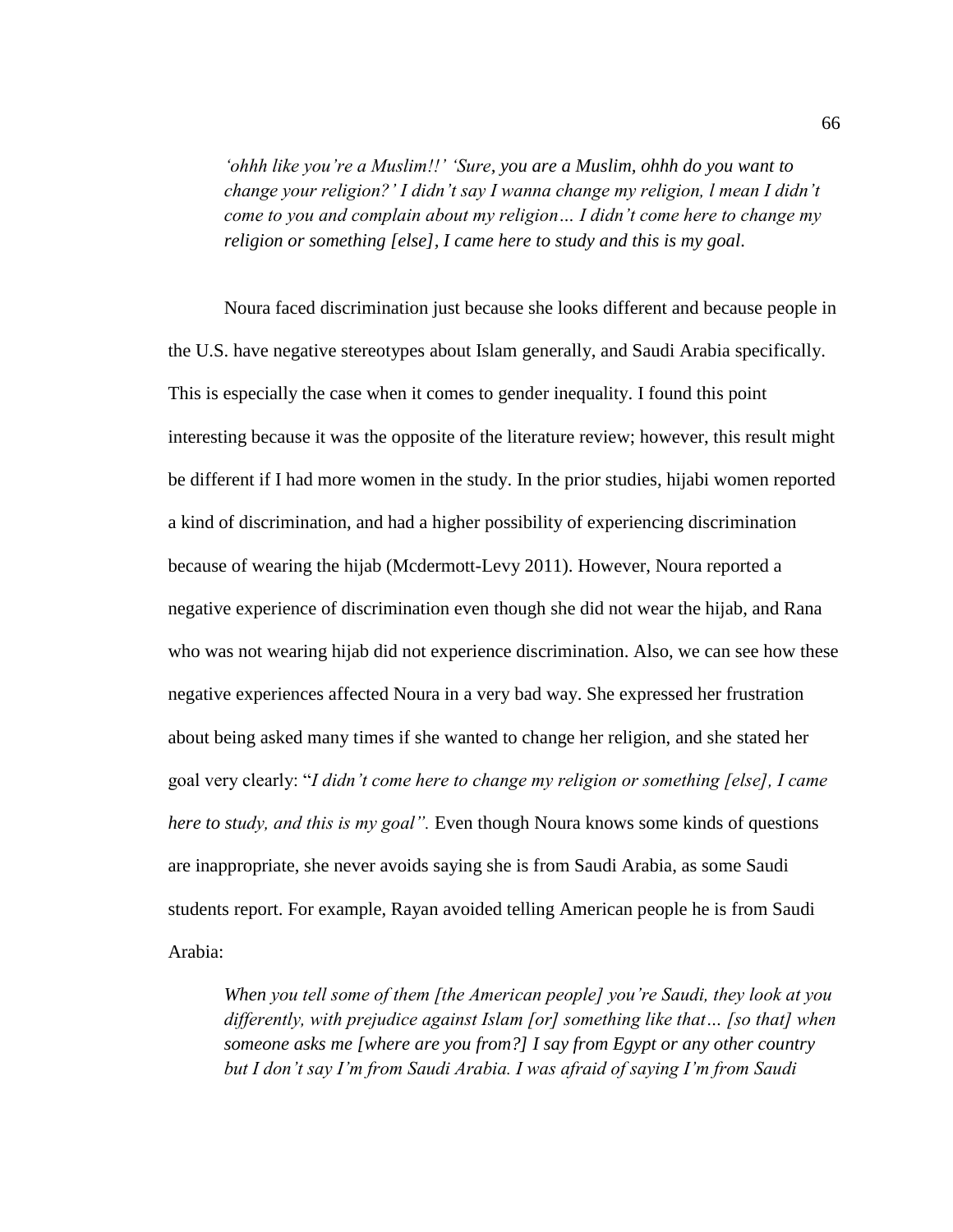> *'ohhh like you're a Muslim!!' 'Sure, you are a Muslim, ohhh do you want to change your religion?' I didn't say I wanna change my religion, l mean I didn't come to you and complain about my religion… I didn't come here to change my religion or something [else], I came here to study and this is my goal.*

Noura faced discrimination just because she looks different and because people in the U.S. have negative stereotypes about Islam generally, and Saudi Arabia specifically. This is especially the case when it comes to gender inequality. I found this point interesting because it was the opposite of the literature review; however, this result might be different if I had more women in the study. In the prior studies, hijabi women reported a kind of discrimination, and had a higher possibility of experiencing discrimination because of wearing the hijab (Mcdermott-Levy 2011). However, Noura reported a negative experience of discrimination even though she did not wear the hijab, and Rana who was not wearing hijab did not experience discrimination. Also, we can see how these negative experiences affected Noura in a very bad way. She expressed her frustration about being asked many times if she wanted to change her religion, and she stated her goal very clearly: "*I didn't come here to change my religion or something [else], I came here to study, and this is my goal".* Even though Noura knows some kinds of questions are inappropriate, she never avoids saying she is from Saudi Arabia, as some Saudi students report. For example, Rayan avoided telling American people he is from Saudi Arabia:

> *When you tell some of them [the American people] you're Saudi, they look at you differently, with prejudice against Islam [or] something like that… [so that] when someone asks me [where are you from?] I say from Egypt or any other country but I don't say I'm from Saudi Arabia. I was afraid of saying I'm from Saudi*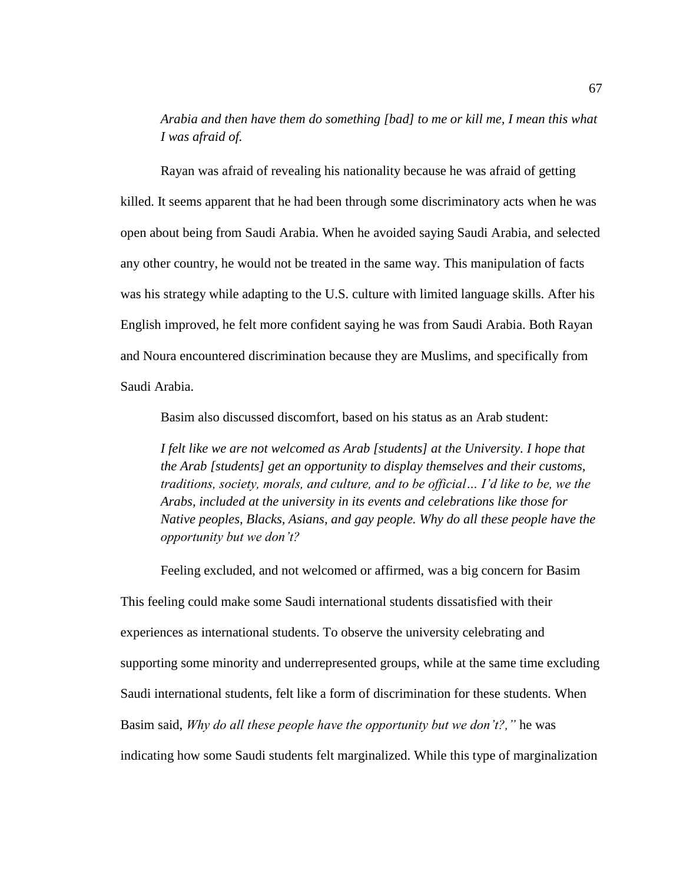*Arabia and then have them do something [bad] to me or kill me, I mean this what I was afraid of.*

Rayan was afraid of revealing his nationality because he was afraid of getting killed. It seems apparent that he had been through some discriminatory acts when he was open about being from Saudi Arabia. When he avoided saying Saudi Arabia, and selected any other country, he would not be treated in the same way. This manipulation of facts was his strategy while adapting to the U.S. culture with limited language skills. After his English improved, he felt more confident saying he was from Saudi Arabia. Both Rayan and Noura encountered discrimination because they are Muslims, and specifically from Saudi Arabia.

Basim also discussed discomfort, based on his status as an Arab student:

*I felt like we are not welcomed as Arab [students] at the University. I hope that the Arab [students] get an opportunity to display themselves and their customs, traditions, society, morals, and culture, and to be official… I'd like to be, we the Arabs, included at the university in its events and celebrations like those for Native peoples, Blacks, Asians, and gay people. Why do all these people have the opportunity but we don't?*

Feeling excluded, and not welcomed or affirmed, was a big concern for Basim This feeling could make some Saudi international students dissatisfied with their experiences as international students. To observe the university celebrating and supporting some minority and underrepresented groups, while at the same time excluding Saudi international students, felt like a form of discrimination for these students. When Basim said, *Why do all these people have the opportunity but we don't?,"* he was indicating how some Saudi students felt marginalized. While this type of marginalization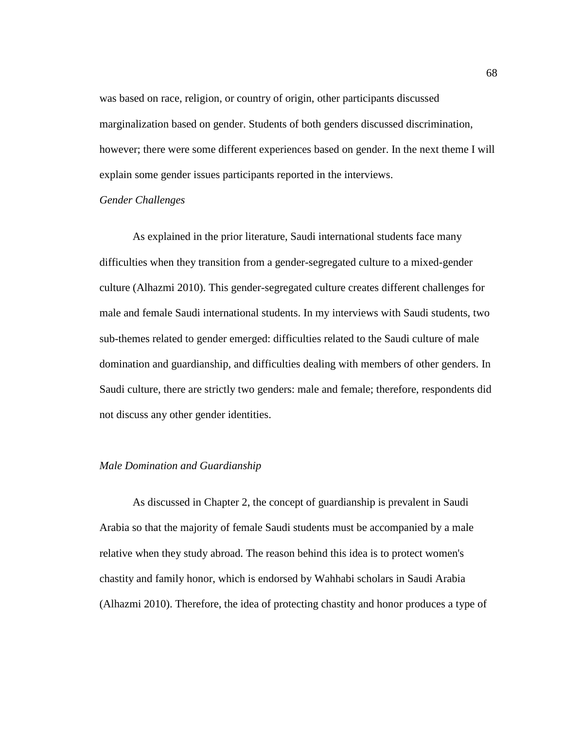was based on race, religion, or country of origin, other participants discussed marginalization based on gender. Students of both genders discussed discrimination, however; there were some different experiences based on gender. In the next theme I will explain some gender issues participants reported in the interviews.

*Gender Challenges*

As explained in the prior literature, Saudi international students face many difficulties when they transition from a gender-segregated culture to a mixed-gender culture (Alhazmi 2010). This gender-segregated culture creates different challenges for male and female Saudi international students. In my interviews with Saudi students, two sub-themes related to gender emerged: difficulties related to the Saudi culture of male domination and guardianship, and difficulties dealing with members of other genders. In Saudi culture, there are strictly two genders: male and female; therefore, respondents did not discuss any other gender identities.

*Male Domination and Guardianship*

As discussed in Chapter 2, the concept of guardianship is prevalent in Saudi Arabia so that the majority of female Saudi students must be accompanied by a male relative when they study abroad. The reason behind this idea is to protect women's chastity and family honor, which is endorsed by Wahhabi scholars in Saudi Arabia (Alhazmi 2010). Therefore, the idea of protecting chastity and honor produces a type of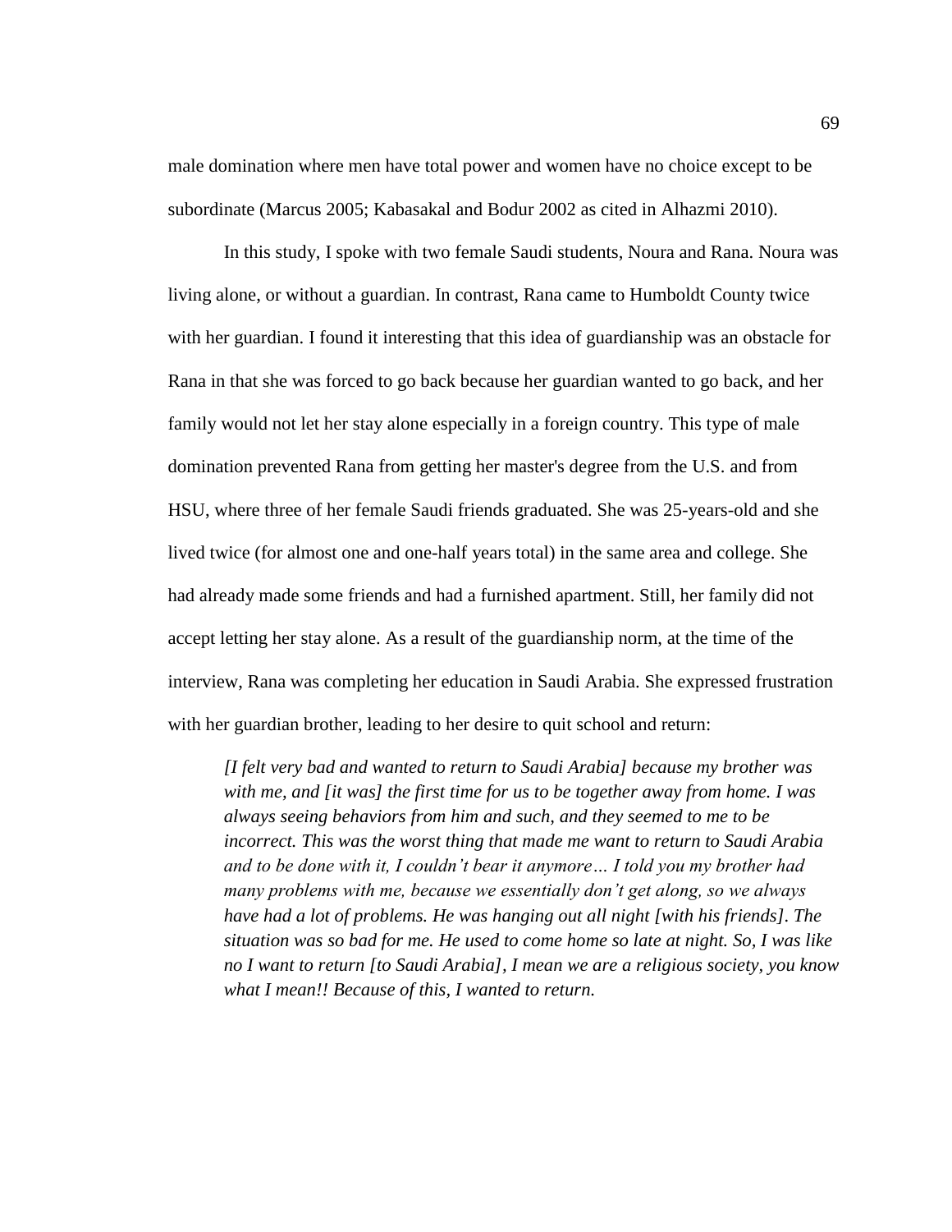male domination where men have total power and women have no choice except to be subordinate (Marcus 2005; Kabasakal and Bodur 2002 as cited in Alhazmi 2010).

In this study, I spoke with two female Saudi students, Noura and Rana. Noura was living alone, or without a guardian. In contrast, Rana came to Humboldt County twice with her guardian. I found it interesting that this idea of guardianship was an obstacle for Rana in that she was forced to go back because her guardian wanted to go back, and her family would not let her stay alone especially in a foreign country. This type of male domination prevented Rana from getting her master's degree from the U.S. and from HSU, where three of her female Saudi friends graduated. She was 25-years-old and she lived twice (for almost one and one-half years total) in the same area and college. She had already made some friends and had a furnished apartment. Still, her family did not accept letting her stay alone. As a result of the guardianship norm, at the time of the interview, Rana was completing her education in Saudi Arabia. She expressed frustration with her guardian brother, leading to her desire to quit school and return:

> *[I felt very bad and wanted to return to Saudi Arabia] because my brother was with me, and [it was] the first time for us to be together away from home. I was always seeing behaviors from him and such, and they seemed to me to be incorrect. This was the worst thing that made me want to return to Saudi Arabia and to be done with it, I couldn't bear it anymore… I told you my brother had many problems with me, because we essentially don't get along, so we always have had a lot of problems. He was hanging out all night [with his friends]. The situation was so bad for me. He used to come home so late at night. So, I was like no I want to return [to Saudi Arabia], I mean we are a religious society, you know what I mean!! Because of this, I wanted to return.*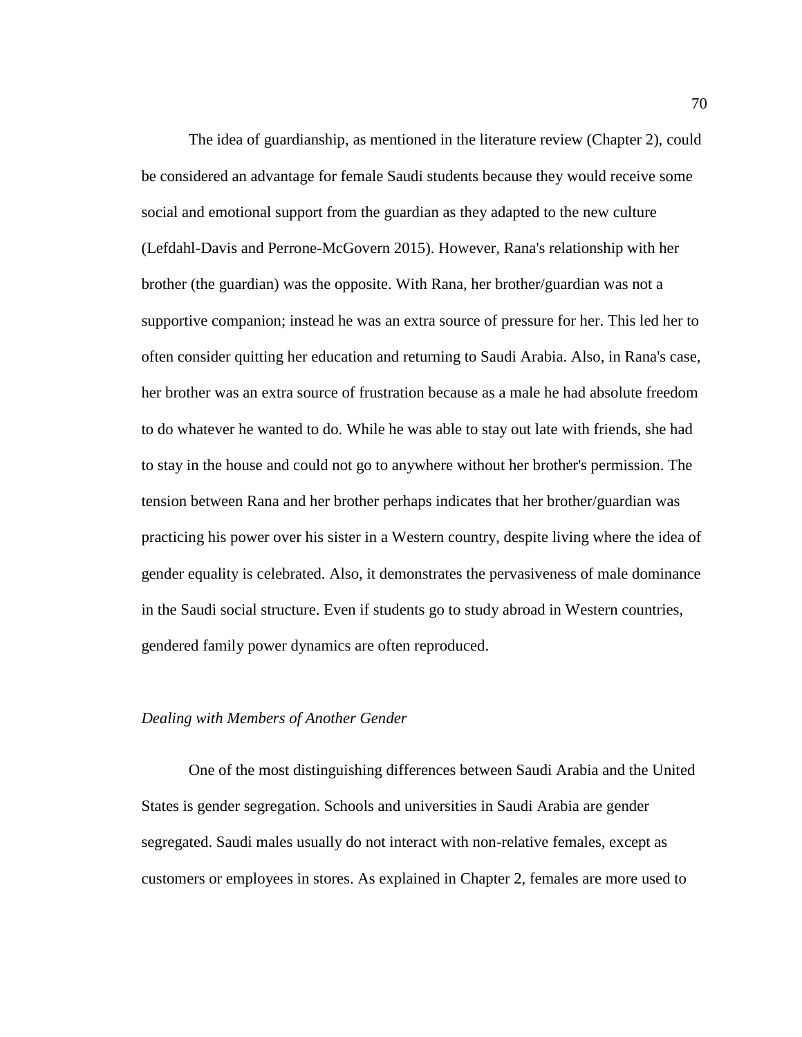The idea of guardianship, as mentioned in the literature review (Chapter 2), could be considered an advantage for female Saudi students because they would receive some social and emotional support from the guardian as they adapted to the new culture (Lefdahl-Davis and Perrone-McGovern 2015). However, Rana's relationship with her brother (the guardian) was the opposite. With Rana, her brother/guardian was not a supportive companion; instead he was an extra source of pressure for her. This led her to often consider quitting her education and returning to Saudi Arabia. Also, in Rana's case, her brother was an extra source of frustration because as a male he had absolute freedom to do whatever he wanted to do. While he was able to stay out late with friends, she had to stay in the house and could not go to anywhere without her brother's permission. The tension between Rana and her brother perhaps indicates that her brother/guardian was practicing his power over his sister in a Western country, despite living where the idea of gender equality is celebrated. Also, it demonstrates the pervasiveness of male dominance in the Saudi social structure. Even if students go to study abroad in Western countries, gendered family power dynamics are often reproduced.

### *Dealing with Members of Another Gender*

One of the most distinguishing differences between Saudi Arabia and the United States is gender segregation. Schools and universities in Saudi Arabia are gender segregated. Saudi males usually do not interact with non-relative females, except as customers or employees in stores. As explained in Chapter 2, females are more used to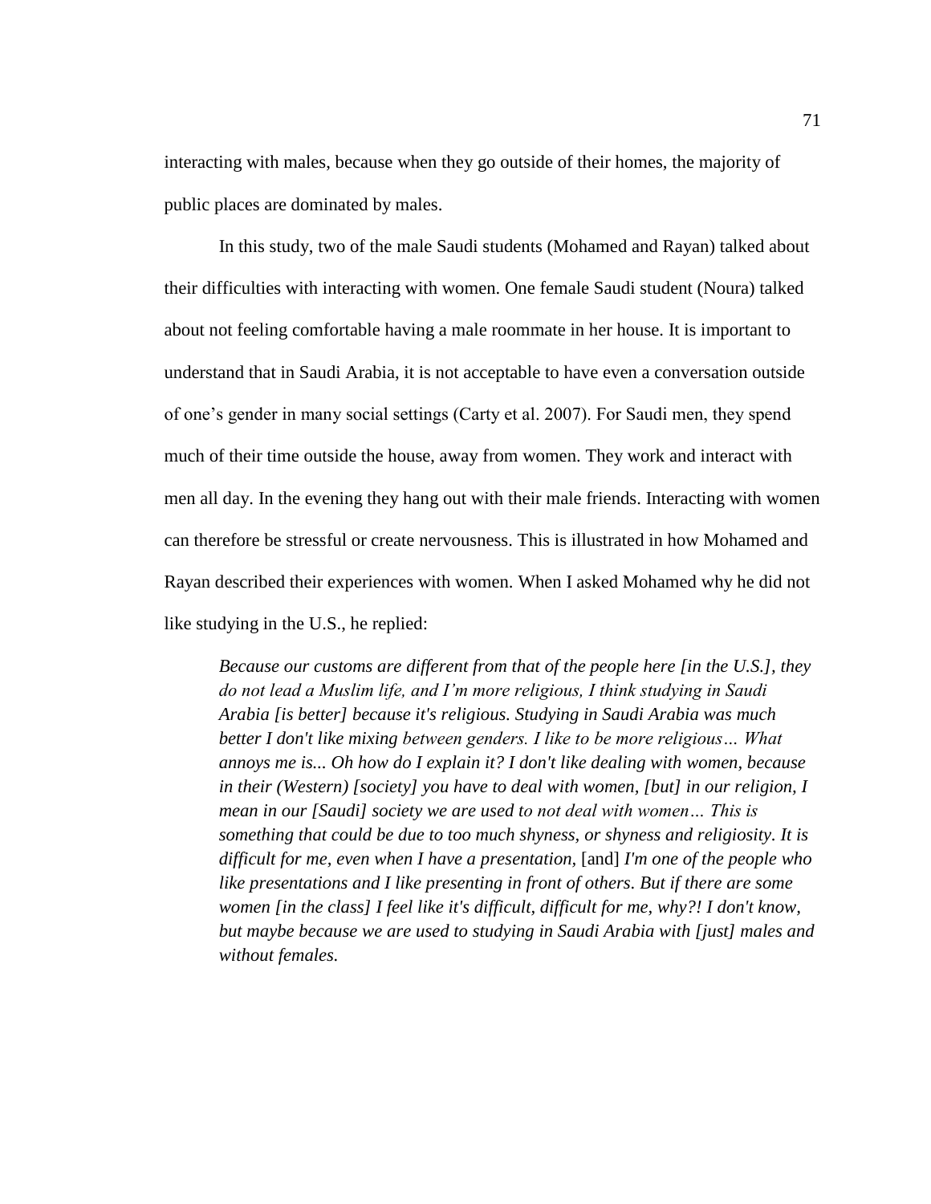interacting with males, because when they go outside of their homes, the majority of public places are dominated by males.

In this study, two of the male Saudi students (Mohamed and Rayan) talked about their difficulties with interacting with women. One female Saudi student (Noura) talked about not feeling comfortable having a male roommate in her house. It is important to understand that in Saudi Arabia, it is not acceptable to have even a conversation outside of one's gender in many social settings (Carty et al. 2007). For Saudi men, they spend much of their time outside the house, away from women. They work and interact with men all day. In the evening they hang out with their male friends. Interacting with women can therefore be stressful or create nervousness. This is illustrated in how Mohamed and Rayan described their experiences with women. When I asked Mohamed why he did not like studying in the U.S., he replied:

> *Because our customs are different from that of the people here [in the U.S.], they do not lead a Muslim life, and I'm more religious, I think studying in Saudi Arabia [is better] because it's religious. Studying in Saudi Arabia was much better I don't like mixing between genders. I like to be more religious… What annoys me is... Oh how do I explain it? I don't like dealing with women, because in their (Western) [society] you have to deal with women, [but] in our religion, I mean in our [Saudi] society we are used to not deal with women… This is something that could be due to too much shyness, or shyness and religiosity. It is difficult for me, even when I have a presentation,* [and] *I'm one of the people who like presentations and I like presenting in front of others. But if there are some women [in the class] I feel like it's difficult, difficult for me, why?! I don't know, but maybe because we are used to studying in Saudi Arabia with [just] males and without females.*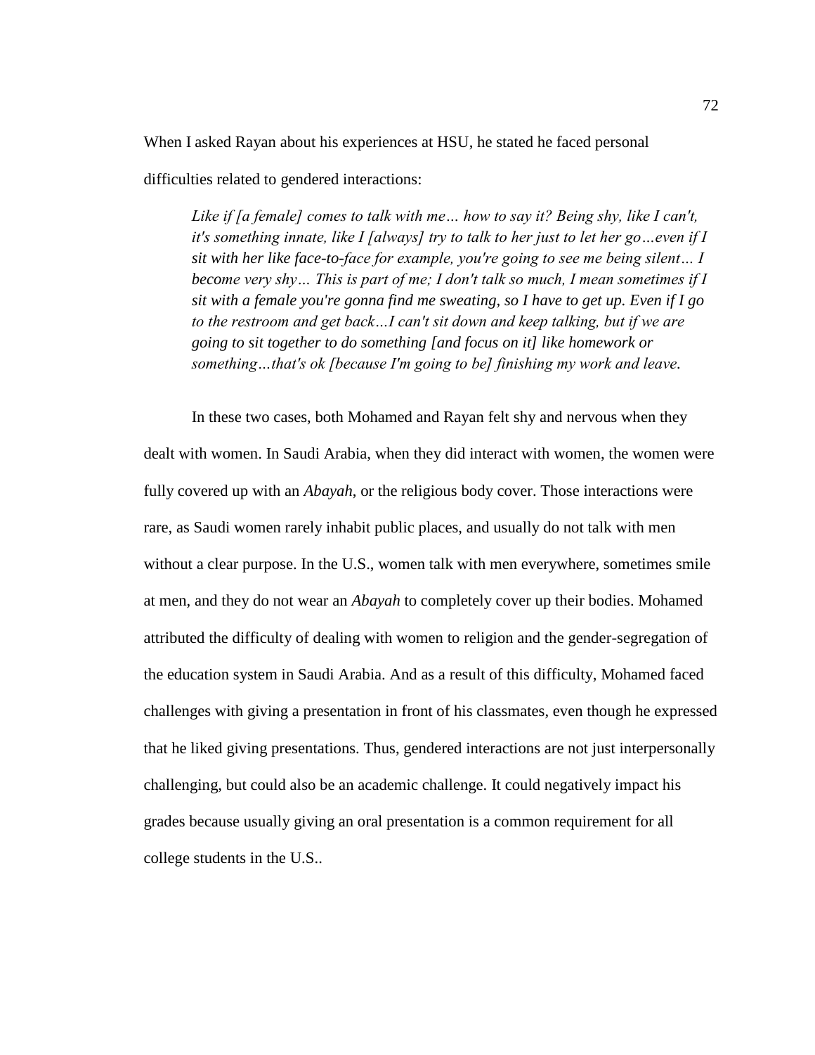When I asked Rayan about his experiences at HSU, he stated he faced personal difficulties related to gendered interactions:

> *Like if [a female] comes to talk with me… how to say it? Being shy, like I can't, it's something innate, like I [always] try to talk to her just to let her go…even if I sit with her like face-to-face for example, you're going to see me being silent… I become very shy… This is part of me; I don't talk so much, I mean sometimes if I sit with a female you're gonna find me sweating, so I have to get up. Even if I go to the restroom and get back…I can't sit down and keep talking, but if we are going to sit together to do something [and focus on it] like homework or something…that's ok [because I'm going to be] finishing my work and leave.*

In these two cases, both Mohamed and Rayan felt shy and nervous when they dealt with women. In Saudi Arabia, when they did interact with women, the women were fully covered up with an *Abayah*, or the religious body cover. Those interactions were rare, as Saudi women rarely inhabit public places, and usually do not talk with men without a clear purpose. In the U.S., women talk with men everywhere, sometimes smile at men, and they do not wear an *Abayah* to completely cover up their bodies. Mohamed attributed the difficulty of dealing with women to religion and the gender-segregation of the education system in Saudi Arabia. And as a result of this difficulty, Mohamed faced challenges with giving a presentation in front of his classmates, even though he expressed that he liked giving presentations. Thus, gendered interactions are not just interpersonally challenging, but could also be an academic challenge. It could negatively impact his grades because usually giving an oral presentation is a common requirement for all college students in the U.S..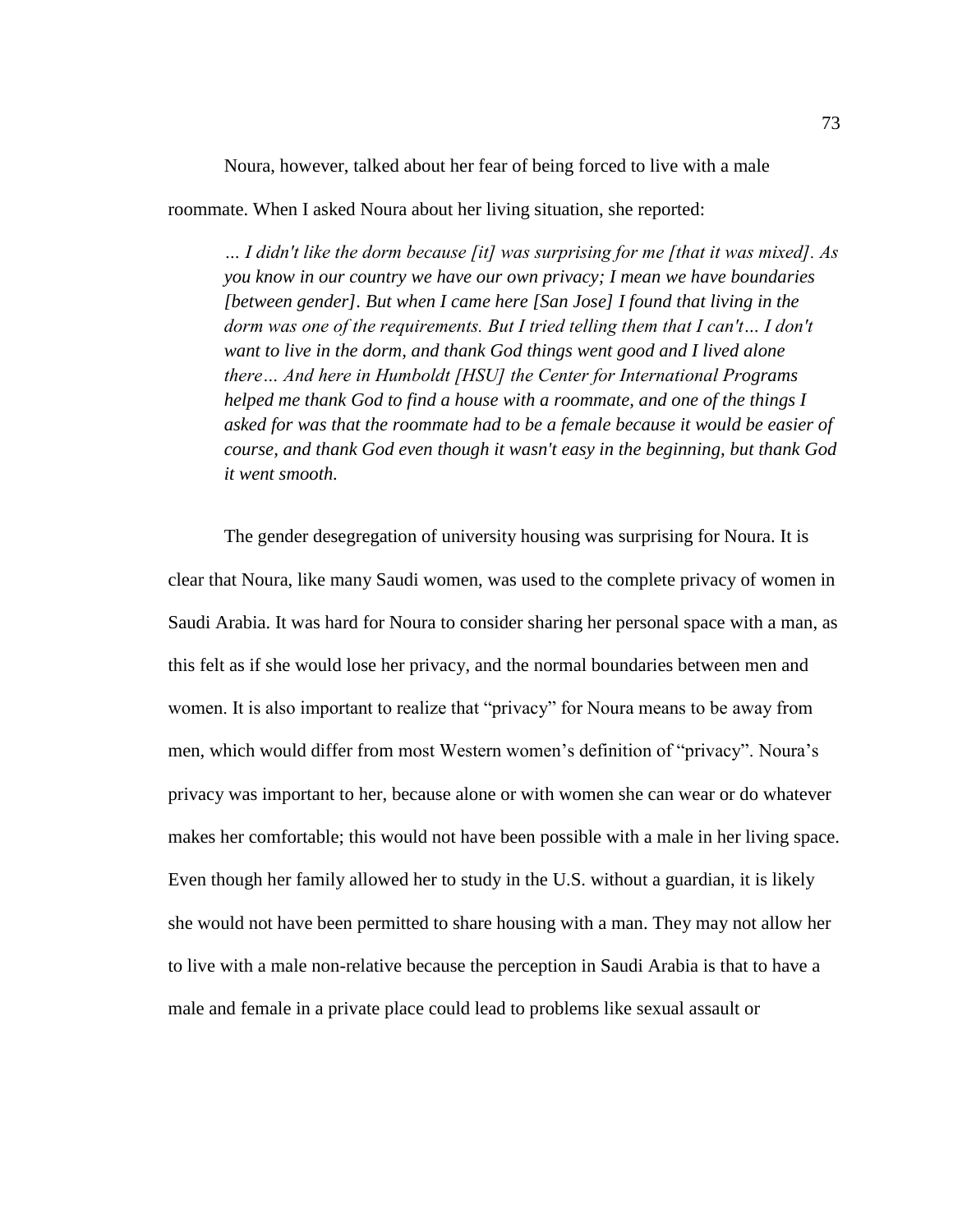Noura, however, talked about her fear of being forced to live with a male roommate. When I asked Noura about her living situation, she reported:

> *… I didn't like the dorm because [it] was surprising for me [that it was mixed]. As you know in our country we have our own privacy; I mean we have boundaries [between gender]. But when I came here [San Jose] I found that living in the dorm was one of the requirements. But I tried telling them that I can't… I don't want to live in the dorm, and thank God things went good and I lived alone there… And here in Humboldt [HSU] the Center for International Programs helped me thank God to find a house with a roommate, and one of the things I asked for was that the roommate had to be a female because it would be easier of course, and thank God even though it wasn't easy in the beginning, but thank God it went smooth.*

The gender desegregation of university housing was surprising for Noura. It is clear that Noura, like many Saudi women, was used to the complete privacy of women in Saudi Arabia. It was hard for Noura to consider sharing her personal space with a man, as this felt as if she would lose her privacy, and the normal boundaries between men and women. It is also important to realize that "privacy" for Noura means to be away from men, which would differ from most Western women's definition of "privacy". Noura's privacy was important to her, because alone or with women she can wear or do whatever makes her comfortable; this would not have been possible with a male in her living space. Even though her family allowed her to study in the U.S. without a guardian, it is likely she would not have been permitted to share housing with a man. They may not allow her to live with a male non-relative because the perception in Saudi Arabia is that to have a male and female in a private place could lead to problems like sexual assault or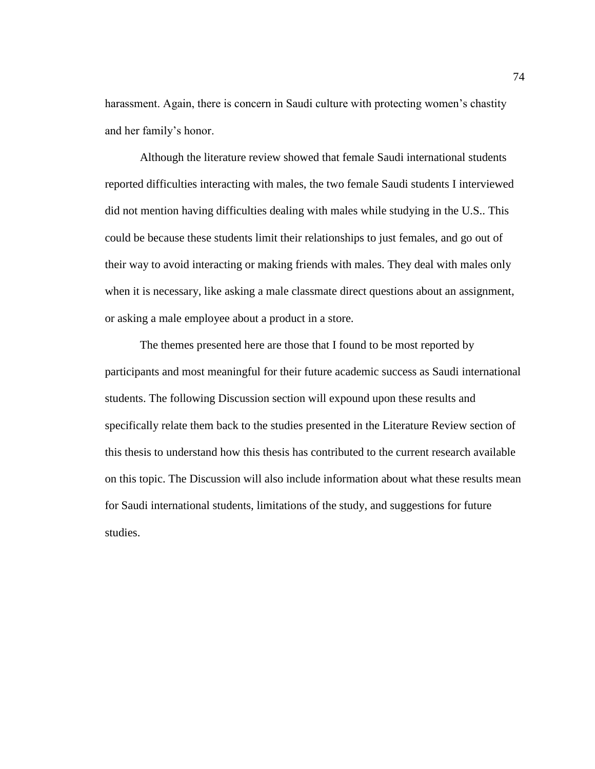harassment. Again, there is concern in Saudi culture with protecting women's chastity and her family's honor.

Although the literature review showed that female Saudi international students reported difficulties interacting with males, the two female Saudi students I interviewed did not mention having difficulties dealing with males while studying in the U.S.. This could be because these students limit their relationships to just females, and go out of their way to avoid interacting or making friends with males. They deal with males only when it is necessary, like asking a male classmate direct questions about an assignment, or asking a male employee about a product in a store.

The themes presented here are those that I found to be most reported by participants and most meaningful for their future academic success as Saudi international students. The following Discussion section will expound upon these results and specifically relate them back to the studies presented in the Literature Review section of this thesis to understand how this thesis has contributed to the current research available on this topic. The Discussion will also include information about what these results mean for Saudi international students, limitations of the study, and suggestions for future studies.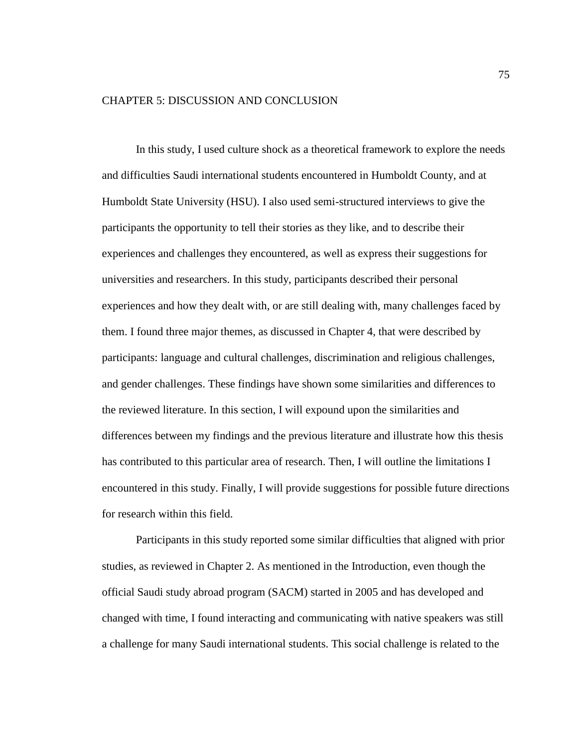# CHAPTER 5: DISCUSSION AND CONCLUSION

In this study, I used culture shock as a theoretical framework to explore the needs and difficulties Saudi international students encountered in Humboldt County, and at Humboldt State University (HSU). I also used semi-structured interviews to give the participants the opportunity to tell their stories as they like, and to describe their experiences and challenges they encountered, as well as express their suggestions for universities and researchers. In this study, participants described their personal experiences and how they dealt with, or are still dealing with, many challenges faced by them. I found three major themes, as discussed in Chapter 4, that were described by participants: language and cultural challenges, discrimination and religious challenges, and gender challenges. These findings have shown some similarities and differences to the reviewed literature. In this section, I will expound upon the similarities and differences between my findings and the previous literature and illustrate how this thesis has contributed to this particular area of research. Then, I will outline the limitations I encountered in this study. Finally, I will provide suggestions for possible future directions for research within this field.

Participants in this study reported some similar difficulties that aligned with prior studies, as reviewed in Chapter 2. As mentioned in the Introduction, even though the official Saudi study abroad program (SACM) started in 2005 and has developed and changed with time, I found interacting and communicating with native speakers was still a challenge for many Saudi international students. This social challenge is related to the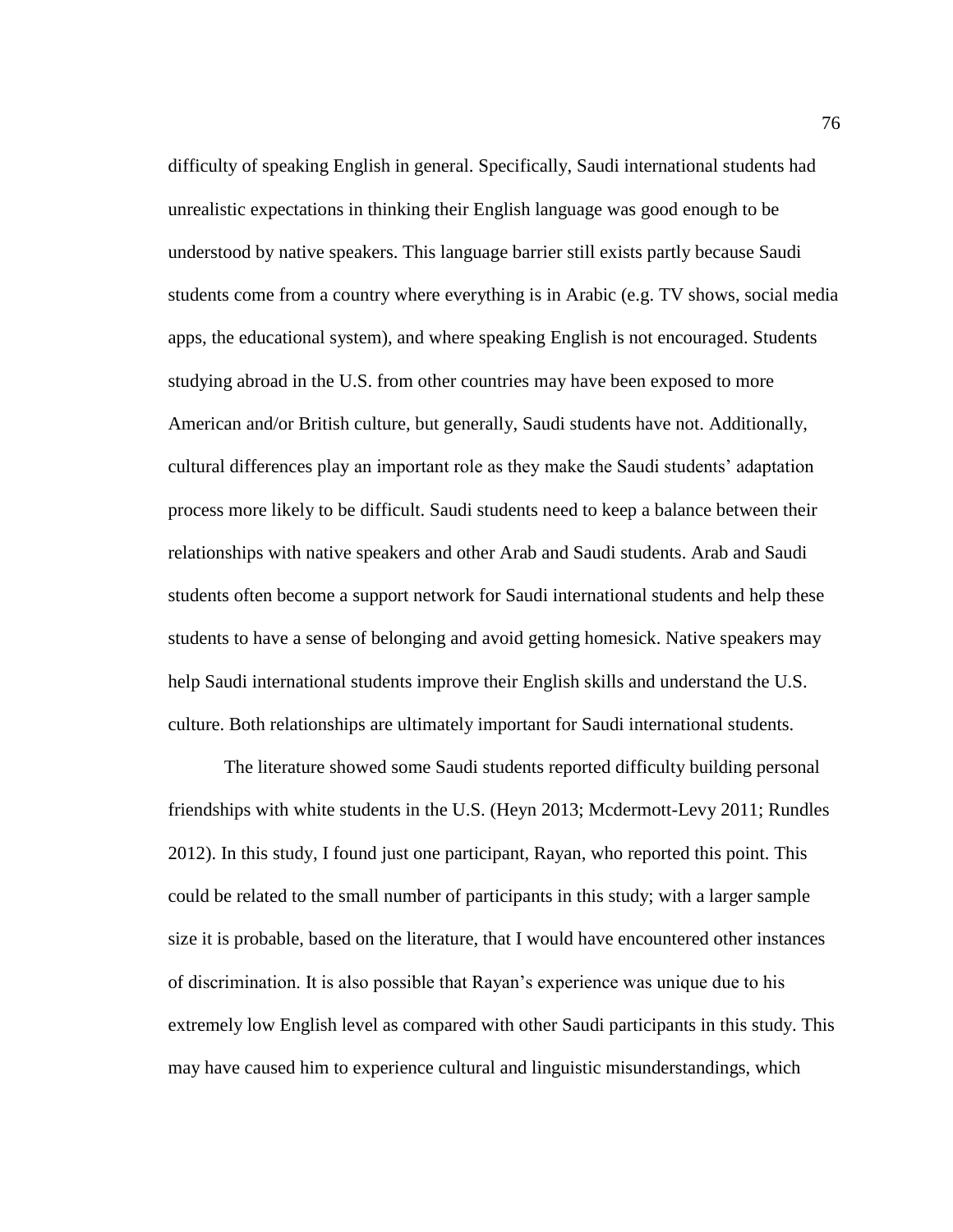difficulty of speaking English in general. Specifically, Saudi international students had unrealistic expectations in thinking their English language was good enough to be understood by native speakers. This language barrier still exists partly because Saudi students come from a country where everything is in Arabic (e.g. TV shows, social media apps, the educational system), and where speaking English is not encouraged. Students studying abroad in the U.S. from other countries may have been exposed to more American and/or British culture, but generally, Saudi students have not. Additionally, cultural differences play an important role as they make the Saudi students' adaptation process more likely to be difficult. Saudi students need to keep a balance between their relationships with native speakers and other Arab and Saudi students. Arab and Saudi students often become a support network for Saudi international students and help these students to have a sense of belonging and avoid getting homesick. Native speakers may help Saudi international students improve their English skills and understand the U.S. culture. Both relationships are ultimately important for Saudi international students.

The literature showed some Saudi students reported difficulty building personal friendships with white students in the U.S. (Heyn 2013; Mcdermott-Levy 2011; Rundles 2012). In this study, I found just one participant, Rayan, who reported this point. This could be related to the small number of participants in this study; with a larger sample size it is probable, based on the literature, that I would have encountered other instances of discrimination. It is also possible that Rayan's experience was unique due to his extremely low English level as compared with other Saudi participants in this study. This may have caused him to experience cultural and linguistic misunderstandings, which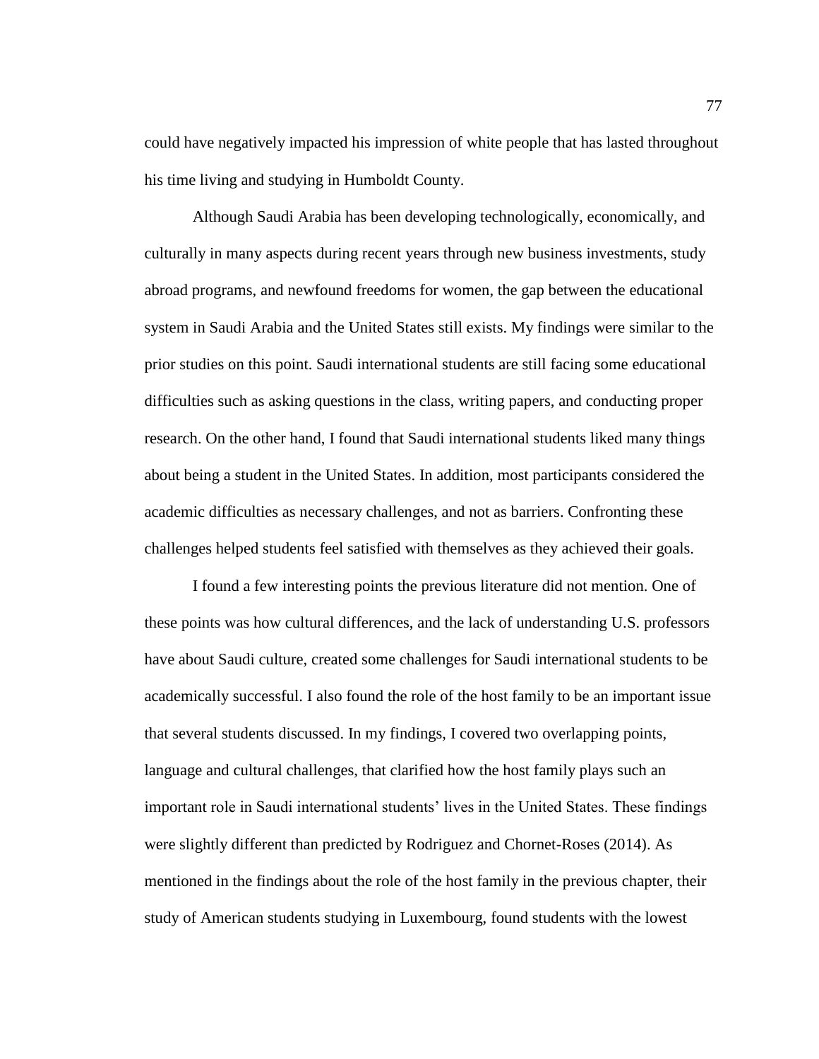could have negatively impacted his impression of white people that has lasted throughout his time living and studying in Humboldt County.

Although Saudi Arabia has been developing technologically, economically, and culturally in many aspects during recent years through new business investments, study abroad programs, and newfound freedoms for women, the gap between the educational system in Saudi Arabia and the United States still exists. My findings were similar to the prior studies on this point. Saudi international students are still facing some educational difficulties such as asking questions in the class, writing papers, and conducting proper research. On the other hand, I found that Saudi international students liked many things about being a student in the United States. In addition, most participants considered the academic difficulties as necessary challenges, and not as barriers. Confronting these challenges helped students feel satisfied with themselves as they achieved their goals.

I found a few interesting points the previous literature did not mention. One of these points was how cultural differences, and the lack of understanding U.S. professors have about Saudi culture, created some challenges for Saudi international students to be academically successful. I also found the role of the host family to be an important issue that several students discussed. In my findings, I covered two overlapping points, language and cultural challenges, that clarified how the host family plays such an important role in Saudi international students' lives in the United States. These findings were slightly different than predicted by Rodriguez and Chornet-Roses (2014). As mentioned in the findings about the role of the host family in the previous chapter, their study of American students studying in Luxembourg, found students with the lowest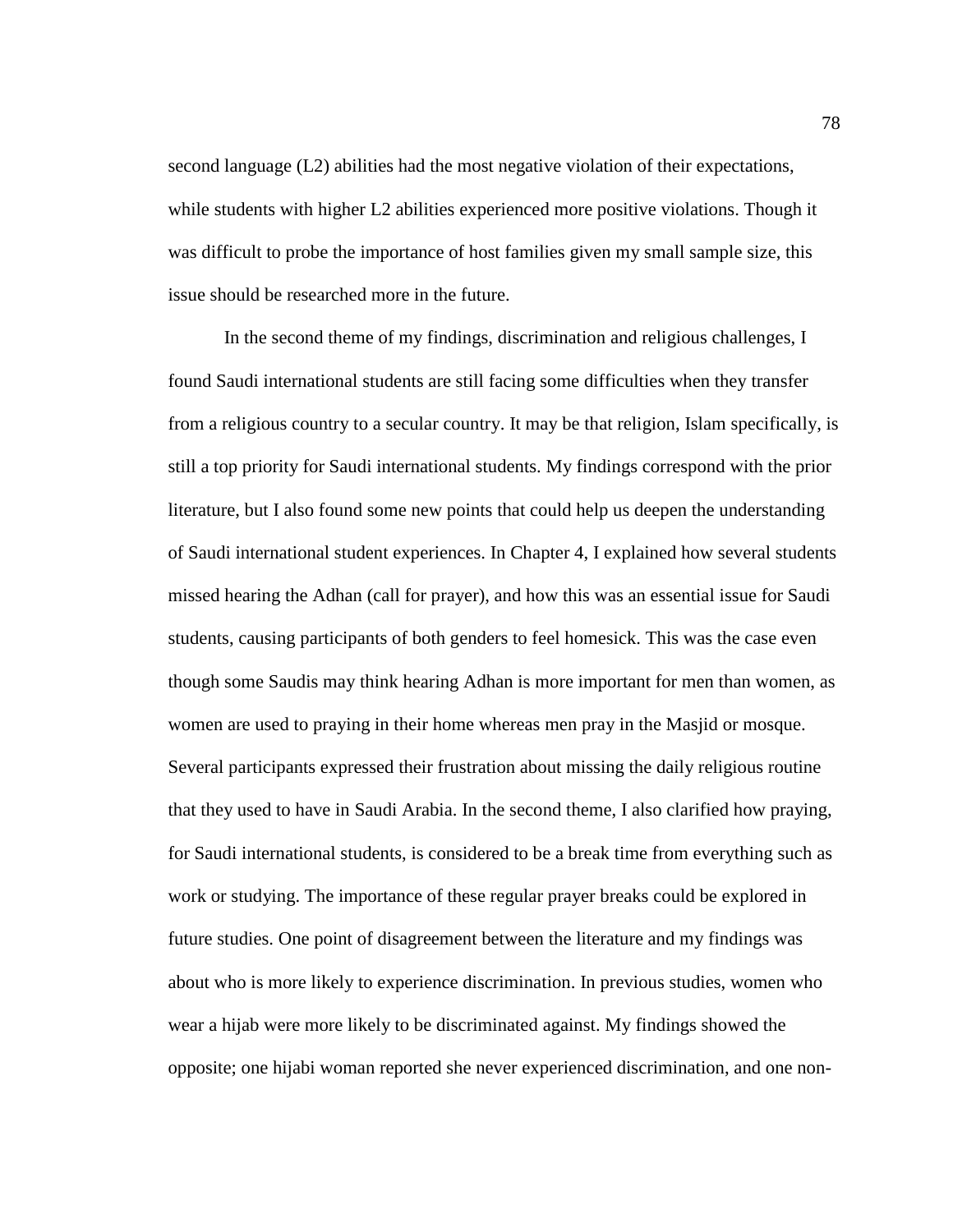second language (L2) abilities had the most negative violation of their expectations, while students with higher L2 abilities experienced more positive violations. Though it was difficult to probe the importance of host families given my small sample size, this issue should be researched more in the future.

In the second theme of my findings, discrimination and religious challenges, I found Saudi international students are still facing some difficulties when they transfer from a religious country to a secular country. It may be that religion, Islam specifically, is still a top priority for Saudi international students. My findings correspond with the prior literature, but I also found some new points that could help us deepen the understanding of Saudi international student experiences. In Chapter 4, I explained how several students missed hearing the Adhan (call for prayer), and how this was an essential issue for Saudi students, causing participants of both genders to feel homesick. This was the case even though some Saudis may think hearing Adhan is more important for men than women, as women are used to praying in their home whereas men pray in the Masjid or mosque. Several participants expressed their frustration about missing the daily religious routine that they used to have in Saudi Arabia. In the second theme, I also clarified how praying, for Saudi international students, is considered to be a break time from everything such as work or studying. The importance of these regular prayer breaks could be explored in future studies. One point of disagreement between the literature and my findings was about who is more likely to experience discrimination. In previous studies, women who wear a hijab were more likely to be discriminated against. My findings showed the opposite; one hijabi woman reported she never experienced discrimination, and one non-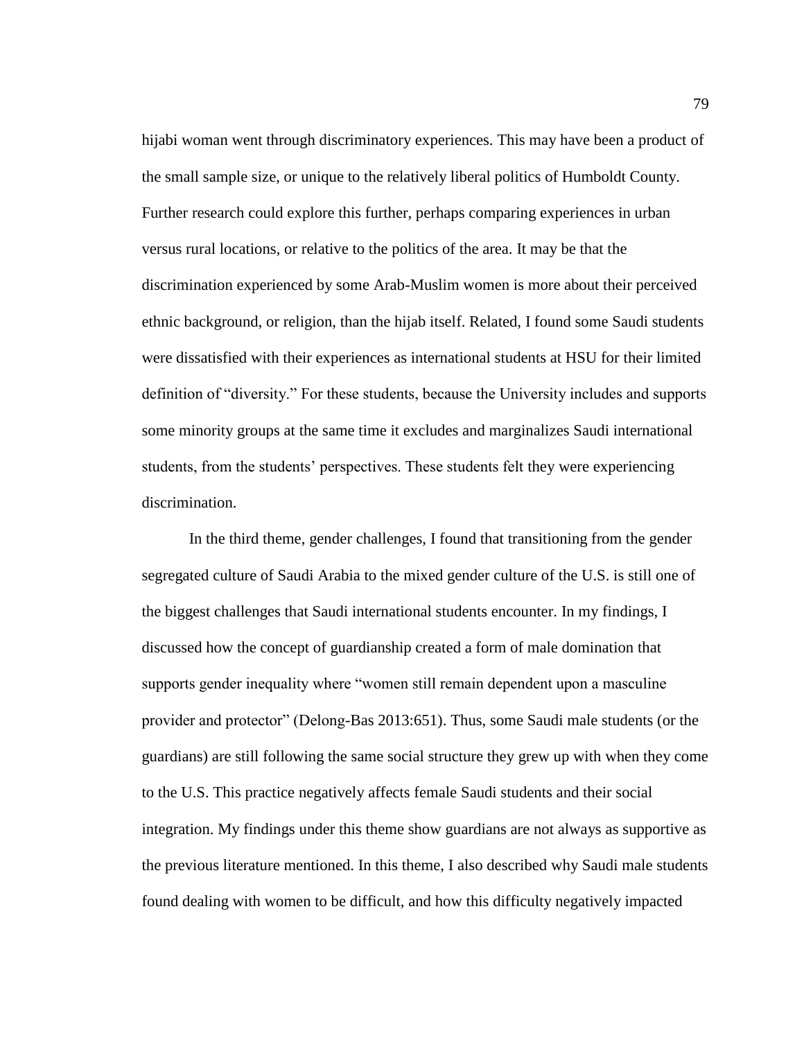hijabi woman went through discriminatory experiences. This may have been a product of the small sample size, or unique to the relatively liberal politics of Humboldt County. Further research could explore this further, perhaps comparing experiences in urban versus rural locations, or relative to the politics of the area. It may be that the discrimination experienced by some Arab-Muslim women is more about their perceived ethnic background, or religion, than the hijab itself. Related, I found some Saudi students were dissatisfied with their experiences as international students at HSU for their limited definition of "diversity." For these students, because the University includes and supports some minority groups at the same time it excludes and marginalizes Saudi international students, from the students' perspectives. These students felt they were experiencing discrimination.

In the third theme, gender challenges, I found that transitioning from the gender segregated culture of Saudi Arabia to the mixed gender culture of the U.S. is still one of the biggest challenges that Saudi international students encounter. In my findings, I discussed how the concept of guardianship created a form of male domination that supports gender inequality where "women still remain dependent upon a masculine provider and protector" (Delong-Bas 2013:651). Thus, some Saudi male students (or the guardians) are still following the same social structure they grew up with when they come to the U.S. This practice negatively affects female Saudi students and their social integration. My findings under this theme show guardians are not always as supportive as the previous literature mentioned. In this theme, I also described why Saudi male students found dealing with women to be difficult, and how this difficulty negatively impacted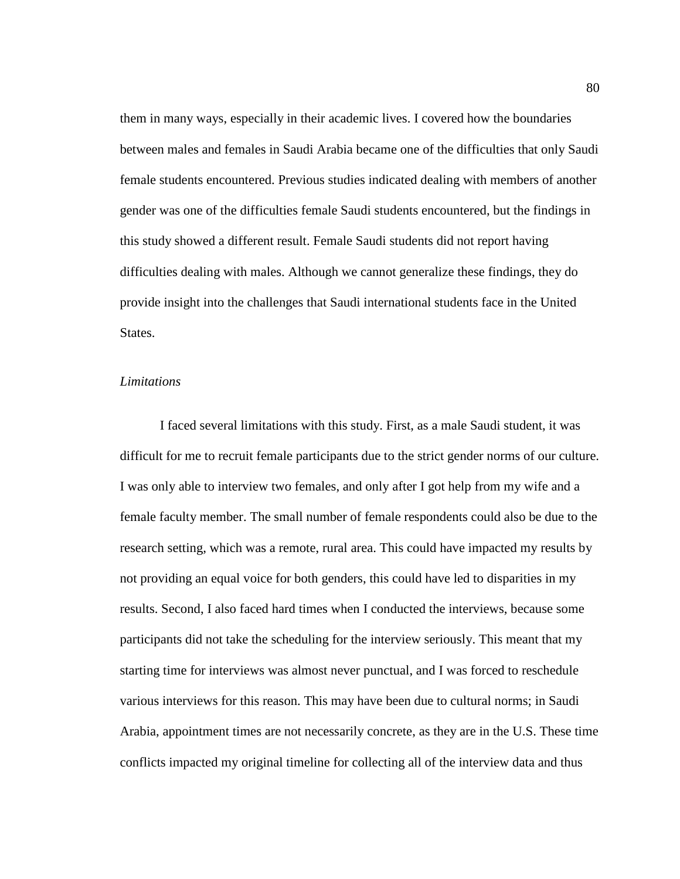them in many ways, especially in their academic lives. I covered how the boundaries between males and females in Saudi Arabia became one of the difficulties that only Saudi female students encountered. Previous studies indicated dealing with members of another gender was one of the difficulties female Saudi students encountered, but the findings in this study showed a different result. Female Saudi students did not report having difficulties dealing with males. Although we cannot generalize these findings, they do provide insight into the challenges that Saudi international students face in the United States.

### *Limitations*

I faced several limitations with this study. First, as a male Saudi student, it was difficult for me to recruit female participants due to the strict gender norms of our culture. I was only able to interview two females, and only after I got help from my wife and a female faculty member. The small number of female respondents could also be due to the research setting, which was a remote, rural area. This could have impacted my results by not providing an equal voice for both genders, this could have led to disparities in my results. Second, I also faced hard times when I conducted the interviews, because some participants did not take the scheduling for the interview seriously. This meant that my starting time for interviews was almost never punctual, and I was forced to reschedule various interviews for this reason. This may have been due to cultural norms; in Saudi Arabia, appointment times are not necessarily concrete, as they are in the U.S. These time conflicts impacted my original timeline for collecting all of the interview data and thus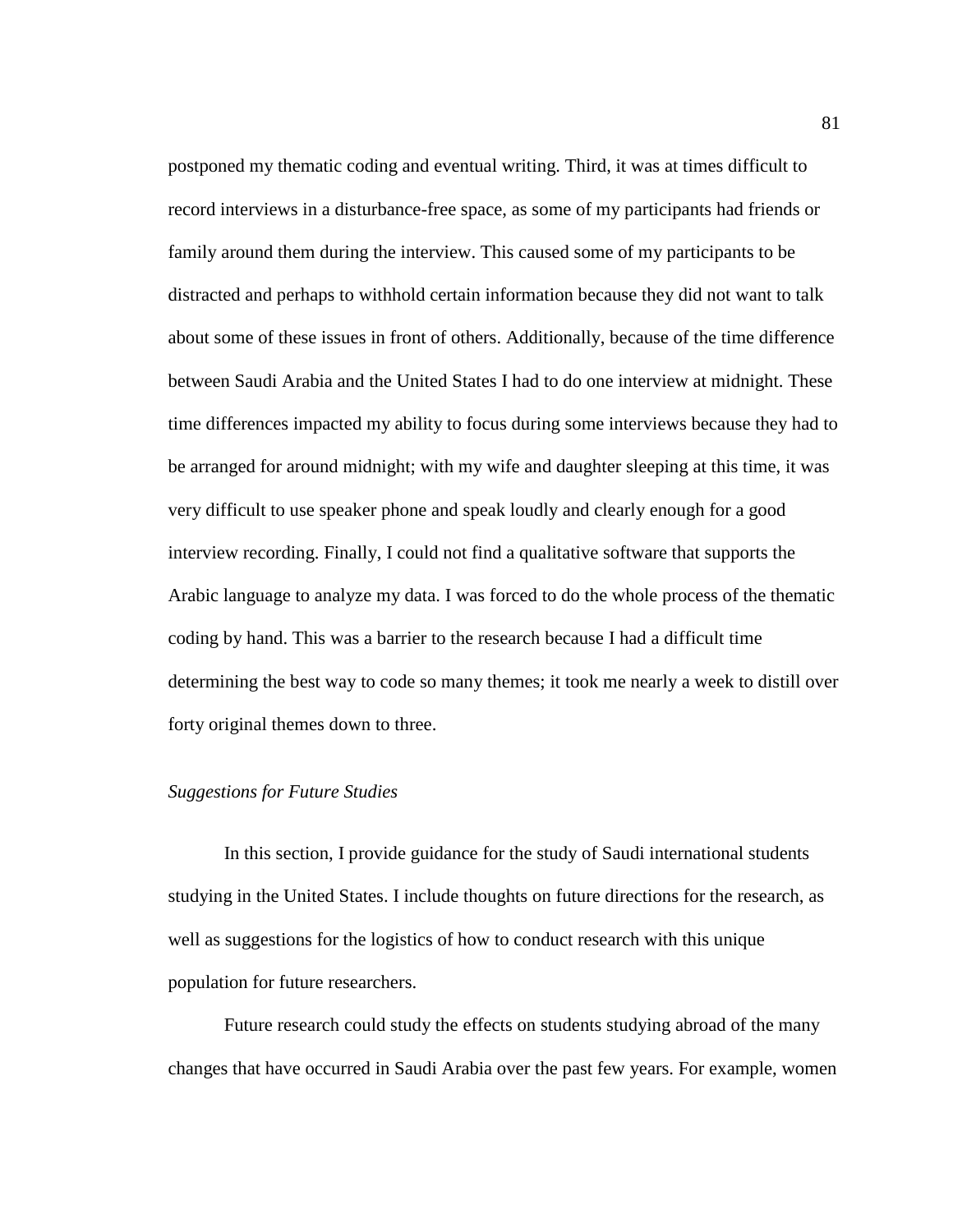postponed my thematic coding and eventual writing. Third, it was at times difficult to record interviews in a disturbance-free space, as some of my participants had friends or family around them during the interview. This caused some of my participants to be distracted and perhaps to withhold certain information because they did not want to talk about some of these issues in front of others. Additionally, because of the time difference between Saudi Arabia and the United States I had to do one interview at midnight. These time differences impacted my ability to focus during some interviews because they had to be arranged for around midnight; with my wife and daughter sleeping at this time, it was very difficult to use speaker phone and speak loudly and clearly enough for a good interview recording. Finally, I could not find a qualitative software that supports the Arabic language to analyze my data. I was forced to do the whole process of the thematic coding by hand. This was a barrier to the research because I had a difficult time determining the best way to code so many themes; it took me nearly a week to distill over forty original themes down to three.

### *Suggestions for Future Studies*

In this section, I provide guidance for the study of Saudi international students studying in the United States. I include thoughts on future directions for the research, as well as suggestions for the logistics of how to conduct research with this unique population for future researchers.

Future research could study the effects on students studying abroad of the many changes that have occurred in Saudi Arabia over the past few years. For example, women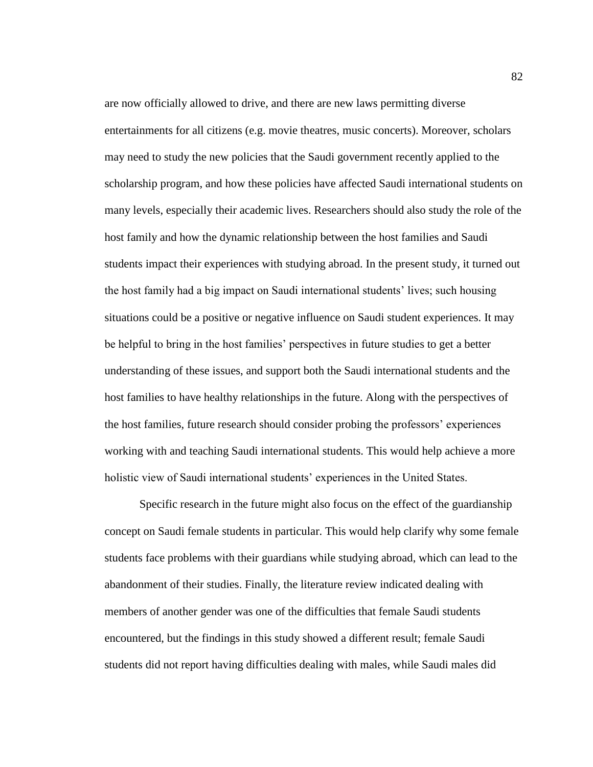are now officially allowed to drive, and there are new laws permitting diverse entertainments for all citizens (e.g. movie theatres, music concerts). Moreover, scholars may need to study the new policies that the Saudi government recently applied to the scholarship program, and how these policies have affected Saudi international students on many levels, especially their academic lives. Researchers should also study the role of the host family and how the dynamic relationship between the host families and Saudi students impact their experiences with studying abroad. In the present study, it turned out the host family had a big impact on Saudi international students' lives; such housing situations could be a positive or negative influence on Saudi student experiences. It may be helpful to bring in the host families' perspectives in future studies to get a better understanding of these issues, and support both the Saudi international students and the host families to have healthy relationships in the future. Along with the perspectives of the host families, future research should consider probing the professors' experiences working with and teaching Saudi international students. This would help achieve a more holistic view of Saudi international students' experiences in the United States.

Specific research in the future might also focus on the effect of the guardianship concept on Saudi female students in particular. This would help clarify why some female students face problems with their guardians while studying abroad, which can lead to the abandonment of their studies. Finally, the literature review indicated dealing with members of another gender was one of the difficulties that female Saudi students encountered, but the findings in this study showed a different result; female Saudi students did not report having difficulties dealing with males, while Saudi males did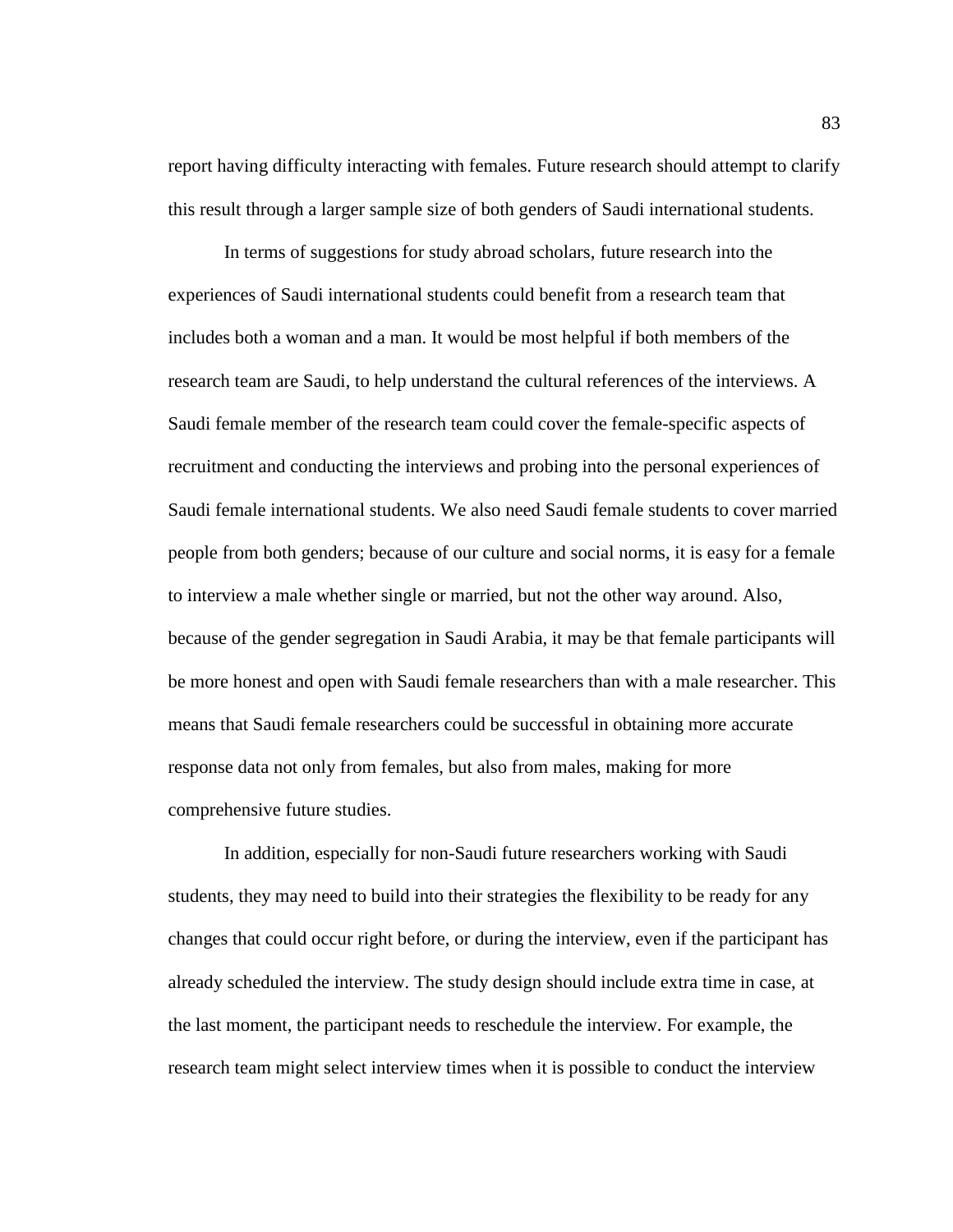report having difficulty interacting with females. Future research should attempt to clarify this result through a larger sample size of both genders of Saudi international students.

In terms of suggestions for study abroad scholars, future research into the experiences of Saudi international students could benefit from a research team that includes both a woman and a man. It would be most helpful if both members of the research team are Saudi, to help understand the cultural references of the interviews. A Saudi female member of the research team could cover the female-specific aspects of recruitment and conducting the interviews and probing into the personal experiences of Saudi female international students. We also need Saudi female students to cover married people from both genders; because of our culture and social norms, it is easy for a female to interview a male whether single or married, but not the other way around. Also, because of the gender segregation in Saudi Arabia, it may be that female participants will be more honest and open with Saudi female researchers than with a male researcher. This means that Saudi female researchers could be successful in obtaining more accurate response data not only from females, but also from males, making for more comprehensive future studies.

In addition, especially for non-Saudi future researchers working with Saudi students, they may need to build into their strategies the flexibility to be ready for any changes that could occur right before, or during the interview, even if the participant has already scheduled the interview. The study design should include extra time in case, at the last moment, the participant needs to reschedule the interview. For example, the research team might select interview times when it is possible to conduct the interview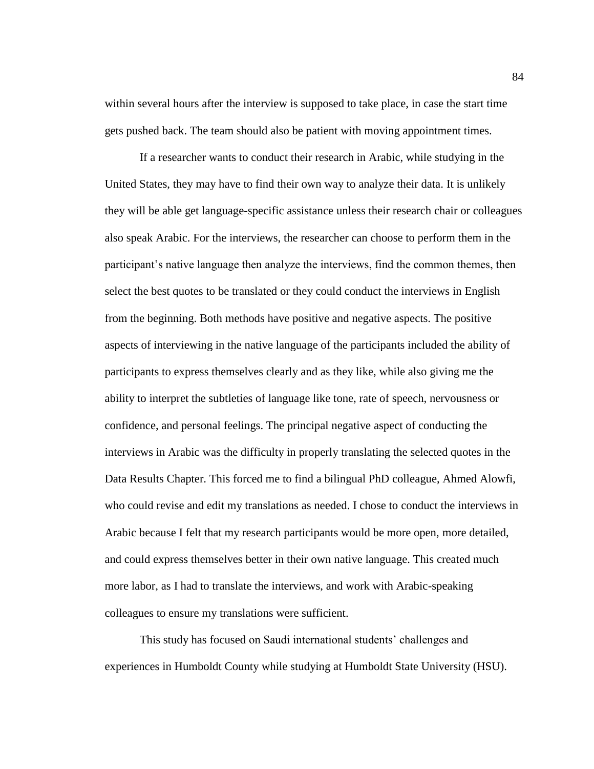within several hours after the interview is supposed to take place, in case the start time gets pushed back. The team should also be patient with moving appointment times.

If a researcher wants to conduct their research in Arabic, while studying in the United States, they may have to find their own way to analyze their data. It is unlikely they will be able get language-specific assistance unless their research chair or colleagues also speak Arabic. For the interviews, the researcher can choose to perform them in the participant's native language then analyze the interviews, find the common themes, then select the best quotes to be translated or they could conduct the interviews in English from the beginning. Both methods have positive and negative aspects. The positive aspects of interviewing in the native language of the participants included the ability of participants to express themselves clearly and as they like, while also giving me the ability to interpret the subtleties of language like tone, rate of speech, nervousness or confidence, and personal feelings. The principal negative aspect of conducting the interviews in Arabic was the difficulty in properly translating the selected quotes in the Data Results Chapter. This forced me to find a bilingual PhD colleague, Ahmed Alowfi, who could revise and edit my translations as needed. I chose to conduct the interviews in Arabic because I felt that my research participants would be more open, more detailed, and could express themselves better in their own native language. This created much more labor, as I had to translate the interviews, and work with Arabic-speaking colleagues to ensure my translations were sufficient.

This study has focused on Saudi international students' challenges and experiences in Humboldt County while studying at Humboldt State University (HSU).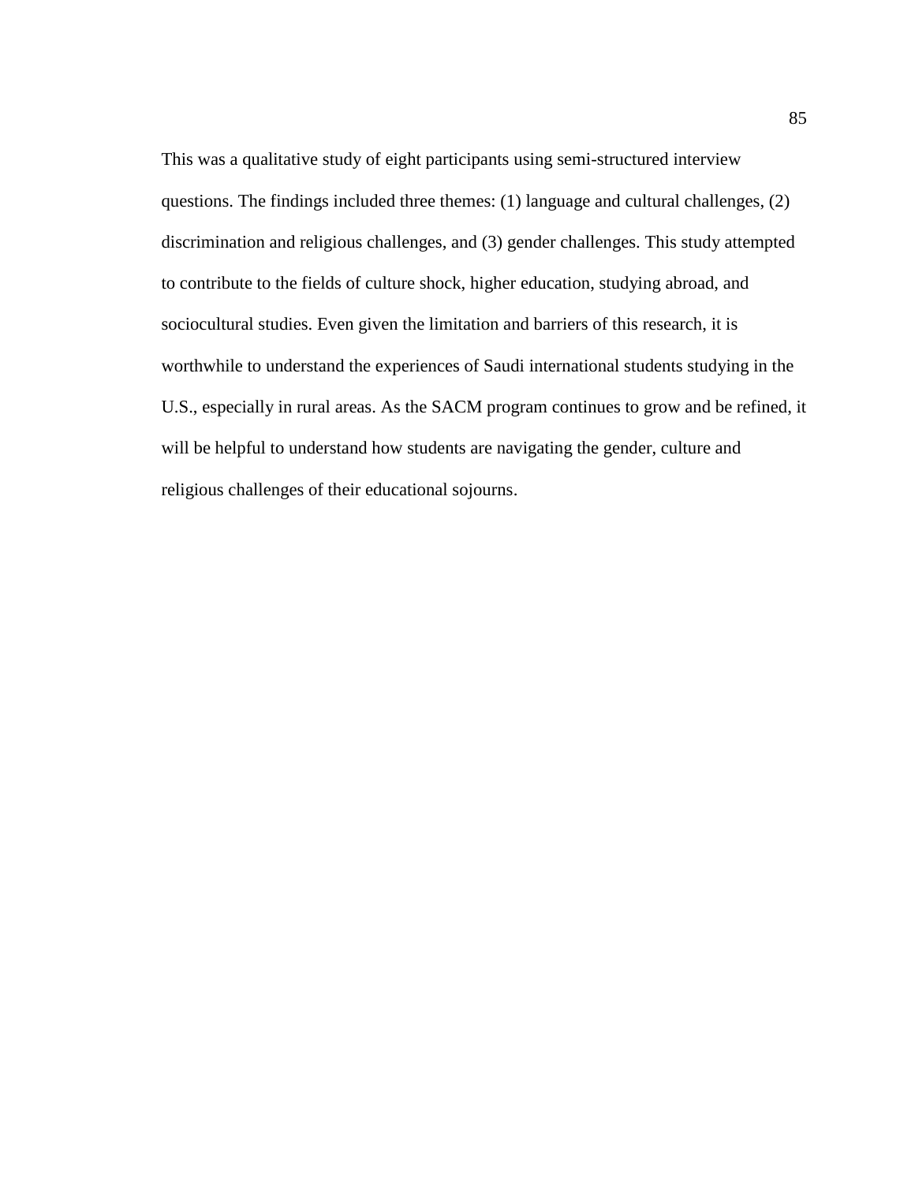This was a qualitative study of eight participants using semi-structured interview questions. The findings included three themes: (1) language and cultural challenges, (2) discrimination and religious challenges, and (3) gender challenges. This study attempted to contribute to the fields of culture shock, higher education, studying abroad, and sociocultural studies. Even given the limitation and barriers of this research, it is worthwhile to understand the experiences of Saudi international students studying in the U.S., especially in rural areas. As the SACM program continues to grow and be refined, it will be helpful to understand how students are navigating the gender, culture and religious challenges of their educational sojourns.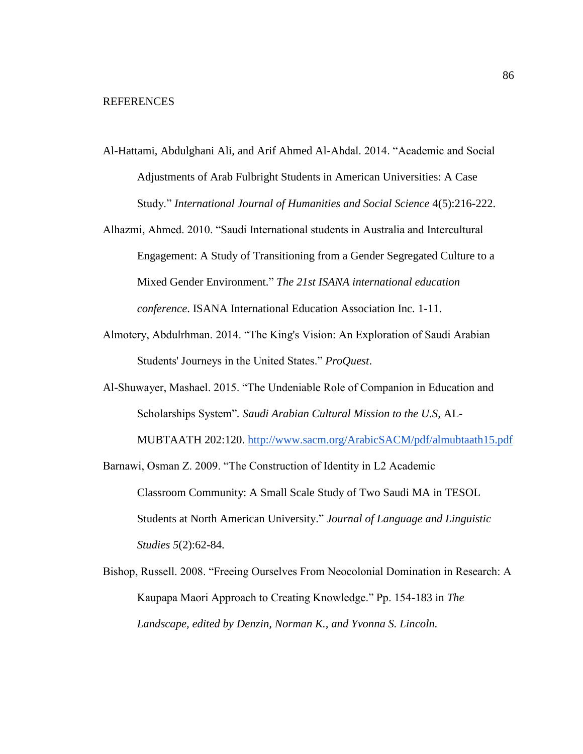## REFERENCES

Al-Hattami, Abdulghani Ali, and Arif Ahmed Al-Ahdal. 2014. "Academic and Social Adjustments of Arab Fulbright Students in American Universities: A Case Study." *International Journal of Humanities and Social Science* 4(5):216-222.

Alhazmi, Ahmed. 2010. "Saudi International students in Australia and Intercultural Engagement: A Study of Transitioning from a Gender Segregated Culture to a Mixed Gender Environment." *The 21st ISANA international education conference*. ISANA International Education Association Inc. 1-11.

Almotery, Abdulrhman. 2014. "The King's Vision: An Exploration of Saudi Arabian Students' Journeys in the United States." *ProQuest*.

Al-Shuwayer, Mashael. 2015. "The Undeniable Role of Companion in Education and Scholarships System". *Saudi Arabian Cultural Mission to the U.S*, AL-MUBTAATH 202:120. http://www.sacm.org/ArabicSACM/pdf/almubtaath15.pdf

Barnawi, Osman Z. 2009. "The Construction of Identity in L2 Academic Classroom Community: A Small Scale Study of Two Saudi MA in TESOL Students at North American University." *Journal of Language and Linguistic Studies 5*(2):62-84.

Bishop, Russell. 2008. "Freeing Ourselves From Neocolonial Domination in Research: A Kaupapa Maori Approach to Creating Knowledge." Pp. 154-183 in *The Landscape, edited by Denzin, Norman K., and Yvonna S. Lincoln.*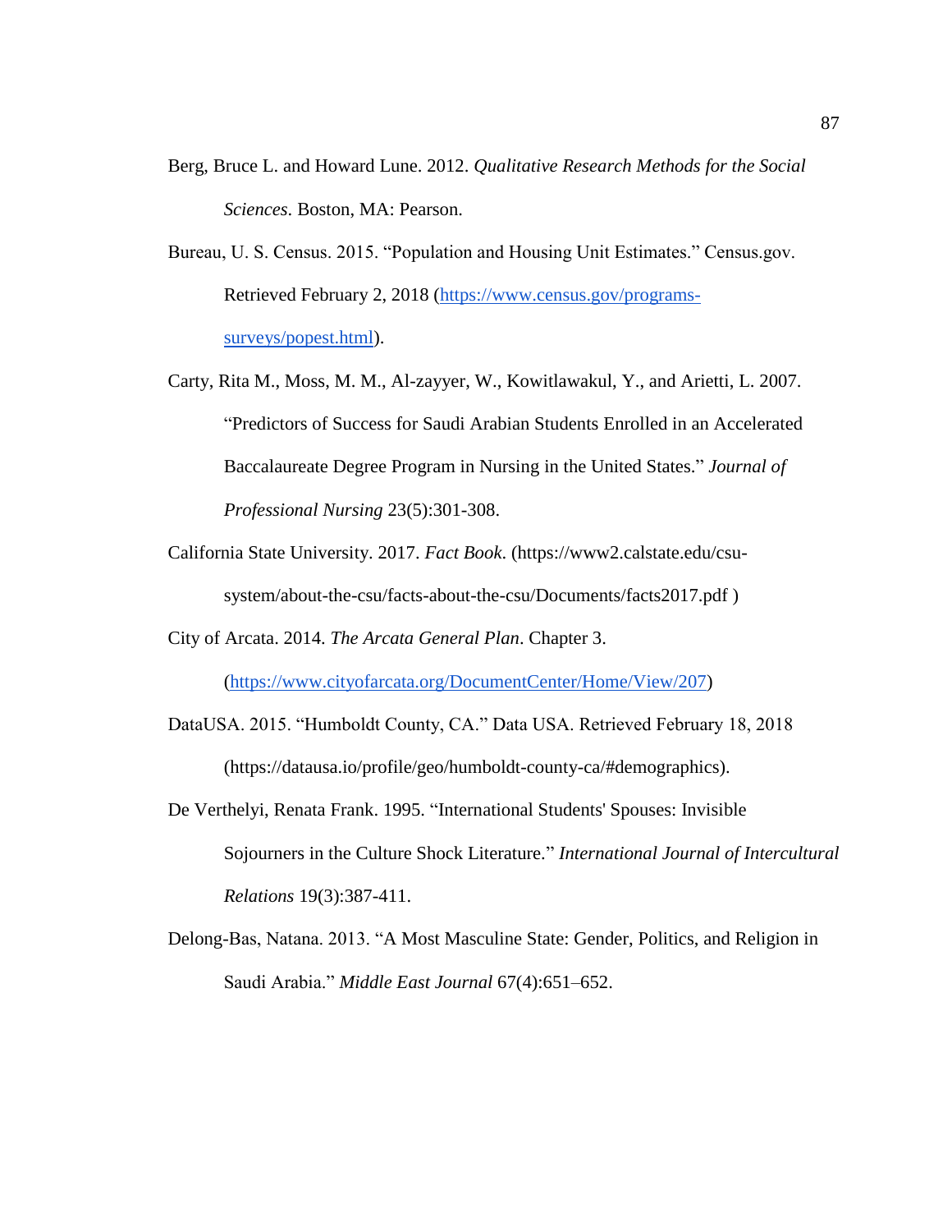Berg, Bruce L. and Howard Lune. 2012. *Qualitative Research Methods for the Social Sciences*. Boston, MA: Pearson.

Bureau, U. S. Census. 2015. "Population and Housing Unit Estimates." Census.gov. Retrieved February 2, 2018 (https://www.census.gov/programs-surveys/popest.html).

Carty, Rita M., Moss, M. M., Al-zayyer, W., Kowitlawakul, Y., and Arietti, L. 2007. "Predictors of Success for Saudi Arabian Students Enrolled in an Accelerated Baccalaureate Degree Program in Nursing in the United States." *Journal of Professional Nursing* 23(5):301-308.

California State University. 2017. *Fact Book*. (https://www2.calstate.edu/csu-system/about-the-csu/facts-about-the-csu/Documents/facts2017.pdf )

City of Arcata. 2014. *The Arcata General Plan*. Chapter 3. (https://www.cityofarcata.org/DocumentCenter/Home/View/207)

DataUSA. 2015. "Humboldt County, CA." Data USA. Retrieved February 18, 2018 (https://datausa.io/profile/geo/humboldt-county-ca/#demographics).

De Verthelyi, Renata Frank. 1995. "International Students' Spouses: Invisible Sojourners in the Culture Shock Literature." *International Journal of Intercultural Relations* 19(3):387-411.

Delong-Bas, Natana. 2013. "A Most Masculine State: Gender, Politics, and Religion in Saudi Arabia." *Middle East Journal* 67(4):651–652.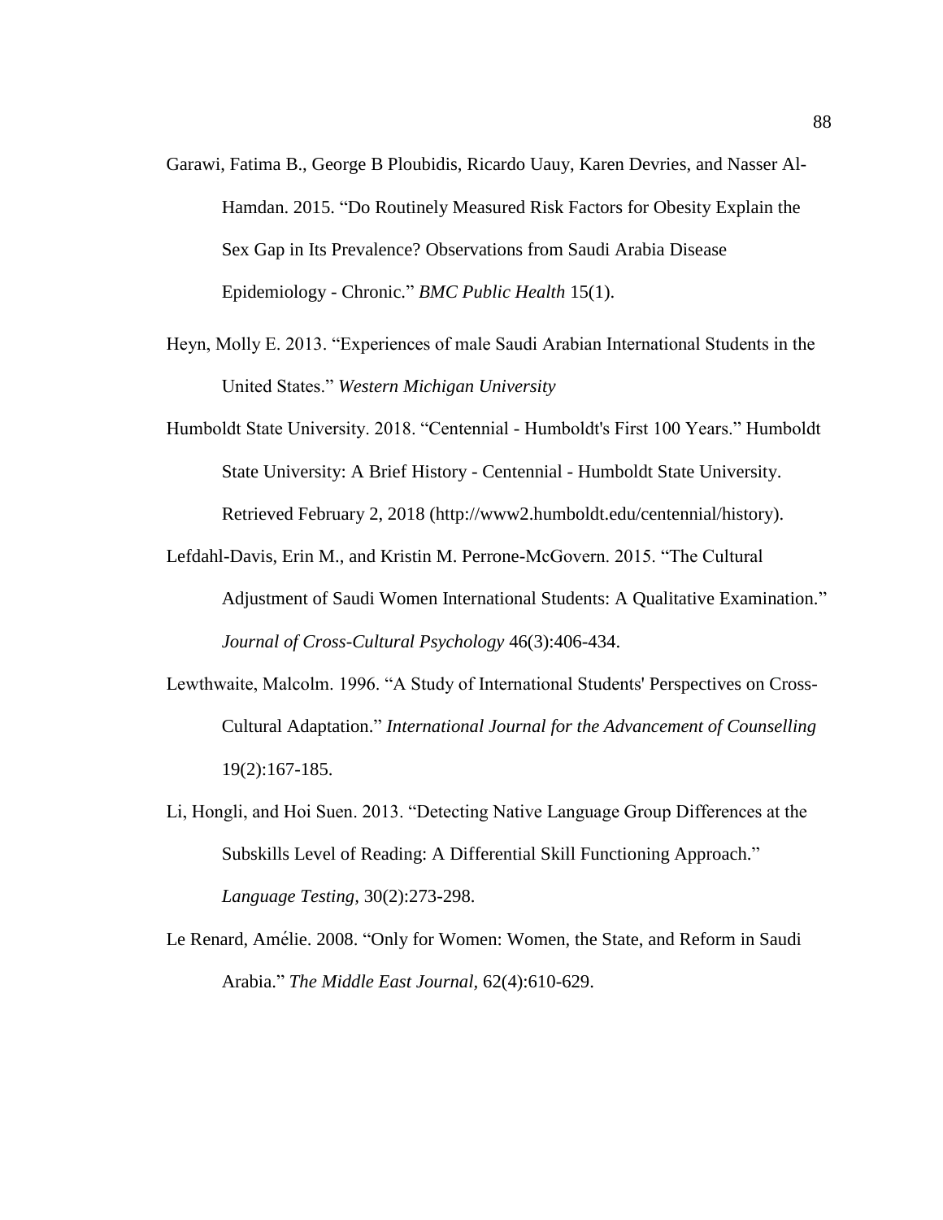Garawi, Fatima B., George B Ploubidis, Ricardo Uauy, Karen Devries, and Nasser Al-Hamdan. 2015. “Do Routinely Measured Risk Factors for Obesity Explain the Sex Gap in Its Prevalence? Observations from Saudi Arabia Disease Epidemiology - Chronic.” *BMC Public Health* 15(1).

Heyn, Molly E. 2013. “Experiences of male Saudi Arabian International Students in the United States.” *Western Michigan University*

Humboldt State University. 2018. “Centennial - Humboldt's First 100 Years.” Humboldt State University: A Brief History - Centennial - Humboldt State University. Retrieved February 2, 2018 (http://www2.humboldt.edu/centennial/history).

Lefdahl-Davis, Erin M., and Kristin M. Perrone-McGovern. 2015. “The Cultural Adjustment of Saudi Women International Students: A Qualitative Examination.” *Journal of Cross-Cultural Psychology* 46(3):406-434.

Lewthwaite, Malcolm. 1996. “A Study of International Students' Perspectives on Cross-Cultural Adaptation.” *International Journal for the Advancement of Counselling* 19(2):167-185.

Li, Hongli, and Hoi Suen. 2013. “Detecting Native Language Group Differences at the Subskills Level of Reading: A Differential Skill Functioning Approach.” *Language Testing,* 30(2):273-298.

Le Renard, Amélie. 2008. “Only for Women: Women, the State, and Reform in Saudi Arabia.” *The Middle East Journal,* 62(4):610-629.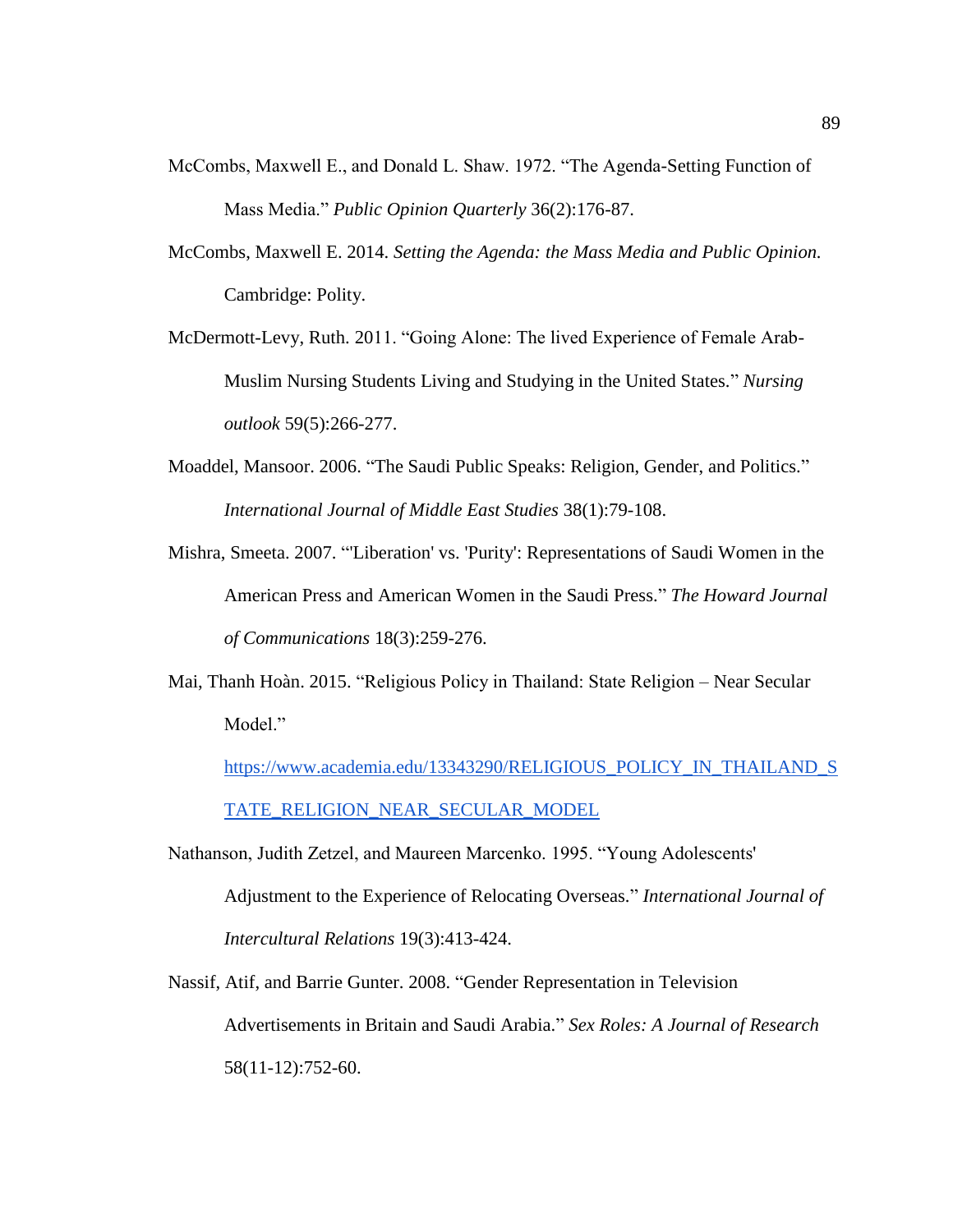McCombs, Maxwell E., and Donald L. Shaw. 1972. "The Agenda-Setting Function of Mass Media." *Public Opinion Quarterly* 36(2):176-87.

McCombs, Maxwell E. 2014. *Setting the Agenda: the Mass Media and Public Opinion.* Cambridge: Polity.

McDermott-Levy, Ruth. 2011. "Going Alone: The lived Experience of Female Arab-Muslim Nursing Students Living and Studying in the United States." *Nursing outlook* 59(5):266-277.

Moaddel, Mansoor. 2006. "The Saudi Public Speaks: Religion, Gender, and Politics." *International Journal of Middle East Studies* 38(1):79-108.

Mishra, Smeeta. 2007. "'Liberation' vs. 'Purity': Representations of Saudi Women in the American Press and American Women in the Saudi Press." *The Howard Journal of Communications* 18(3):259-276.

Mai, Thanh Hoàn. 2015. "Religious Policy in Thailand: State Religion – Near Secular Model." https://www.academia.edu/13343290/RELIGIOUS_POLICY_IN_THAILAND_STATE_RELIGION_NEAR_SECULAR_MODEL

Nathanson, Judith Zetzel, and Maureen Marcenko. 1995. "Young Adolescents' Adjustment to the Experience of Relocating Overseas." *International Journal of Intercultural Relations* 19(3):413-424.

Nassif, Atif, and Barrie Gunter. 2008. "Gender Representation in Television Advertisements in Britain and Saudi Arabia." *Sex Roles: A Journal of Research* 58(11-12):752-60.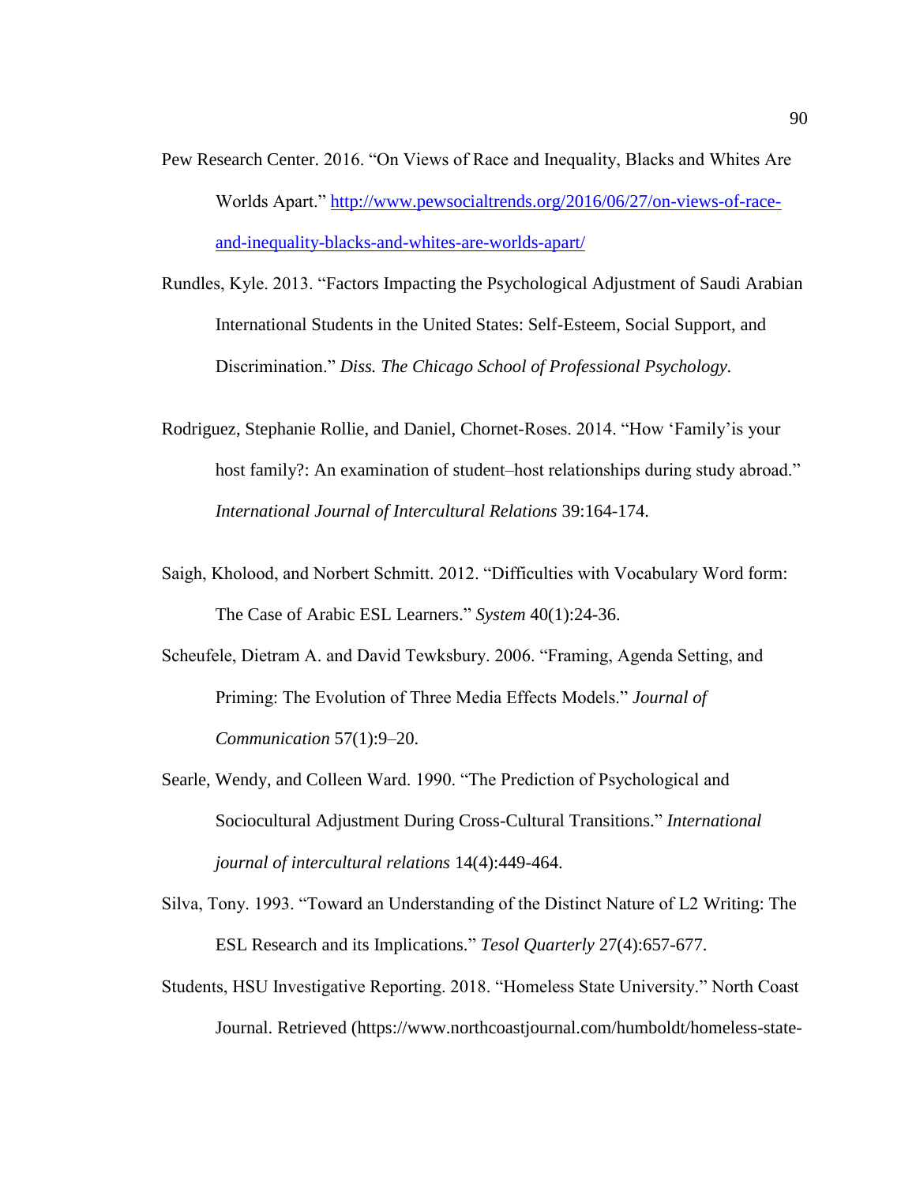Pew Research Center. 2016. "On Views of Race and Inequality, Blacks and Whites Are Worlds Apart." http://www.pewsocialtrends.org/2016/06/27/on-views-of-race-and-inequality-blacks-and-whites-are-worlds-apart/

Rundles, Kyle. 2013. "Factors Impacting the Psychological Adjustment of Saudi Arabian International Students in the United States: Self-Esteem, Social Support, and Discrimination." *Diss. The Chicago School of Professional Psychology*.

Rodriguez, Stephanie Rollie, and Daniel, Chornet-Roses. 2014. "How 'Family'is your host family?: An examination of student–host relationships during study abroad." *International Journal of Intercultural Relations* 39:164-174.

Saigh, Kholood, and Norbert Schmitt. 2012. "Difficulties with Vocabulary Word form: The Case of Arabic ESL Learners." *System* 40(1):24-36.

Scheufele, Dietram A. and David Tewksbury. 2006. "Framing, Agenda Setting, and Priming: The Evolution of Three Media Effects Models." *Journal of Communication* 57(1):9–20.

Searle, Wendy, and Colleen Ward. 1990. "The Prediction of Psychological and Sociocultural Adjustment During Cross-Cultural Transitions." *International journal of intercultural relations* 14(4):449-464.

Silva, Tony. 1993. "Toward an Understanding of the Distinct Nature of L2 Writing: The ESL Research and its Implications." *Tesol Quarterly* 27(4):657-677.

Students, HSU Investigative Reporting. 2018. "Homeless State University." North Coast Journal. Retrieved (https://www.northcoastjournal.com/humboldt/homeless-state-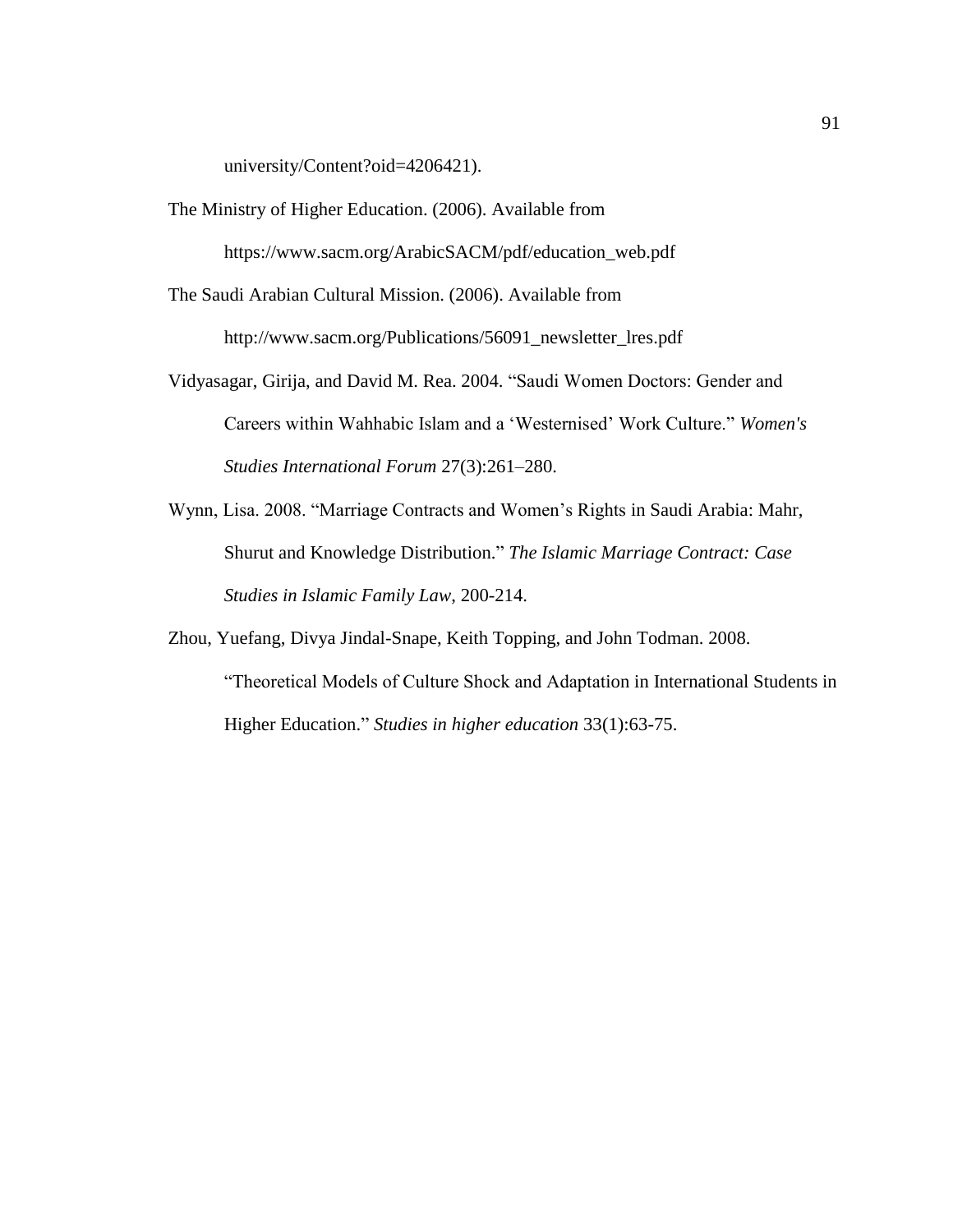university/Content?oid=4206421).

The Ministry of Higher Education. (2006). Available from https://www.sacm.org/ArabicSACM/pdf/education_web.pdf

The Saudi Arabian Cultural Mission. (2006). Available from http://www.sacm.org/Publications/56091_newsletter_lres.pdf

Vidyasagar, Girija, and David M. Rea. 2004. "Saudi Women Doctors: Gender and Careers within Wahhabic Islam and a 'Westernised' Work Culture." *Women's Studies International Forum* 27(3):261–280.

Wynn, Lisa. 2008. "Marriage Contracts and Women's Rights in Saudi Arabia: Mahr, Shurut and Knowledge Distribution." *The Islamic Marriage Contract: Case Studies in Islamic Family Law*, 200-214.

Zhou, Yuefang, Divya Jindal-Snape, Keith Topping, and John Todman. 2008. "Theoretical Models of Culture Shock and Adaptation in International Students in Higher Education." *Studies in higher education* 33(1):63-75.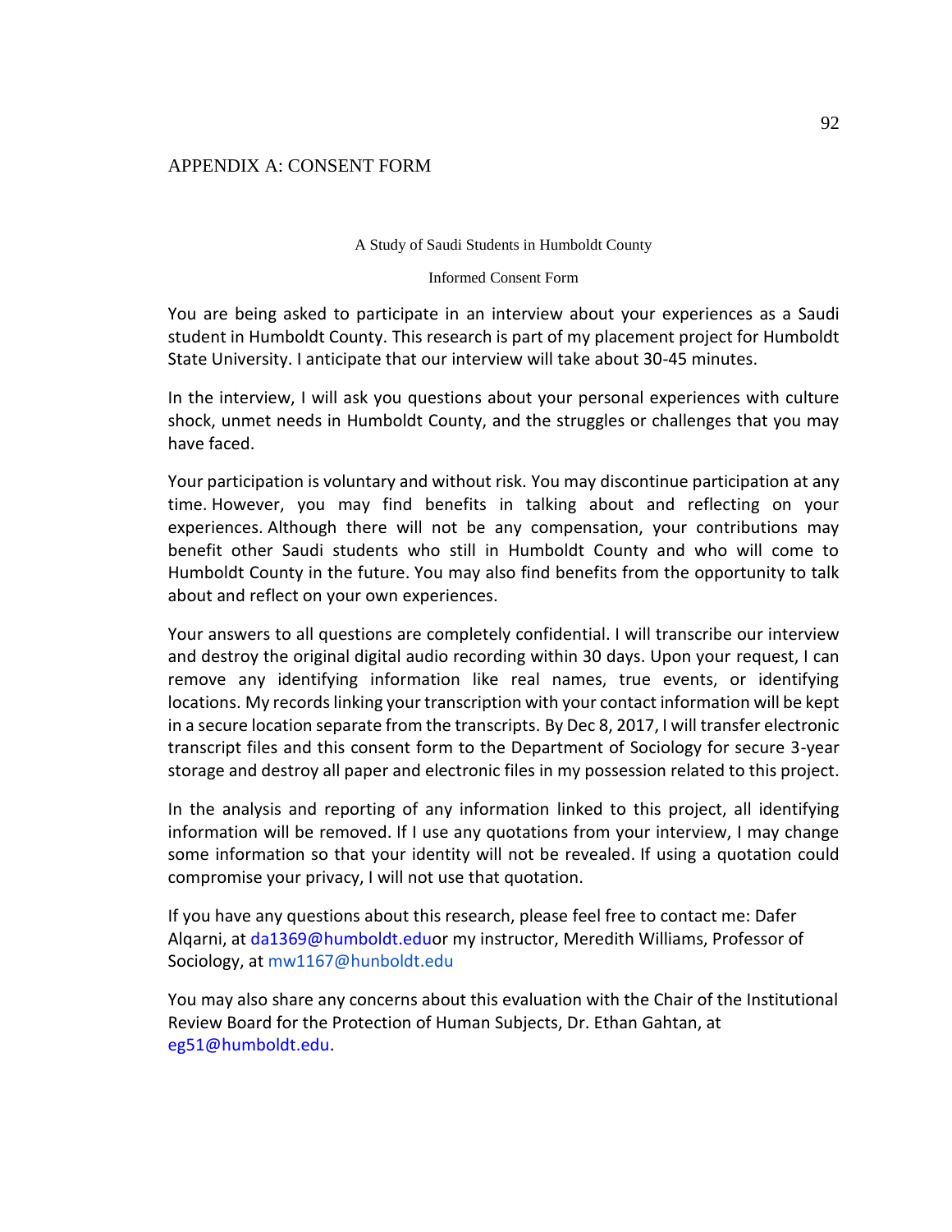## APPENDIX A: CONSENT FORM

A Study of Saudi Students in Humboldt County

Informed Consent Form

You are being asked to participate in an interview about your experiences as a Saudi student in Humboldt County. This research is part of my placement project for Humboldt State University. I anticipate that our interview will take about 30-45 minutes.

In the interview, I will ask you questions about your personal experiences with culture shock, unmet needs in Humboldt County, and the struggles or challenges that you may have faced.

Your participation is voluntary and without risk. You may discontinue participation at any time. However, you may find benefits in talking about and reflecting on your experiences. Although there will not be any compensation, your contributions may benefit other Saudi students who still in Humboldt County and who will come to Humboldt County in the future. You may also find benefits from the opportunity to talk about and reflect on your own experiences.

Your answers to all questions are completely confidential. I will transcribe our interview and destroy the original digital audio recording within 30 days. Upon your request, I can remove any identifying information like real names, true events, or identifying locations. My records linking your transcription with your contact information will be kept in a secure location separate from the transcripts. By Dec 8, 2017, I will transfer electronic transcript files and this consent form to the Department of Sociology for secure 3-year storage and destroy all paper and electronic files in my possession related to this project.

In the analysis and reporting of any information linked to this project, all identifying information will be removed. If I use any quotations from your interview, I may change some information so that your identity will not be revealed. If using a quotation could compromise your privacy, I will not use that quotation.

If you have any questions about this research, please feel free to contact me: Dafer Alqarni, at da1369@humboldt.eduor my instructor, Meredith Williams, Professor of Sociology, at mw1167@hunboldt.edu

You may also share any concerns about this evaluation with the Chair of the Institutional Review Board for the Protection of Human Subjects, Dr. Ethan Gahtan, at eg51@humboldt.edu.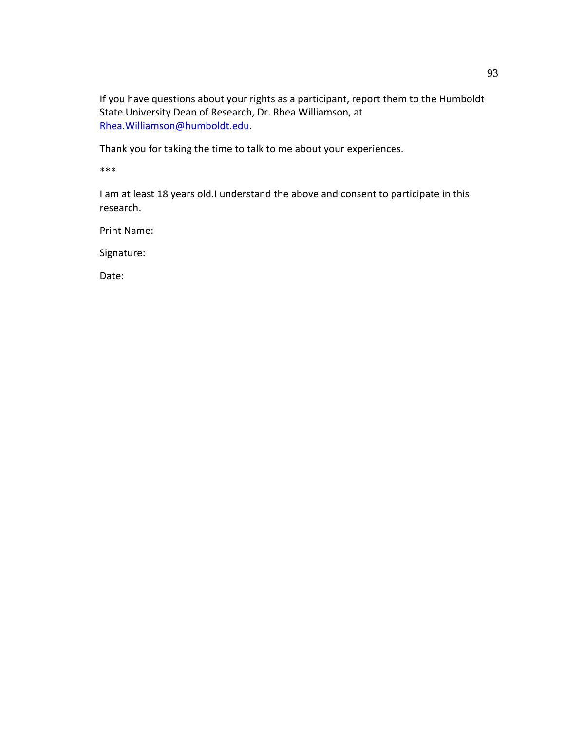If you have questions about your rights as a participant, report them to the Humboldt State University Dean of Research, Dr. Rhea Williamson, at Rhea.Williamson@humboldt.edu.

Thank you for taking the time to talk to me about your experiences.

***

I am at least 18 years old.I understand the above and consent to participate in this research.

Print Name:

Signature:

Date: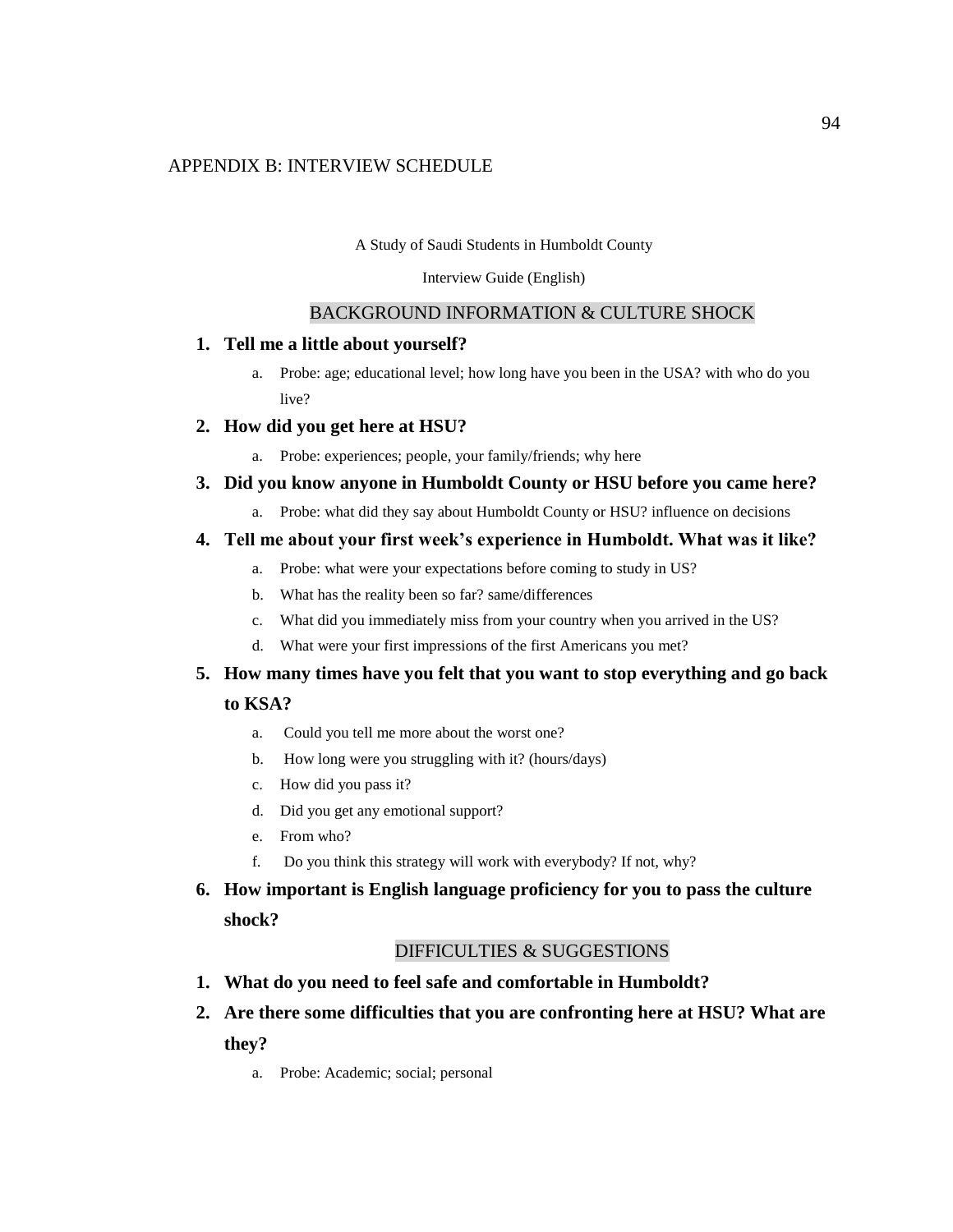# APPENDIX B: INTERVIEW SCHEDULE

A Study of Saudi Students in Humboldt County

Interview Guide (English)

## BACKGROUND INFORMATION & CULTURE SHOCK

1. **Tell me a little about yourself?**
    a. Probe: age; educational level; how long have you been in the USA? with who do you live?
2. **How did you get here at HSU?**
    a. Probe: experiences; people, your family/friends; why here
3. **Did you know anyone in Humboldt County or HSU before you came here?**
    a. Probe: what did they say about Humboldt County or HSU? influence on decisions
4. **Tell me about your first week's experience in Humboldt. What was it like?**
    a. Probe: what were your expectations before coming to study in US?
    b. What has the reality been so far? same/differences
    c. What did you immediately miss from your country when you arrived in the US?
    d. What were your first impressions of the first Americans you met?
5. **How many times have you felt that you want to stop everything and go back to KSA?**
    a. Could you tell me more about the worst one?
    b. How long were you struggling with it? (hours/days)
    c. How did you pass it?
    d. Did you get any emotional support?
    e. From who?
    f. Do you think this strategy will work with everybody? If not, why?
6. **How important is English language proficiency for you to pass the culture shock?**

## DIFFICULTIES & SUGGESTIONS

1. **What do you need to feel safe and comfortable in Humboldt?**
2. **Are there some difficulties that you are confronting here at HSU? What are they?**
    a. Probe: Academic; social; personal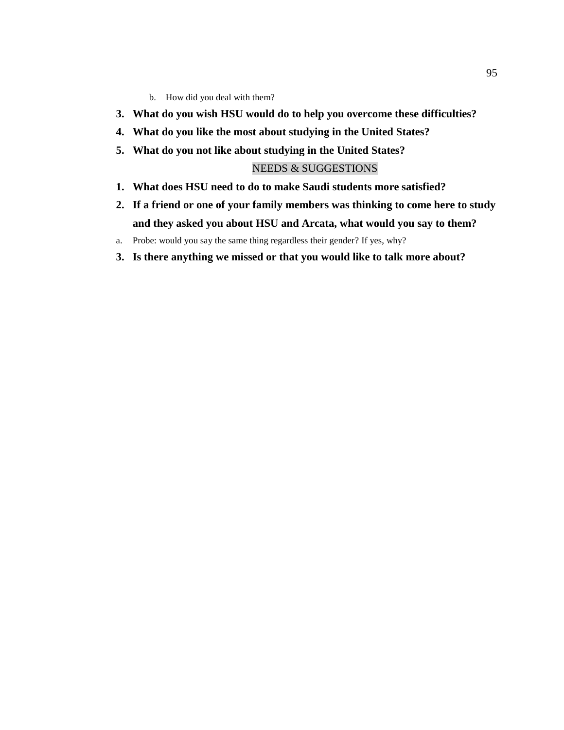b. How did you deal with them?

3. **What do you wish HSU would do to help you overcome these difficulties?**
4. **What do you like the most about studying in the United States?**
5. **What do you not like about studying in the United States?**

NEEDS & SUGGESTIONS

1. **What does HSU need to do to make Saudi students more satisfied?**
2. **If a friend or one of your family members was thinking to come here to study and they asked you about HSU and Arcata, what would you say to them?**

a. Probe: would you say the same thing regardless their gender? If yes, why?

3. **Is there anything we missed or that you would like to talk more about?**